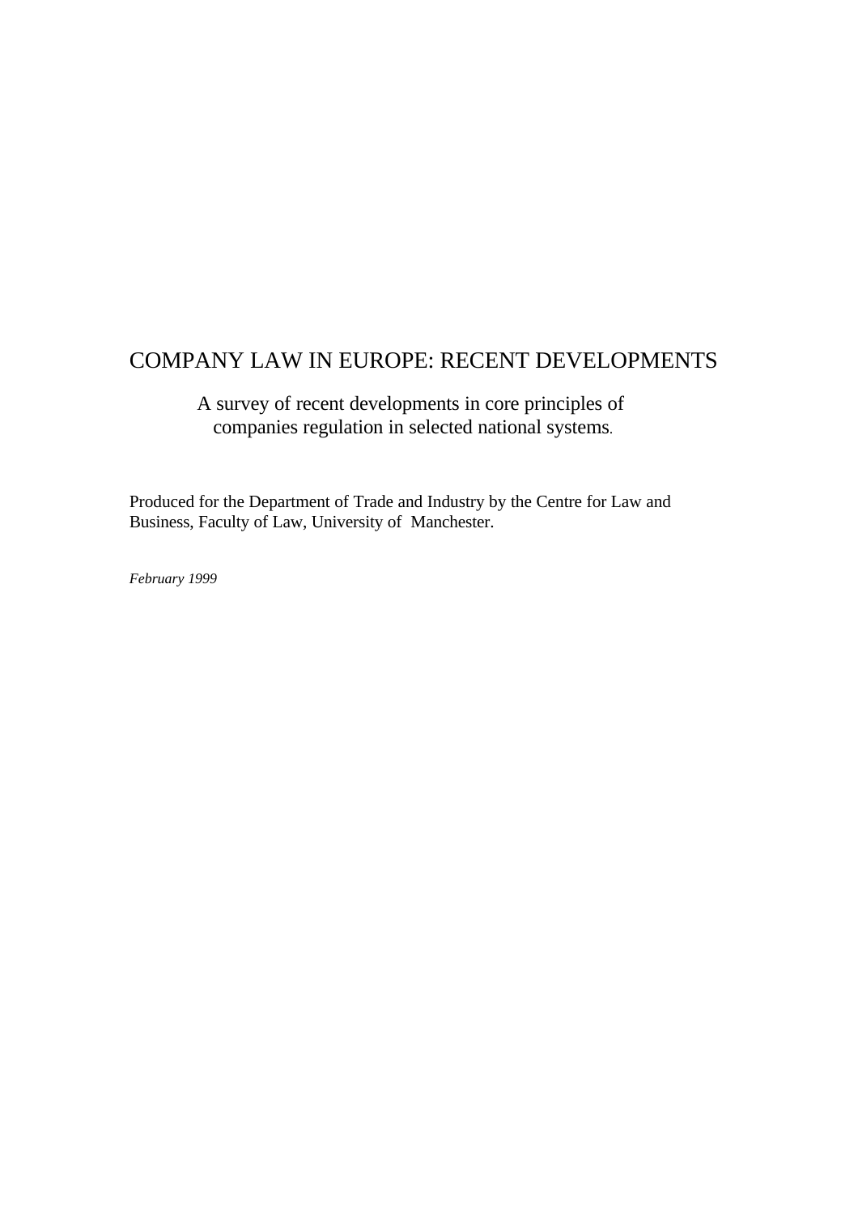# COMPANY LAW IN EUROPE: RECENT DEVELOPMENTS

A survey of recent developments in core principles of companies regulation in selected national systems.

Produced for the Department of Trade and Industry by the Centre for Law and Business, Faculty of Law, University of Manchester.

*February 1999*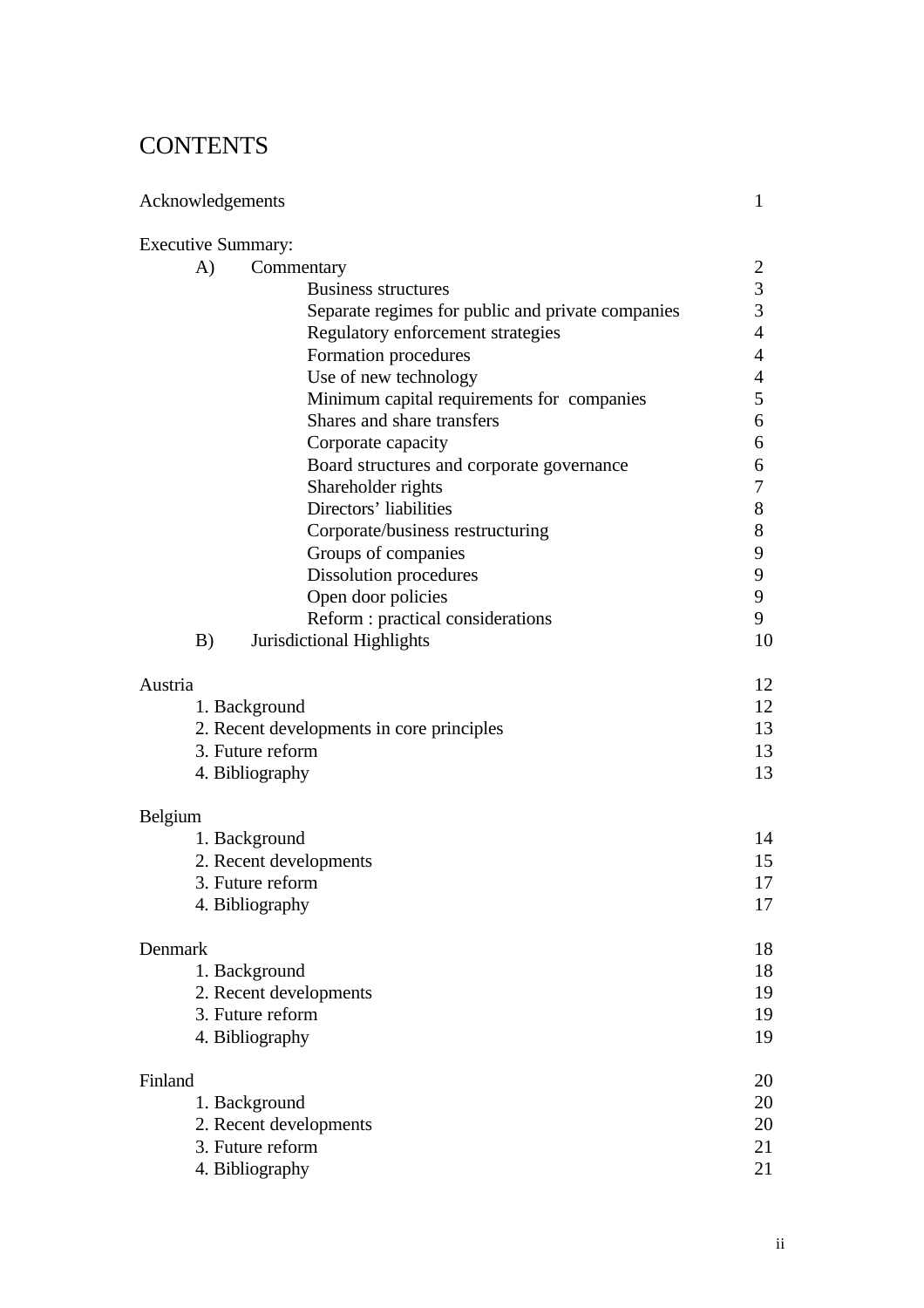# CONTENTS

| | |
|---|---|
| Acknowledgements | 1 |
| | |
| Executive Summary: | |
| A) Commentary | 2 |
| Business structures | 3 |
| Separate regimes for public and private companies | 3 |
| Regulatory enforcement strategies | 4 |
| Formation procedures | 4 |
| Use of new technology | 4 |
| Minimum capital requirements for companies | 5 |
| Shares and share transfers | 6 |
| Corporate capacity | 6 |
| Board structures and corporate governance | 6 |
| Shareholder rights | 7 |
| Directors' liabilities | 8 |
| Corporate/business restructuring | 8 |
| Groups of companies | 9 |
| Dissolution procedures | 9 |
| Open door policies | 9 |
| Reform : practical considerations | 9 |
| B) Jurisdictional Highlights | 10 |
| | |
| Austria | 12 |
| 1. Background | 12 |
| 2. Recent developments in core principles | 13 |
| 3. Future reform | 13 |
| 4. Bibliography | 13 |
| | |
| Belgium | |
| 1. Background | 14 |
| 2. Recent developments | 15 |
| 3. Future reform | 17 |
| 4. Bibliography | 17 |
| | |
| Denmark | 18 |
| 1. Background | 18 |
| 2. Recent developments | 19 |
| 3. Future reform | 19 |
| 4. Bibliography | 19 |
| | |
| Finland | 20 |
| 1. Background | 20 |
| 2. Recent developments | 20 |
| 3. Future reform | 21 |
| 4. Bibliography | 21 |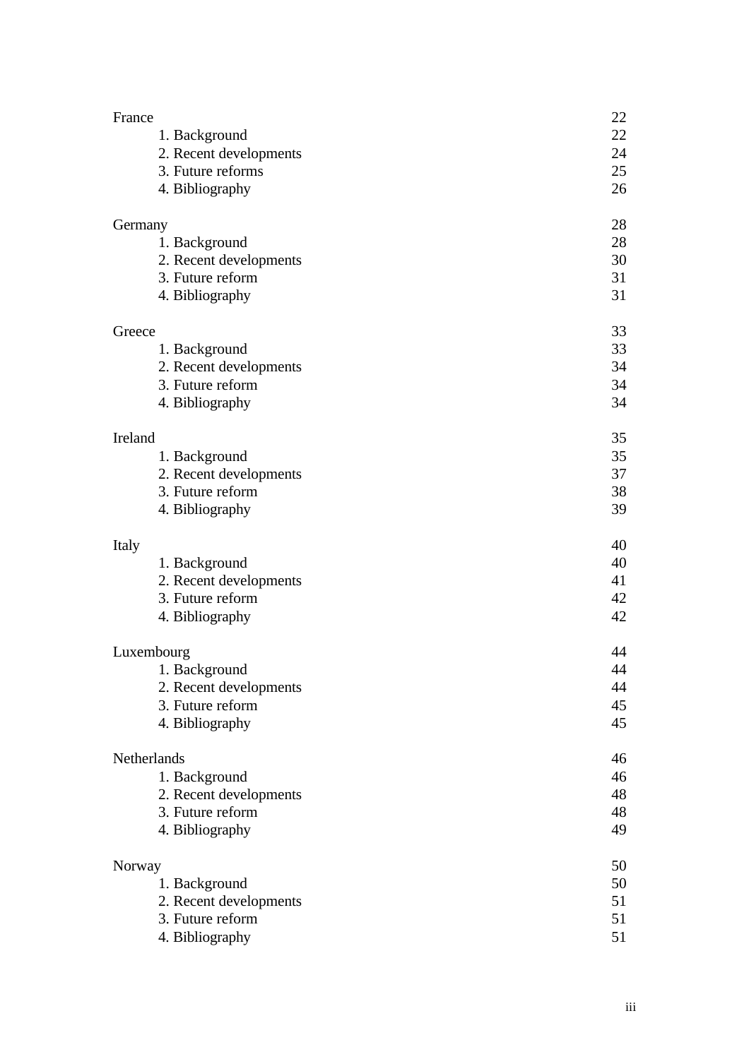| | |
|---|---|
| France | 22 |
| 1. Background | 22 |
| 2. Recent developments | 24 |
| 3. Future reforms | 25 |
| 4. Bibliography | 26 |
| | |
| Germany | 28 |
| 1. Background | 28 |
| 2. Recent developments | 30 |
| 3. Future reform | 31 |
| 4. Bibliography | 31 |
| | |
| Greece | 33 |
| 1. Background | 33 |
| 2. Recent developments | 34 |
| 3. Future reform | 34 |
| 4. Bibliography | 34 |
| | |
| Ireland | 35 |
| 1. Background | 35 |
| 2. Recent developments | 37 |
| 3. Future reform | 38 |
| 4. Bibliography | 39 |
| | |
| Italy | 40 |
| 1. Background | 40 |
| 2. Recent developments | 41 |
| 3. Future reform | 42 |
| 4. Bibliography | 42 |
| | |
| Luxembourg | 44 |
| 1. Background | 44 |
| 2. Recent developments | 44 |
| 3. Future reform | 45 |
| 4. Bibliography | 45 |
| | |
| Netherlands | 46 |
| 1. Background | 46 |
| 2. Recent developments | 48 |
| 3. Future reform | 48 |
| 4. Bibliography | 49 |
| | |
| Norway | 50 |
| 1. Background | 50 |
| 2. Recent developments | 51 |
| 3. Future reform | 51 |
| 4. Bibliography | 51 |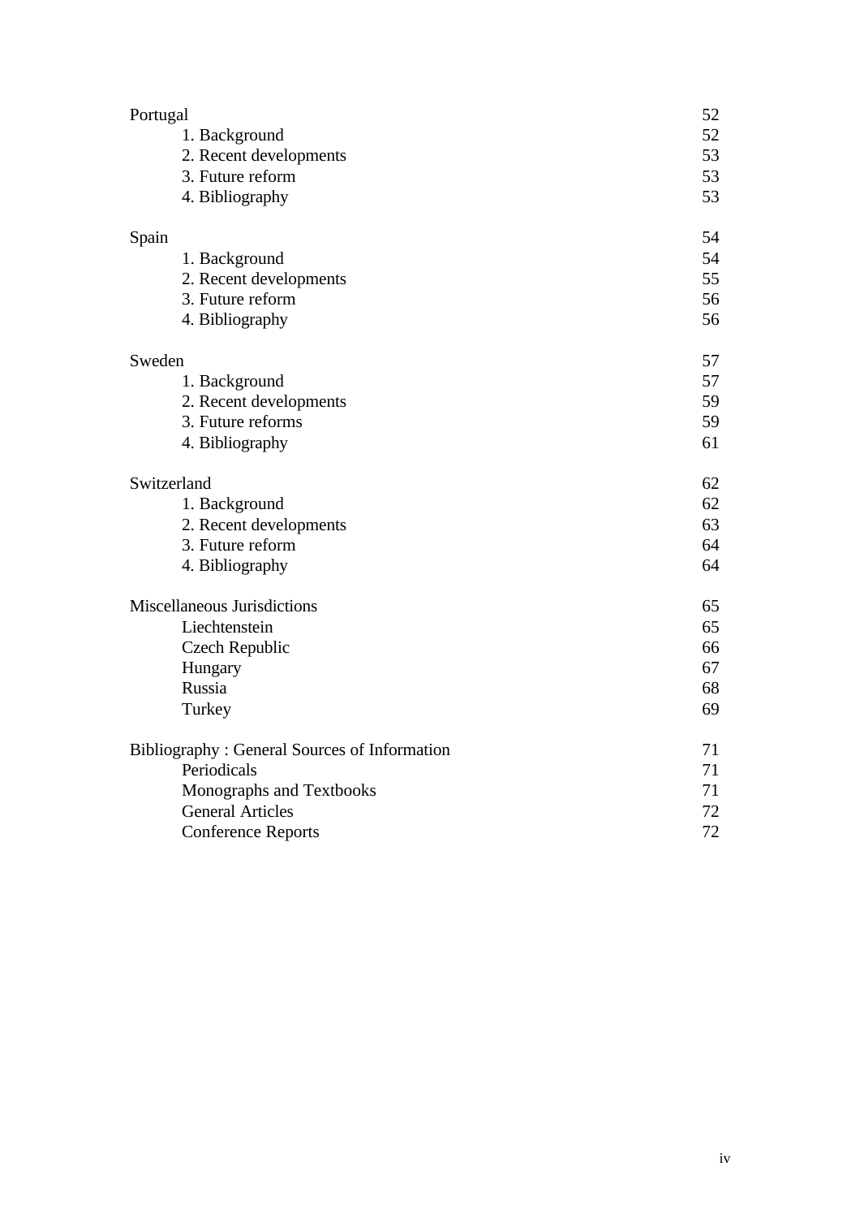| | |
|---|---|
| Portugal | 52 |
| 1. Background | 52 |
| 2. Recent developments | 53 |
| 3. Future reform | 53 |
| 4. Bibliography | 53 |
| | |
| Spain | 54 |
| 1. Background | 54 |
| 2. Recent developments | 55 |
| 3. Future reform | 56 |
| 4. Bibliography | 56 |
| | |
| Sweden | 57 |
| 1. Background | 57 |
| 2. Recent developments | 59 |
| 3. Future reforms | 59 |
| 4. Bibliography | 61 |
| | |
| Switzerland | 62 |
| 1. Background | 62 |
| 2. Recent developments | 63 |
| 3. Future reform | 64 |
| 4. Bibliography | 64 |
| | |
| Miscellaneous Jurisdictions | 65 |
| Liechtenstein | 65 |
| Czech Republic | 66 |
| Hungary | 67 |
| Russia | 68 |
| Turkey | 69 |
| | |
| Bibliography : General Sources of Information | 71 |
| Periodicals | 71 |
| Monographs and Textbooks | 71 |
| General Articles | 72 |
| Conference Reports | 72 |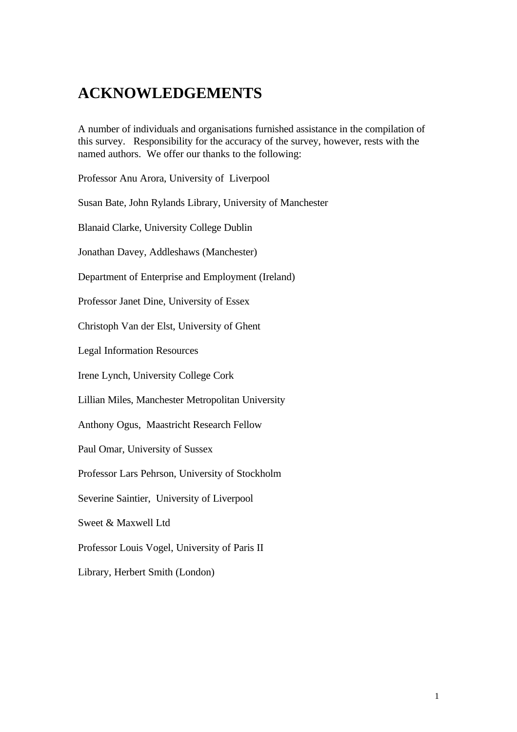# ACKNOWLEDGEMENTS

A number of individuals and organisations furnished assistance in the compilation of this survey. Responsibility for the accuracy of the survey, however, rests with the named authors. We offer our thanks to the following:

Professor Anu Arora, University of Liverpool

Susan Bate, John Rylands Library, University of Manchester

Blanaid Clarke, University College Dublin

Jonathan Davey, Addleshaws (Manchester)

Department of Enterprise and Employment (Ireland)

Professor Janet Dine, University of Essex

Christoph Van der Elst, University of Ghent

Legal Information Resources

Irene Lynch, University College Cork

Lillian Miles, Manchester Metropolitan University

Anthony Ogus, Maastricht Research Fellow

Paul Omar, University of Sussex

Professor Lars Pehrson, University of Stockholm

Severine Saintier, University of Liverpool

Sweet & Maxwell Ltd

Professor Louis Vogel, University of Paris II

Library, Herbert Smith (London)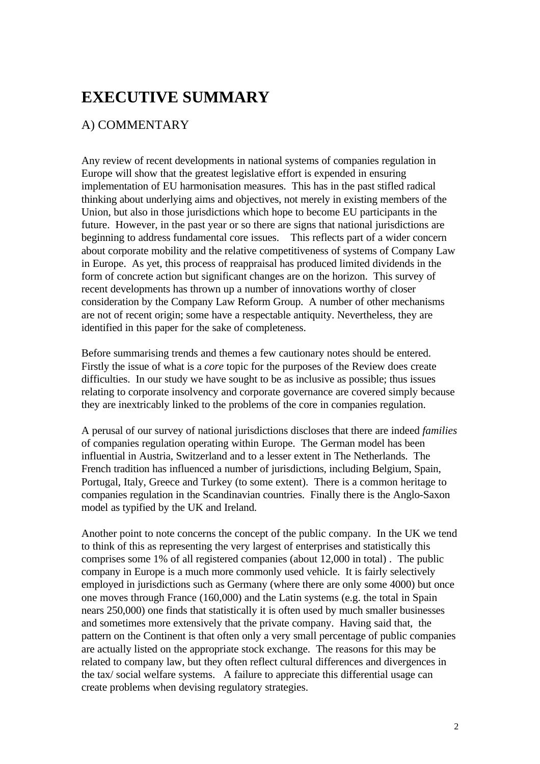# EXECUTIVE SUMMARY

## A) COMMENTARY

Any review of recent developments in national systems of companies regulation in Europe will show that the greatest legislative effort is expended in ensuring implementation of EU harmonisation measures. This has in the past stifled radical thinking about underlying aims and objectives, not merely in existing members of the Union, but also in those jurisdictions which hope to become EU participants in the future. However, in the past year or so there are signs that national jurisdictions are beginning to address fundamental core issues. This reflects part of a wider concern about corporate mobility and the relative competitiveness of systems of Company Law in Europe. As yet, this process of reappraisal has produced limited dividends in the form of concrete action but significant changes are on the horizon. This survey of recent developments has thrown up a number of innovations worthy of closer consideration by the Company Law Reform Group. A number of other mechanisms are not of recent origin; some have a respectable antiquity. Nevertheless, they are identified in this paper for the sake of completeness.

Before summarising trends and themes a few cautionary notes should be entered. Firstly the issue of what is a *core* topic for the purposes of the Review does create difficulties. In our study we have sought to be as inclusive as possible; thus issues relating to corporate insolvency and corporate governance are covered simply because they are inextricably linked to the problems of the core in companies regulation.

A perusal of our survey of national jurisdictions discloses that there are indeed *families* of companies regulation operating within Europe. The German model has been influential in Austria, Switzerland and to a lesser extent in The Netherlands. The French tradition has influenced a number of jurisdictions, including Belgium, Spain, Portugal, Italy, Greece and Turkey (to some extent). There is a common heritage to companies regulation in the Scandinavian countries. Finally there is the Anglo-Saxon model as typified by the UK and Ireland.

Another point to note concerns the concept of the public company. In the UK we tend to think of this as representing the very largest of enterprises and statistically this comprises some 1% of all registered companies (about 12,000 in total) . The public company in Europe is a much more commonly used vehicle. It is fairly selectively employed in jurisdictions such as Germany (where there are only some 4000) but once one moves through France (160,000) and the Latin systems (e.g. the total in Spain nears 250,000) one finds that statistically it is often used by much smaller businesses and sometimes more extensively that the private company. Having said that, the pattern on the Continent is that often only a very small percentage of public companies are actually listed on the appropriate stock exchange. The reasons for this may be related to company law, but they often reflect cultural differences and divergences in the tax/ social welfare systems. A failure to appreciate this differential usage can create problems when devising regulatory strategies.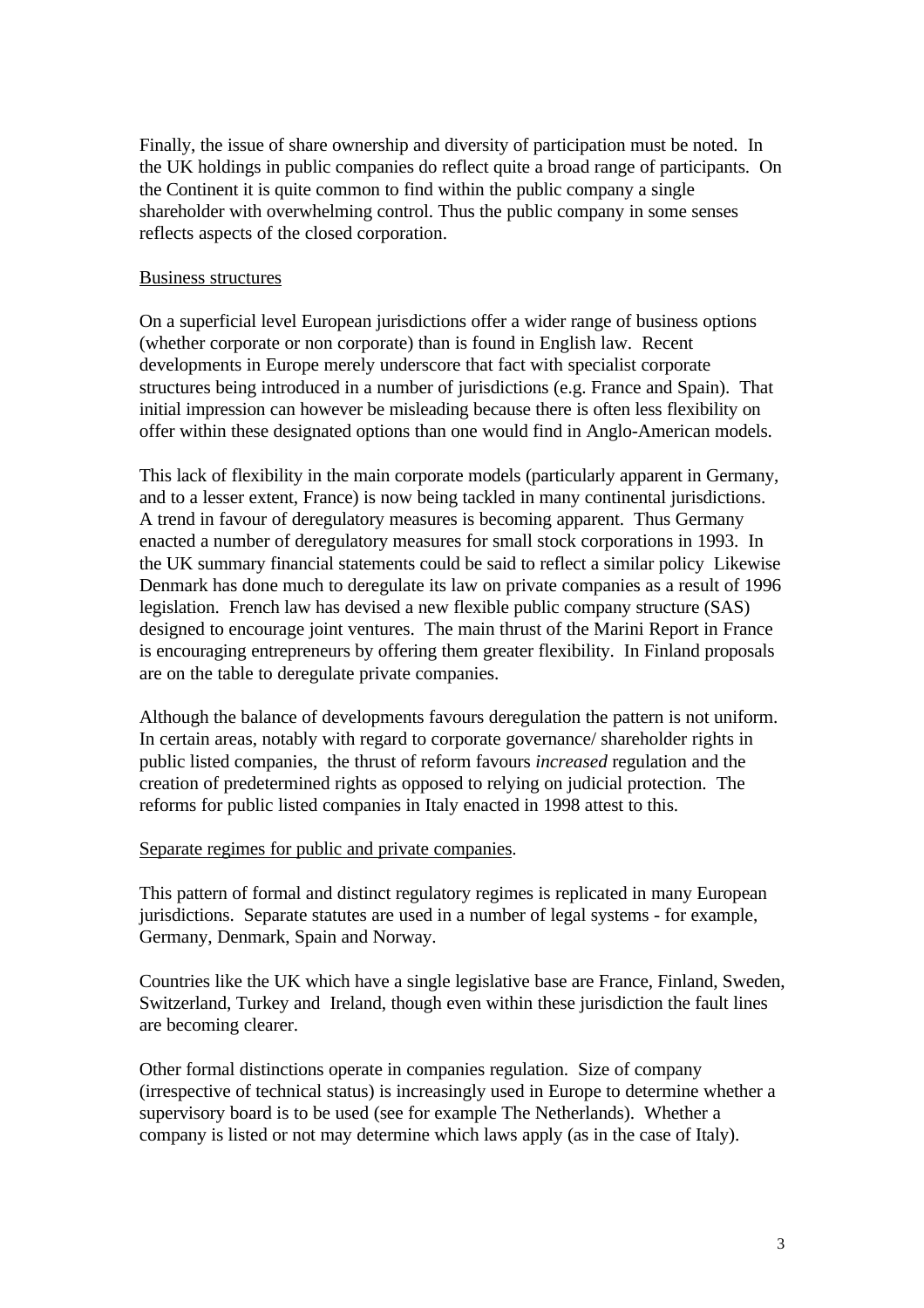Finally, the issue of share ownership and diversity of participation must be noted. In the UK holdings in public companies do reflect quite a broad range of participants. On the Continent it is quite common to find within the public company a single shareholder with overwhelming control. Thus the public company in some senses reflects aspects of the closed corporation.

<u>Business structures</u>

On a superficial level European jurisdictions offer a wider range of business options (whether corporate or non corporate) than is found in English law. Recent developments in Europe merely underscore that fact with specialist corporate structures being introduced in a number of jurisdictions (e.g. France and Spain). That initial impression can however be misleading because there is often less flexibility on offer within these designated options than one would find in Anglo-American models.

This lack of flexibility in the main corporate models (particularly apparent in Germany, and to a lesser extent, France) is now being tackled in many continental jurisdictions. A trend in favour of deregulatory measures is becoming apparent. Thus Germany enacted a number of deregulatory measures for small stock corporations in 1993. In the UK summary financial statements could be said to reflect a similar policy Likewise Denmark has done much to deregulate its law on private companies as a result of 1996 legislation. French law has devised a new flexible public company structure (SAS) designed to encourage joint ventures. The main thrust of the Marini Report in France is encouraging entrepreneurs by offering them greater flexibility. In Finland proposals are on the table to deregulate private companies.

Although the balance of developments favours deregulation the pattern is not uniform. In certain areas, notably with regard to corporate governance/ shareholder rights in public listed companies, the thrust of reform favours *increased* regulation and the creation of predetermined rights as opposed to relying on judicial protection. The reforms for public listed companies in Italy enacted in 1998 attest to this.

<u>Separate regimes for public and private companies</u>.

This pattern of formal and distinct regulatory regimes is replicated in many European jurisdictions. Separate statutes are used in a number of legal systems - for example, Germany, Denmark, Spain and Norway.

Countries like the UK which have a single legislative base are France, Finland, Sweden, Switzerland, Turkey and Ireland, though even within these jurisdiction the fault lines are becoming clearer.

Other formal distinctions operate in companies regulation. Size of company (irrespective of technical status) is increasingly used in Europe to determine whether a supervisory board is to be used (see for example The Netherlands). Whether a company is listed or not may determine which laws apply (as in the case of Italy).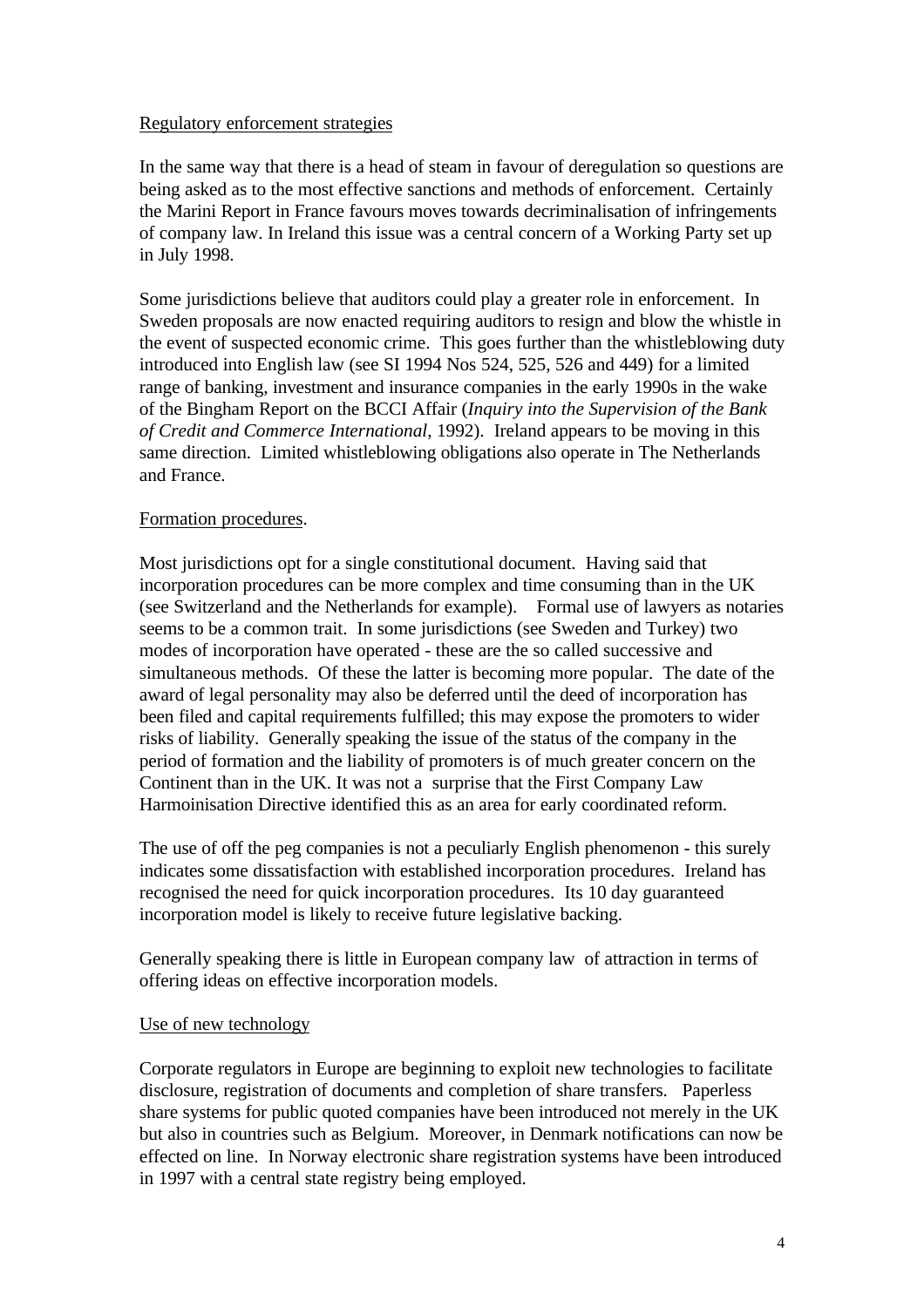Regulatory enforcement strategies

In the same way that there is a head of steam in favour of deregulation so questions are being asked as to the most effective sanctions and methods of enforcement. Certainly the Marini Report in France favours moves towards decriminalisation of infringements of company law. In Ireland this issue was a central concern of a Working Party set up in July 1998.

Some jurisdictions believe that auditors could play a greater role in enforcement. In Sweden proposals are now enacted requiring auditors to resign and blow the whistle in the event of suspected economic crime. This goes further than the whistleblowing duty introduced into English law (see SI 1994 Nos 524, 525, 526 and 449) for a limited range of banking, investment and insurance companies in the early 1990s in the wake of the Bingham Report on the BCCI Affair (*Inquiry into the Supervision of the Bank of Credit and Commerce International*, 1992). Ireland appears to be moving in this same direction. Limited whistleblowing obligations also operate in The Netherlands and France.

Formation procedures.

Most jurisdictions opt for a single constitutional document. Having said that incorporation procedures can be more complex and time consuming than in the UK (see Switzerland and the Netherlands for example). Formal use of lawyers as notaries seems to be a common trait. In some jurisdictions (see Sweden and Turkey) two modes of incorporation have operated - these are the so called successive and simultaneous methods. Of these the latter is becoming more popular. The date of the award of legal personality may also be deferred until the deed of incorporation has been filed and capital requirements fulfilled; this may expose the promoters to wider risks of liability. Generally speaking the issue of the status of the company in the period of formation and the liability of promoters is of much greater concern on the Continent than in the UK. It was not a surprise that the First Company Law Harmoinisation Directive identified this as an area for early coordinated reform.

The use of off the peg companies is not a peculiarly English phenomenon - this surely indicates some dissatisfaction with established incorporation procedures. Ireland has recognised the need for quick incorporation procedures. Its 10 day guaranteed incorporation model is likely to receive future legislative backing.

Generally speaking there is little in European company law of attraction in terms of offering ideas on effective incorporation models.

Use of new technology

Corporate regulators in Europe are beginning to exploit new technologies to facilitate disclosure, registration of documents and completion of share transfers. Paperless share systems for public quoted companies have been introduced not merely in the UK but also in countries such as Belgium. Moreover, in Denmark notifications can now be effected on line. In Norway electronic share registration systems have been introduced in 1997 with a central state registry being employed.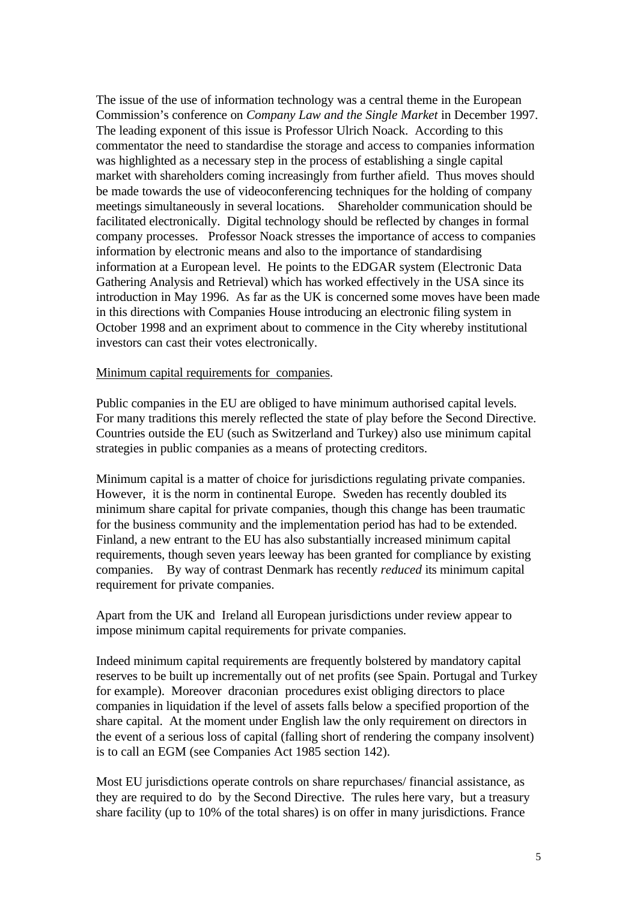The issue of the use of information technology was a central theme in the European Commission's conference on *Company Law and the Single Market* in December 1997. The leading exponent of this issue is Professor Ulrich Noack. According to this commentator the need to standardise the storage and access to companies information was highlighted as a necessary step in the process of establishing a single capital market with shareholders coming increasingly from further afield. Thus moves should be made towards the use of videoconferencing techniques for the holding of company meetings simultaneously in several locations. Shareholder communication should be facilitated electronically. Digital technology should be reflected by changes in formal company processes. Professor Noack stresses the importance of access to companies information by electronic means and also to the importance of standardising information at a European level. He points to the EDGAR system (Electronic Data Gathering Analysis and Retrieval) which has worked effectively in the USA since its introduction in May 1996. As far as the UK is concerned some moves have been made in this directions with Companies House introducing an electronic filing system in October 1998 and an expriment about to commence in the City whereby institutional investors can cast their votes electronically.

<u>Minimum capital requirements for companies</u>.

Public companies in the EU are obliged to have minimum authorised capital levels. For many traditions this merely reflected the state of play before the Second Directive. Countries outside the EU (such as Switzerland and Turkey) also use minimum capital strategies in public companies as a means of protecting creditors.

Minimum capital is a matter of choice for jurisdictions regulating private companies. However, it is the norm in continental Europe. Sweden has recently doubled its minimum share capital for private companies, though this change has been traumatic for the business community and the implementation period has had to be extended. Finland, a new entrant to the EU has also substantially increased minimum capital requirements, though seven years leeway has been granted for compliance by existing companies. By way of contrast Denmark has recently *reduced* its minimum capital requirement for private companies.

Apart from the UK and Ireland all European jurisdictions under review appear to impose minimum capital requirements for private companies.

Indeed minimum capital requirements are frequently bolstered by mandatory capital reserves to be built up incrementally out of net profits (see Spain. Portugal and Turkey for example). Moreover draconian procedures exist obliging directors to place companies in liquidation if the level of assets falls below a specified proportion of the share capital. At the moment under English law the only requirement on directors in the event of a serious loss of capital (falling short of rendering the company insolvent) is to call an EGM (see Companies Act 1985 section 142).

Most EU jurisdictions operate controls on share repurchases/ financial assistance, as they are required to do by the Second Directive. The rules here vary, but a treasury share facility (up to 10% of the total shares) is on offer in many jurisdictions. France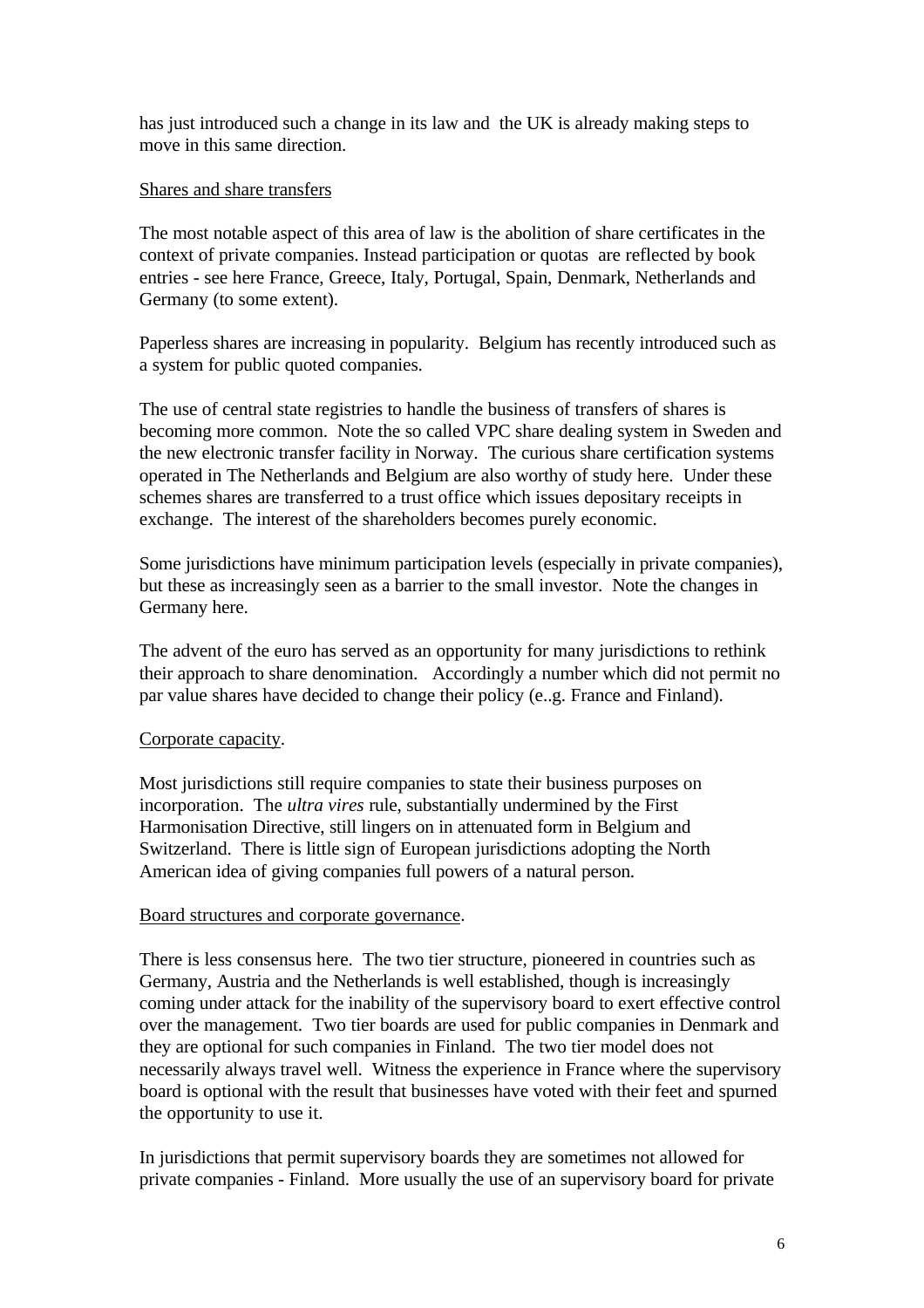has just introduced such a change in its law and the UK is already making steps to move in this same direction.

Shares and share transfers

The most notable aspect of this area of law is the abolition of share certificates in the context of private companies. Instead participation or quotas are reflected by book entries - see here France, Greece, Italy, Portugal, Spain, Denmark, Netherlands and Germany (to some extent).

Paperless shares are increasing in popularity. Belgium has recently introduced such as a system for public quoted companies.

The use of central state registries to handle the business of transfers of shares is becoming more common. Note the so called VPC share dealing system in Sweden and the new electronic transfer facility in Norway. The curious share certification systems operated in The Netherlands and Belgium are also worthy of study here. Under these schemes shares are transferred to a trust office which issues depositary receipts in exchange. The interest of the shareholders becomes purely economic.

Some jurisdictions have minimum participation levels (especially in private companies), but these as increasingly seen as a barrier to the small investor. Note the changes in Germany here.

The advent of the euro has served as an opportunity for many jurisdictions to rethink their approach to share denomination. Accordingly a number which did not permit no par value shares have decided to change their policy (e..g. France and Finland).

Corporate capacity.

Most jurisdictions still require companies to state their business purposes on incorporation. The *ultra vires* rule, substantially undermined by the First Harmonisation Directive, still lingers on in attenuated form in Belgium and Switzerland. There is little sign of European jurisdictions adopting the North American idea of giving companies full powers of a natural person.

Board structures and corporate governance.

There is less consensus here. The two tier structure, pioneered in countries such as Germany, Austria and the Netherlands is well established, though is increasingly coming under attack for the inability of the supervisory board to exert effective control over the management. Two tier boards are used for public companies in Denmark and they are optional for such companies in Finland. The two tier model does not necessarily always travel well. Witness the experience in France where the supervisory board is optional with the result that businesses have voted with their feet and spurned the opportunity to use it.

In jurisdictions that permit supervisory boards they are sometimes not allowed for private companies - Finland. More usually the use of an supervisory board for private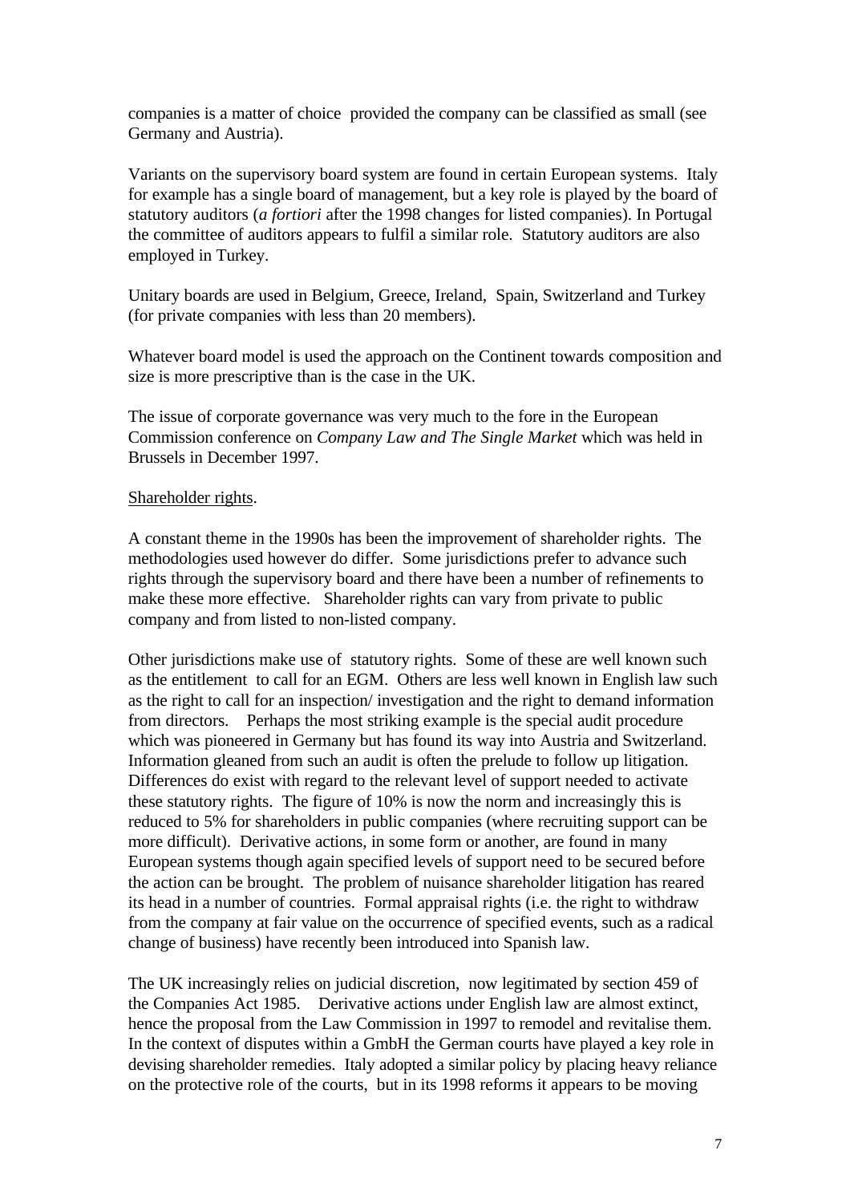companies is a matter of choice provided the company can be classified as small (see Germany and Austria).

Variants on the supervisory board system are found in certain European systems. Italy for example has a single board of management, but a key role is played by the board of statutory auditors (*a fortiori* after the 1998 changes for listed companies). In Portugal the committee of auditors appears to fulfil a similar role. Statutory auditors are also employed in Turkey.

Unitary boards are used in Belgium, Greece, Ireland, Spain, Switzerland and Turkey (for private companies with less than 20 members).

Whatever board model is used the approach on the Continent towards composition and size is more prescriptive than is the case in the UK.

The issue of corporate governance was very much to the fore in the European Commission conference on *Company Law and The Single Market* which was held in Brussels in December 1997.

<u>Shareholder rights</u>.

A constant theme in the 1990s has been the improvement of shareholder rights. The methodologies used however do differ. Some jurisdictions prefer to advance such rights through the supervisory board and there have been a number of refinements to make these more effective. Shareholder rights can vary from private to public company and from listed to non-listed company.

Other jurisdictions make use of statutory rights. Some of these are well known such as the entitlement to call for an EGM. Others are less well known in English law such as the right to call for an inspection/ investigation and the right to demand information from directors. Perhaps the most striking example is the special audit procedure which was pioneered in Germany but has found its way into Austria and Switzerland. Information gleaned from such an audit is often the prelude to follow up litigation. Differences do exist with regard to the relevant level of support needed to activate these statutory rights. The figure of 10% is now the norm and increasingly this is reduced to 5% for shareholders in public companies (where recruiting support can be more difficult). Derivative actions, in some form or another, are found in many European systems though again specified levels of support need to be secured before the action can be brought. The problem of nuisance shareholder litigation has reared its head in a number of countries. Formal appraisal rights (i.e. the right to withdraw from the company at fair value on the occurrence of specified events, such as a radical change of business) have recently been introduced into Spanish law.

The UK increasingly relies on judicial discretion, now legitimated by section 459 of the Companies Act 1985. Derivative actions under English law are almost extinct, hence the proposal from the Law Commission in 1997 to remodel and revitalise them. In the context of disputes within a GmbH the German courts have played a key role in devising shareholder remedies. Italy adopted a similar policy by placing heavy reliance on the protective role of the courts, but in its 1998 reforms it appears to be moving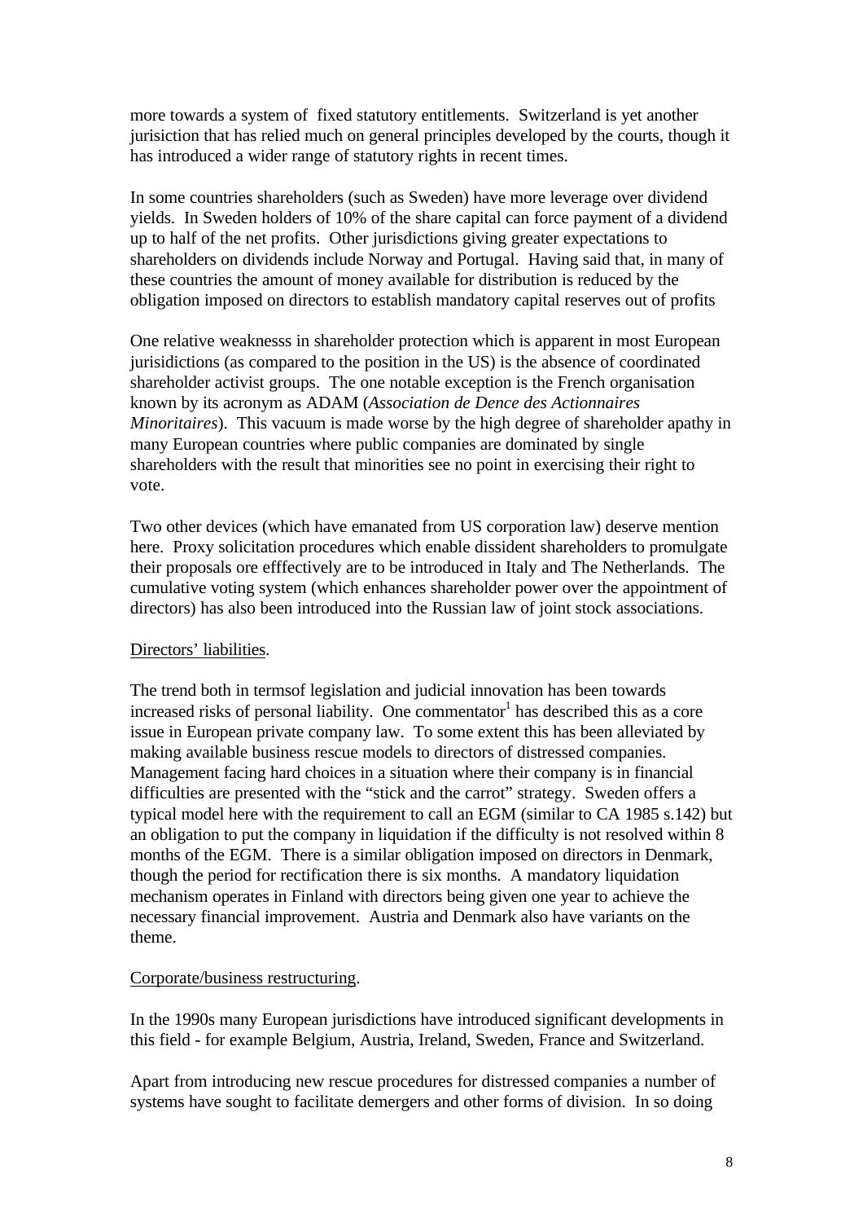more towards a system of  fixed statutory entitlements.  Switzerland is yet another jurisiction that has relied much on general principles developed by the courts, though it has introduced a wider range of statutory rights in recent times.

In some countries shareholders (such as Sweden) have more leverage over dividend yields.  In Sweden holders of 10% of the share capital can force payment of a dividend up to half of the net profits.  Other jurisdictions giving greater expectations to shareholders on dividends include Norway and Portugal.  Having said that, in many of these countries the amount of money available for distribution is reduced by the obligation imposed on directors to establish mandatory capital reserves out of profits

One relative weaknesss in shareholder protection which is apparent in most European jurisidictions (as compared to the position in the US) is the absence of coordinated shareholder activist groups.  The one notable exception is the French organisation known by its acronym as ADAM (*Association de Dence des Actionnaires Minoritaires*).  This vacuum is made worse by the high degree of shareholder apathy in many European countries where public companies are dominated by single shareholders with the result that minorities see no point in exercising their right to vote.

Two other devices (which have emanated from US corporation law) deserve mention here.  Proxy solicitation procedures which enable dissident shareholders to promulgate their proposals ore efffectively are to be introduced in Italy and The Netherlands.  The cumulative voting system (which enhances shareholder power over the appointment of directors) has also been introduced into the Russian law of joint stock associations.

<u>Directors' liabilities</u>.

The trend both in termsof legislation and judicial innovation has been towards increased risks of personal liability.  One commentator[1] has described this as a core issue in European private company law.  To some extent this has been alleviated by making available business rescue models to directors of distressed companies.  Management facing hard choices in a situation where their company is in financial difficulties are presented with the "stick and the carrot" strategy.  Sweden offers a typical model here with the requirement to call an EGM (similar to CA 1985 s.142) but an obligation to put the company in liquidation if the difficulty is not resolved within 8 months of the EGM.  There is a similar obligation imposed on directors in Denmark, though the period for rectification there is six months.  A mandatory liquidation mechanism operates in Finland with directors being given one year to achieve the necessary financial improvement.  Austria and Denmark also have variants on the theme.

<u>Corporate/business restructuring</u>.

In the 1990s many European jurisdictions have introduced significant developments in this field - for example Belgium, Austria, Ireland, Sweden, France and Switzerland.

Apart from introducing new rescue procedures for distressed companies a number of systems have sought to facilitate demergers and other forms of division.  In so doing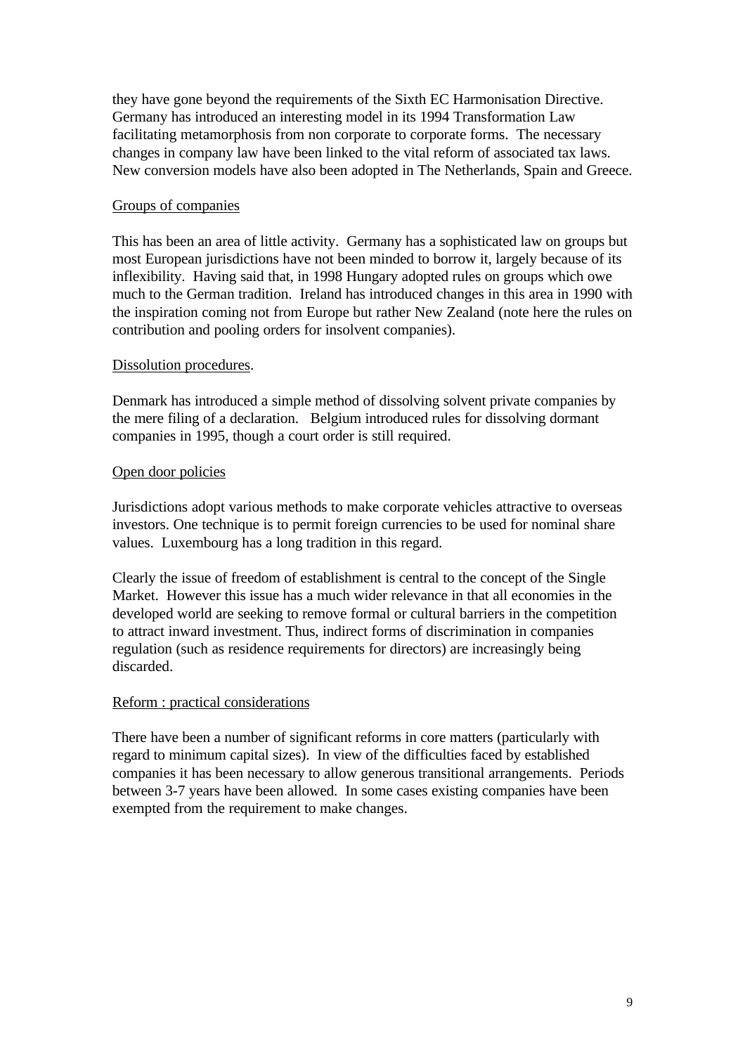they have gone beyond the requirements of the Sixth EC Harmonisation Directive. Germany has introduced an interesting model in its 1994 Transformation Law facilitating metamorphosis from non corporate to corporate forms. The necessary changes in company law have been linked to the vital reform of associated tax laws. New conversion models have also been adopted in The Netherlands, Spain and Greece.

<u>Groups of companies</u>

This has been an area of little activity. Germany has a sophisticated law on groups but most European jurisdictions have not been minded to borrow it, largely because of its inflexibility. Having said that, in 1998 Hungary adopted rules on groups which owe much to the German tradition. Ireland has introduced changes in this area in 1990 with the inspiration coming not from Europe but rather New Zealand (note here the rules on contribution and pooling orders for insolvent companies).

<u>Dissolution procedures</u>.

Denmark has introduced a simple method of dissolving solvent private companies by the mere filing of a declaration. Belgium introduced rules for dissolving dormant companies in 1995, though a court order is still required.

<u>Open door policies</u>

Jurisdictions adopt various methods to make corporate vehicles attractive to overseas investors. One technique is to permit foreign currencies to be used for nominal share values. Luxembourg has a long tradition in this regard.

Clearly the issue of freedom of establishment is central to the concept of the Single Market. However this issue has a much wider relevance in that all economies in the developed world are seeking to remove formal or cultural barriers in the competition to attract inward investment. Thus, indirect forms of discrimination in companies regulation (such as residence requirements for directors) are increasingly being discarded.

<u>Reform : practical considerations</u>

There have been a number of significant reforms in core matters (particularly with regard to minimum capital sizes). In view of the difficulties faced by established companies it has been necessary to allow generous transitional arrangements. Periods between 3-7 years have been allowed. In some cases existing companies have been exempted from the requirement to make changes.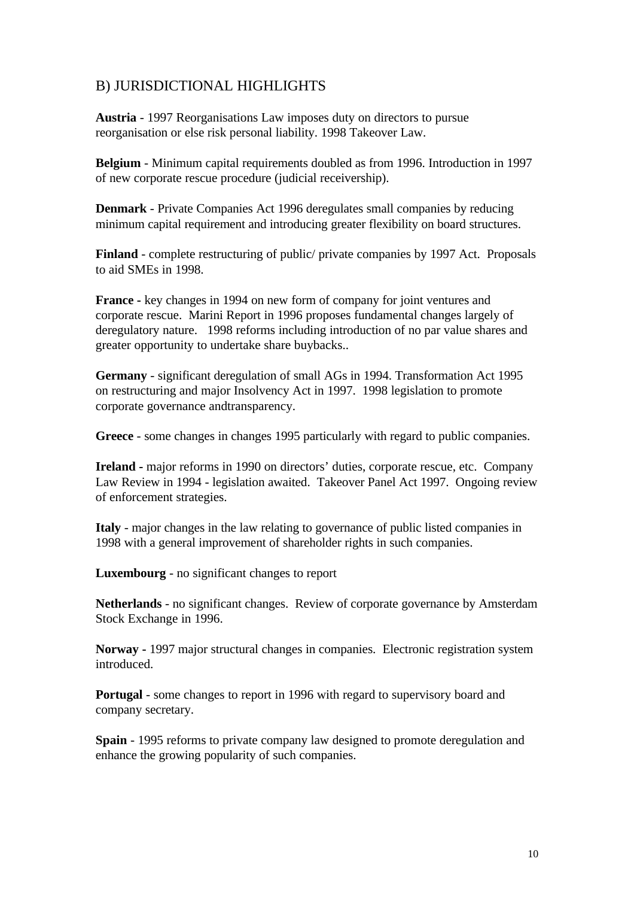## B) JURISDICTIONAL HIGHLIGHTS

**Austria** - 1997 Reorganisations Law imposes duty on directors to pursue reorganisation or else risk personal liability. 1998 Takeover Law.

**Belgium** - Minimum capital requirements doubled as from 1996. Introduction in 1997 of new corporate rescue procedure (judicial receivership).

**Denmark** - Private Companies Act 1996 deregulates small companies by reducing minimum capital requirement and introducing greater flexibility on board structures.

**Finland** - complete restructuring of public/ private companies by 1997 Act. Proposals to aid SMEs in 1998.

**France** - key changes in 1994 on new form of company for joint ventures and corporate rescue. Marini Report in 1996 proposes fundamental changes largely of deregulatory nature. 1998 reforms including introduction of no par value shares and greater opportunity to undertake share buybacks..

**Germany** - significant deregulation of small AGs in 1994. Transformation Act 1995 on restructuring and major Insolvency Act in 1997. 1998 legislation to promote corporate governance andtransparency.

**Greece** - some changes in changes 1995 particularly with regard to public companies.

**Ireland** - major reforms in 1990 on directors' duties, corporate rescue, etc. Company Law Review in 1994 - legislation awaited. Takeover Panel Act 1997. Ongoing review of enforcement strategies.

**Italy** - major changes in the law relating to governance of public listed companies in 1998 with a general improvement of shareholder rights in such companies.

**Luxembourg** - no significant changes to report

**Netherlands** - no significant changes. Review of corporate governance by Amsterdam Stock Exchange in 1996.

**Norway** - 1997 major structural changes in companies. Electronic registration system introduced.

**Portugal** - some changes to report in 1996 with regard to supervisory board and company secretary.

**Spain** - 1995 reforms to private company law designed to promote deregulation and enhance the growing popularity of such companies.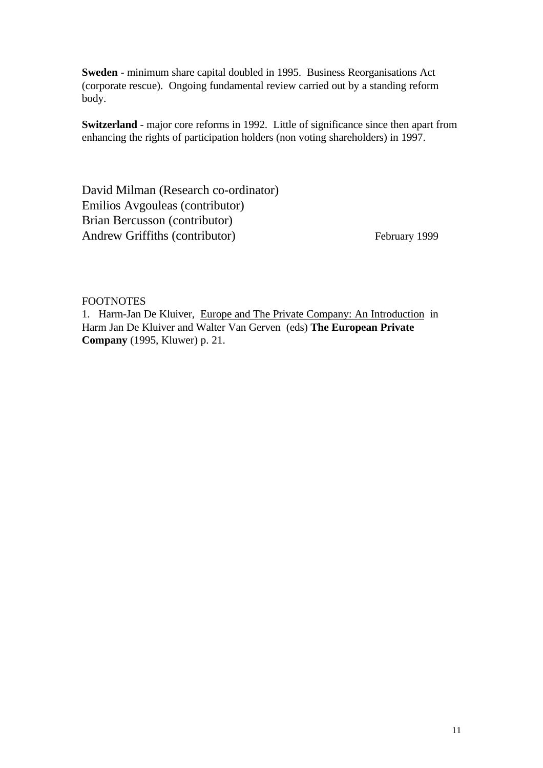**Sweden** - minimum share capital doubled in 1995. Business Reorganisations Act (corporate rescue). Ongoing fundamental review carried out by a standing reform body.

**Switzerland** - major core reforms in 1992. Little of significance since then apart from enhancing the rights of participation holders (non voting shareholders) in 1997.

David Milman (Research co-ordinator)
Emilios Avgouleas (contributor)
Brian Bercusson (contributor)
Andrew Griffiths (contributor) February 1999

FOOTNOTES

1. Harm-Jan De Kluiver, Europe and The Private Company: An Introduction in Harm Jan De Kluiver and Walter Van Gerven (eds) **The European Private Company** (1995, Kluwer) p. 21.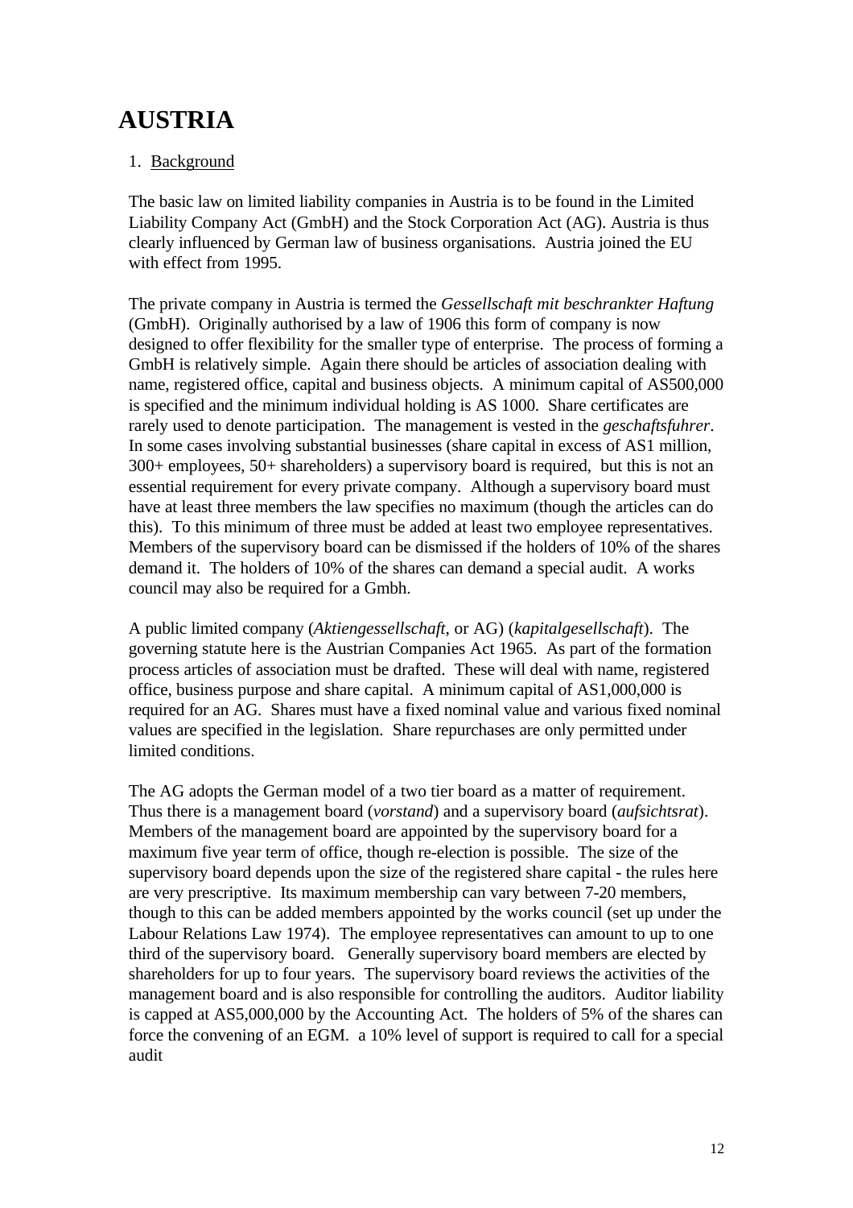# AUSTRIA

1. Background

The basic law on limited liability companies in Austria is to be found in the Limited Liability Company Act (GmbH) and the Stock Corporation Act (AG). Austria is thus clearly influenced by German law of business organisations. Austria joined the EU with effect from 1995.

The private company in Austria is termed the *Gessellschaft mit beschrankter Haftung* (GmbH). Originally authorised by a law of 1906 this form of company is now designed to offer flexibility for the smaller type of enterprise. The process of forming a GmbH is relatively simple. Again there should be articles of association dealing with name, registered office, capital and business objects. A minimum capital of AS500,000 is specified and the minimum individual holding is AS 1000. Share certificates are rarely used to denote participation. The management is vested in the *geschaftsfuhrer*. In some cases involving substantial businesses (share capital in excess of AS1 million, 300+ employees, 50+ shareholders) a supervisory board is required, but this is not an essential requirement for every private company. Although a supervisory board must have at least three members the law specifies no maximum (though the articles can do this). To this minimum of three must be added at least two employee representatives. Members of the supervisory board can be dismissed if the holders of 10% of the shares demand it. The holders of 10% of the shares can demand a special audit. A works council may also be required for a Gmbh.

A public limited company (*Aktiengessellschaft*, or AG) (*kapitalgesellschaft*). The governing statute here is the Austrian Companies Act 1965. As part of the formation process articles of association must be drafted. These will deal with name, registered office, business purpose and share capital. A minimum capital of AS1,000,000 is required for an AG. Shares must have a fixed nominal value and various fixed nominal values are specified in the legislation. Share repurchases are only permitted under limited conditions.

The AG adopts the German model of a two tier board as a matter of requirement. Thus there is a management board (*vorstand*) and a supervisory board (*aufsichtsrat*). Members of the management board are appointed by the supervisory board for a maximum five year term of office, though re-election is possible. The size of the supervisory board depends upon the size of the registered share capital - the rules here are very prescriptive. Its maximum membership can vary between 7-20 members, though to this can be added members appointed by the works council (set up under the Labour Relations Law 1974). The employee representatives can amount to up to one third of the supervisory board. Generally supervisory board members are elected by shareholders for up to four years. The supervisory board reviews the activities of the management board and is also responsible for controlling the auditors. Auditor liability is capped at AS5,000,000 by the Accounting Act. The holders of 5% of the shares can force the convening of an EGM. a 10% level of support is required to call for a special audit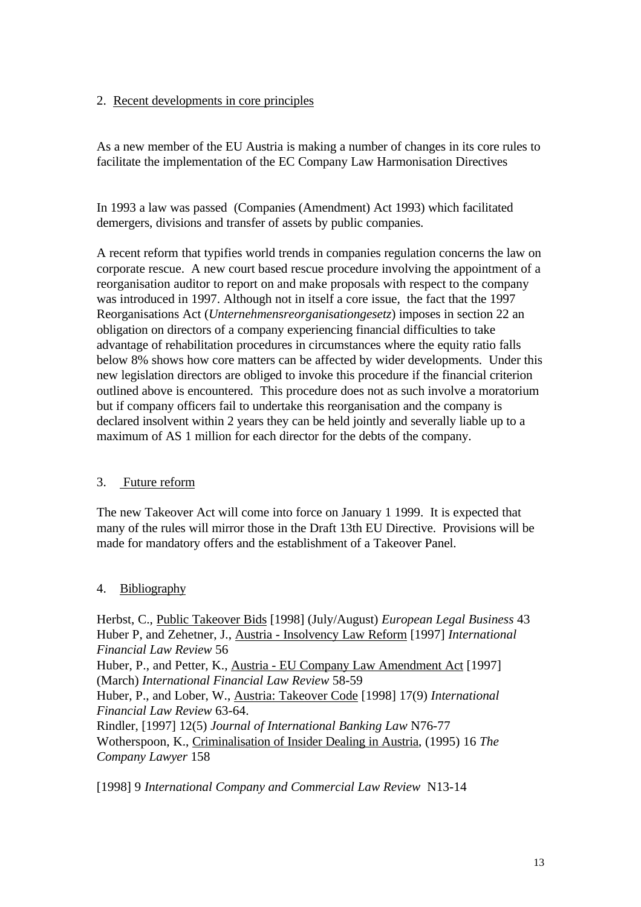## 2. Recent developments in core principles

As a new member of the EU Austria is making a number of changes in its core rules to facilitate the implementation of the EC Company Law Harmonisation Directives

In 1993 a law was passed (Companies (Amendment) Act 1993) which facilitated demergers, divisions and transfer of assets by public companies.

A recent reform that typifies world trends in companies regulation concerns the law on corporate rescue. A new court based rescue procedure involving the appointment of a reorganisation auditor to report on and make proposals with respect to the company was introduced in 1997. Although not in itself a core issue, the fact that the 1997 Reorganisations Act (*Unternehmensreorganisationgesetz*) imposes in section 22 an obligation on directors of a company experiencing financial difficulties to take advantage of rehabilitation procedures in circumstances where the equity ratio falls below 8% shows how core matters can be affected by wider developments. Under this new legislation directors are obliged to invoke this procedure if the financial criterion outlined above is encountered. This procedure does not as such involve a moratorium but if company officers fail to undertake this reorganisation and the company is declared insolvent within 2 years they can be held jointly and severally liable up to a maximum of AS 1 million for each director for the debts of the company.

## 3. Future reform

The new Takeover Act will come into force on January 1 1999. It is expected that many of the rules will mirror those in the Draft 13th EU Directive. Provisions will be made for mandatory offers and the establishment of a Takeover Panel.

## 4. Bibliography

Herbst, C., Public Takeover Bids [1998] (July/August) *European Legal Business* 43
Huber P, and Zehetner, J., Austria - Insolvency Law Reform [1997] *International Financial Law Review* 56
Huber, P., and Petter, K., Austria - EU Company Law Amendment Act [1997] (March) *International Financial Law Review* 58-59
Huber, P., and Lober, W., Austria: Takeover Code [1998] 17(9) *International Financial Law Review* 63-64.
Rindler, [1997] 12(5) *Journal of International Banking Law* N76-77
Wotherspoon, K., Criminalisation of Insider Dealing in Austria, (1995) 16 *The Company Lawyer* 158

[1998] 9 *International Company and Commercial Law Review* N13-14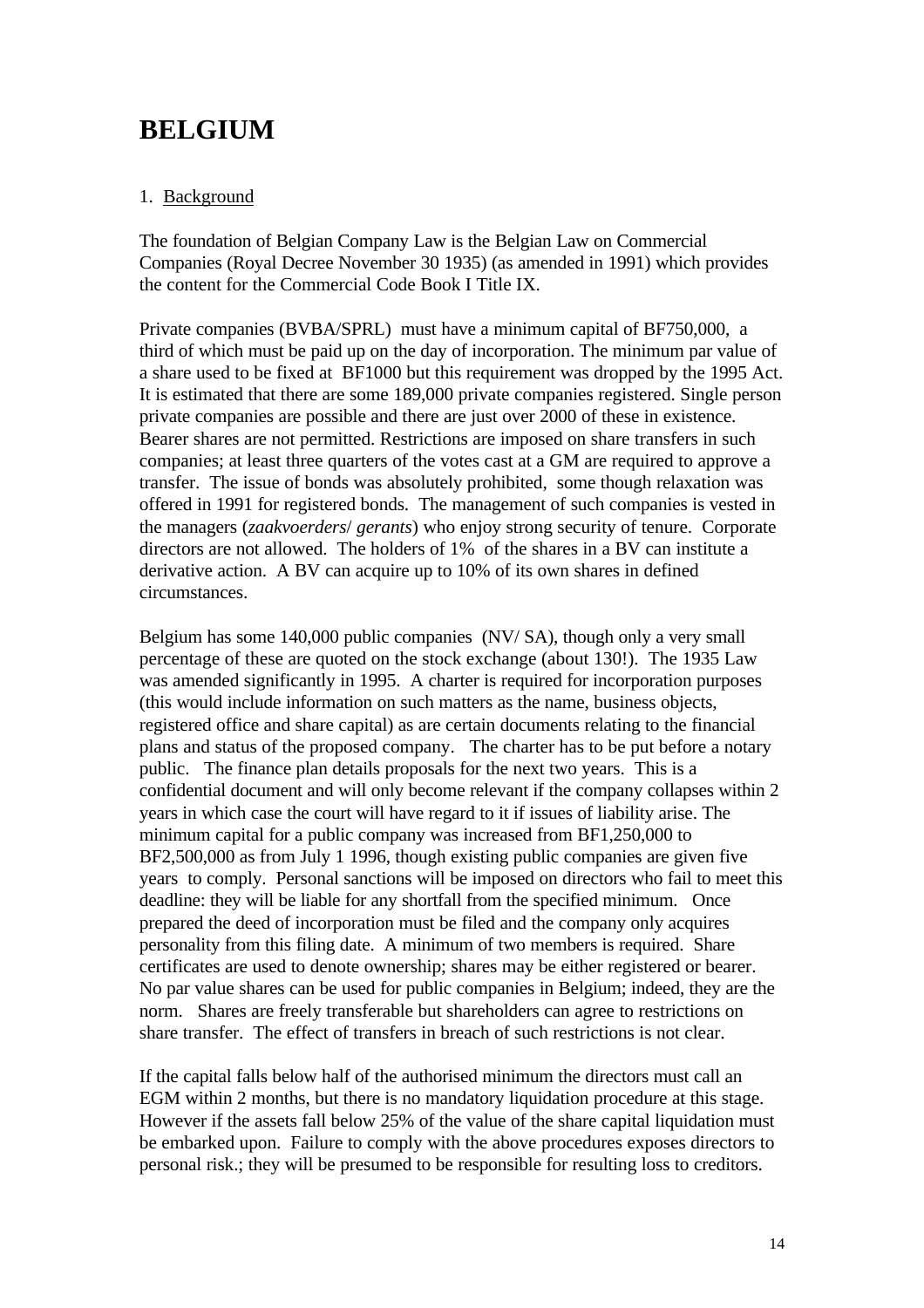# BELGIUM

1. <u>Background</u>

The foundation of Belgian Company Law is the Belgian Law on Commercial Companies (Royal Decree November 30 1935) (as amended in 1991) which provides the content for the Commercial Code Book I Title IX.

Private companies (BVBA/SPRL) must have a minimum capital of BF750,000, a third of which must be paid up on the day of incorporation. The minimum par value of a share used to be fixed at BF1000 but this requirement was dropped by the 1995 Act. It is estimated that there are some 189,000 private companies registered. Single person private companies are possible and there are just over 2000 of these in existence. Bearer shares are not permitted. Restrictions are imposed on share transfers in such companies; at least three quarters of the votes cast at a GM are required to approve a transfer. The issue of bonds was absolutely prohibited, some though relaxation was offered in 1991 for registered bonds. The management of such companies is vested in the managers (*zaakvoerders*/ *gerants*) who enjoy strong security of tenure. Corporate directors are not allowed. The holders of 1% of the shares in a BV can institute a derivative action. A BV can acquire up to 10% of its own shares in defined circumstances.

Belgium has some 140,000 public companies (NV/ SA), though only a very small percentage of these are quoted on the stock exchange (about 130!). The 1935 Law was amended significantly in 1995. A charter is required for incorporation purposes (this would include information on such matters as the name, business objects, registered office and share capital) as are certain documents relating to the financial plans and status of the proposed company. The charter has to be put before a notary public. The finance plan details proposals for the next two years. This is a confidential document and will only become relevant if the company collapses within 2 years in which case the court will have regard to it if issues of liability arise. The minimum capital for a public company was increased from BF1,250,000 to BF2,500,000 as from July 1 1996, though existing public companies are given five years to comply. Personal sanctions will be imposed on directors who fail to meet this deadline: they will be liable for any shortfall from the specified minimum. Once prepared the deed of incorporation must be filed and the company only acquires personality from this filing date. A minimum of two members is required. Share certificates are used to denote ownership; shares may be either registered or bearer. No par value shares can be used for public companies in Belgium; indeed, they are the norm. Shares are freely transferable but shareholders can agree to restrictions on share transfer. The effect of transfers in breach of such restrictions is not clear.

If the capital falls below half of the authorised minimum the directors must call an EGM within 2 months, but there is no mandatory liquidation procedure at this stage. However if the assets fall below 25% of the value of the share capital liquidation must be embarked upon. Failure to comply with the above procedures exposes directors to personal risk.; they will be presumed to be responsible for resulting loss to creditors.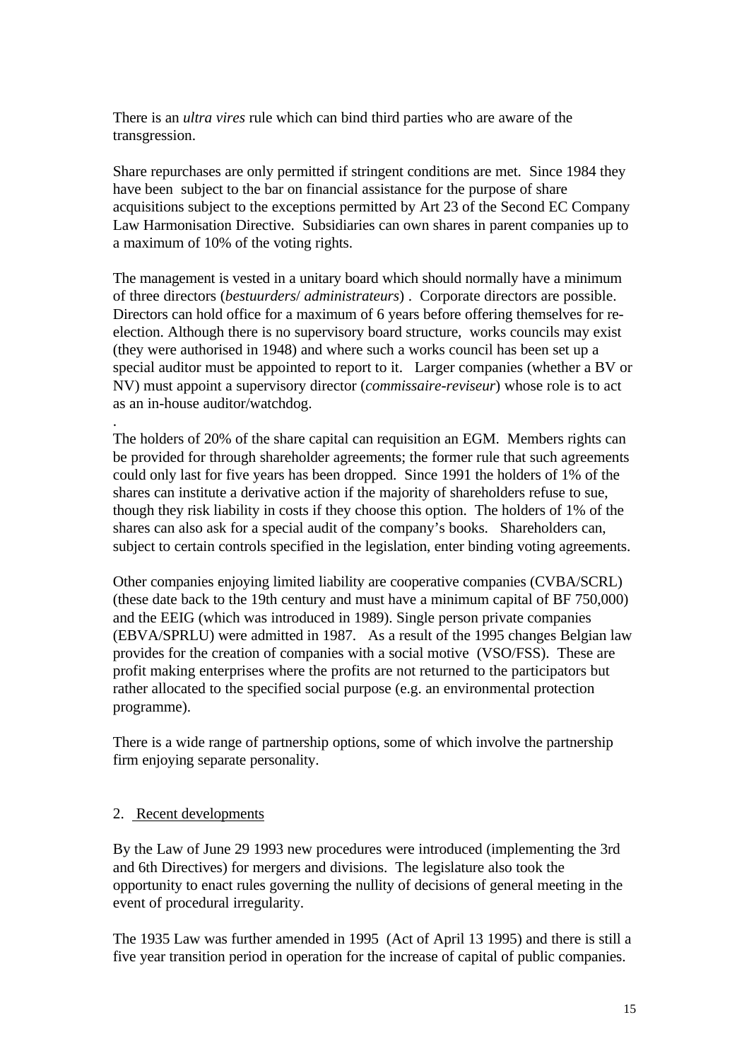There is an *ultra vires* rule which can bind third parties who are aware of the transgression.

Share repurchases are only permitted if stringent conditions are met. Since 1984 they have been subject to the bar on financial assistance for the purpose of share acquisitions subject to the exceptions permitted by Art 23 of the Second EC Company Law Harmonisation Directive. Subsidiaries can own shares in parent companies up to a maximum of 10% of the voting rights.

The management is vested in a unitary board which should normally have a minimum of three directors (*bestuurders*/ *administrateurs*) . Corporate directors are possible. Directors can hold office for a maximum of 6 years before offering themselves for re-election. Although there is no supervisory board structure, works councils may exist (they were authorised in 1948) and where such a works council has been set up a special auditor must be appointed to report to it. Larger companies (whether a BV or NV) must appoint a supervisory director (*commissaire-reviseur*) whose role is to act as an in-house auditor/watchdog.

.
The holders of 20% of the share capital can requisition an EGM. Members rights can be provided for through shareholder agreements; the former rule that such agreements could only last for five years has been dropped. Since 1991 the holders of 1% of the shares can institute a derivative action if the majority of shareholders refuse to sue, though they risk liability in costs if they choose this option. The holders of 1% of the shares can also ask for a special audit of the company's books. Shareholders can, subject to certain controls specified in the legislation, enter binding voting agreements.

Other companies enjoying limited liability are cooperative companies (CVBA/SCRL) (these date back to the 19th century and must have a minimum capital of BF 750,000) and the EEIG (which was introduced in 1989). Single person private companies (EBVA/SPRLU) were admitted in 1987. As a result of the 1995 changes Belgian law provides for the creation of companies with a social motive (VSO/FSS). These are profit making enterprises where the profits are not returned to the participators but rather allocated to the specified social purpose (e.g. an environmental protection programme).

There is a wide range of partnership options, some of which involve the partnership firm enjoying separate personality.

## 2. Recent developments

By the Law of June 29 1993 new procedures were introduced (implementing the 3rd and 6th Directives) for mergers and divisions. The legislature also took the opportunity to enact rules governing the nullity of decisions of general meeting in the event of procedural irregularity.

The 1935 Law was further amended in 1995 (Act of April 13 1995) and there is still a five year transition period in operation for the increase of capital of public companies.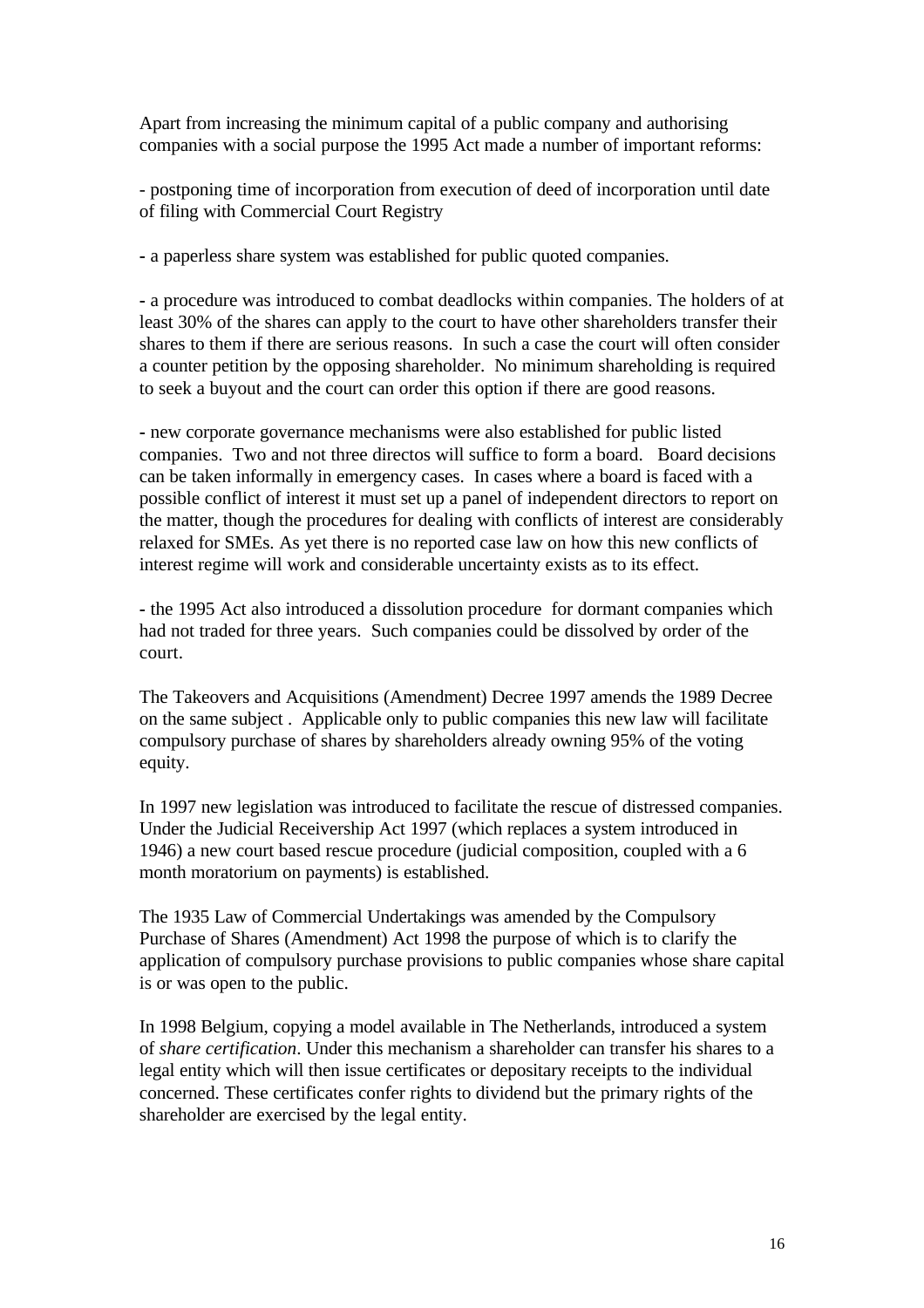Apart from increasing the minimum capital of a public company and authorising companies with a social purpose the 1995 Act made a number of important reforms:

- postponing time of incorporation from execution of deed of incorporation until date of filing with Commercial Court Registry

- a paperless share system was established for public quoted companies.

- a procedure was introduced to combat deadlocks within companies. The holders of at least 30% of the shares can apply to the court to have other shareholders transfer their shares to them if there are serious reasons. In such a case the court will often consider a counter petition by the opposing shareholder. No minimum shareholding is required to seek a buyout and the court can order this option if there are good reasons.

- new corporate governance mechanisms were also established for public listed companies. Two and not three directos will suffice to form a board. Board decisions can be taken informally in emergency cases. In cases where a board is faced with a possible conflict of interest it must set up a panel of independent directors to report on the matter, though the procedures for dealing with conflicts of interest are considerably relaxed for SMEs. As yet there is no reported case law on how this new conflicts of interest regime will work and considerable uncertainty exists as to its effect.

- the 1995 Act also introduced a dissolution procedure for dormant companies which had not traded for three years. Such companies could be dissolved by order of the court.

The Takeovers and Acquisitions (Amendment) Decree 1997 amends the 1989 Decree on the same subject . Applicable only to public companies this new law will facilitate compulsory purchase of shares by shareholders already owning 95% of the voting equity.

In 1997 new legislation was introduced to facilitate the rescue of distressed companies. Under the Judicial Receivership Act 1997 (which replaces a system introduced in 1946) a new court based rescue procedure (judicial composition, coupled with a 6 month moratorium on payments) is established.

The 1935 Law of Commercial Undertakings was amended by the Compulsory Purchase of Shares (Amendment) Act 1998 the purpose of which is to clarify the application of compulsory purchase provisions to public companies whose share capital is or was open to the public.

In 1998 Belgium, copying a model available in The Netherlands, introduced a system of *share certification*. Under this mechanism a shareholder can transfer his shares to a legal entity which will then issue certificates or depositary receipts to the individual concerned. These certificates confer rights to dividend but the primary rights of the shareholder are exercised by the legal entity.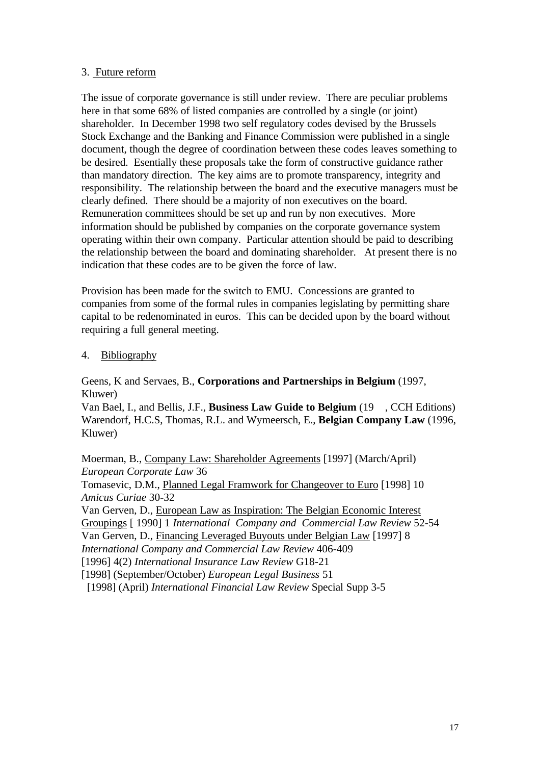3. Future reform

The issue of corporate governance is still under review. There are peculiar problems here in that some 68% of listed companies are controlled by a single (or joint) shareholder. In December 1998 two self regulatory codes devised by the Brussels Stock Exchange and the Banking and Finance Commission were published in a single document, though the degree of coordination between these codes leaves something to be desired. Esentially these proposals take the form of constructive guidance rather than mandatory direction. The key aims are to promote transparency, integrity and responsibility. The relationship between the board and the executive managers must be clearly defined. There should be a majority of non executives on the board. Remuneration committees should be set up and run by non executives. More information should be published by companies on the corporate governance system operating within their own company. Particular attention should be paid to describing the relationship between the board and dominating shareholder. At present there is no indication that these codes are to be given the force of law.

Provision has been made for the switch to EMU. Concessions are granted to companies from some of the formal rules in companies legislating by permitting share capital to be redenominated in euros. This can be decided upon by the board without requiring a full general meeting.

4. Bibliography

Geens, K and Servaes, B., **Corporations and Partnerships in Belgium** (1997, Kluwer)
Van Bael, I., and Bellis, J.F., **Business Law Guide to Belgium** (19 , CCH Editions)
Warendorf, H.C.S, Thomas, R.L. and Wymeersch, E., **Belgian Company Law** (1996, Kluwer)

Moerman, B., Company Law: Shareholder Agreements [1997] (March/April) *European Corporate Law* 36
Tomasevic, D.M., Planned Legal Framwork for Changeover to Euro [1998] 10 *Amicus Curiae* 30-32
Van Gerven, D., European Law as Inspiration: The Belgian Economic Interest Groupings [ 1990] 1 *International Company and Commercial Law Review* 52-54
Van Gerven, D., Financing Leveraged Buyouts under Belgian Law [1997] 8 *International Company and Commercial Law Review* 406-409
[1996] 4(2) *International Insurance Law Review* G18-21
[1998] (September/October) *European Legal Business* 51
[1998] (April) *International Financial Law Review* Special Supp 3-5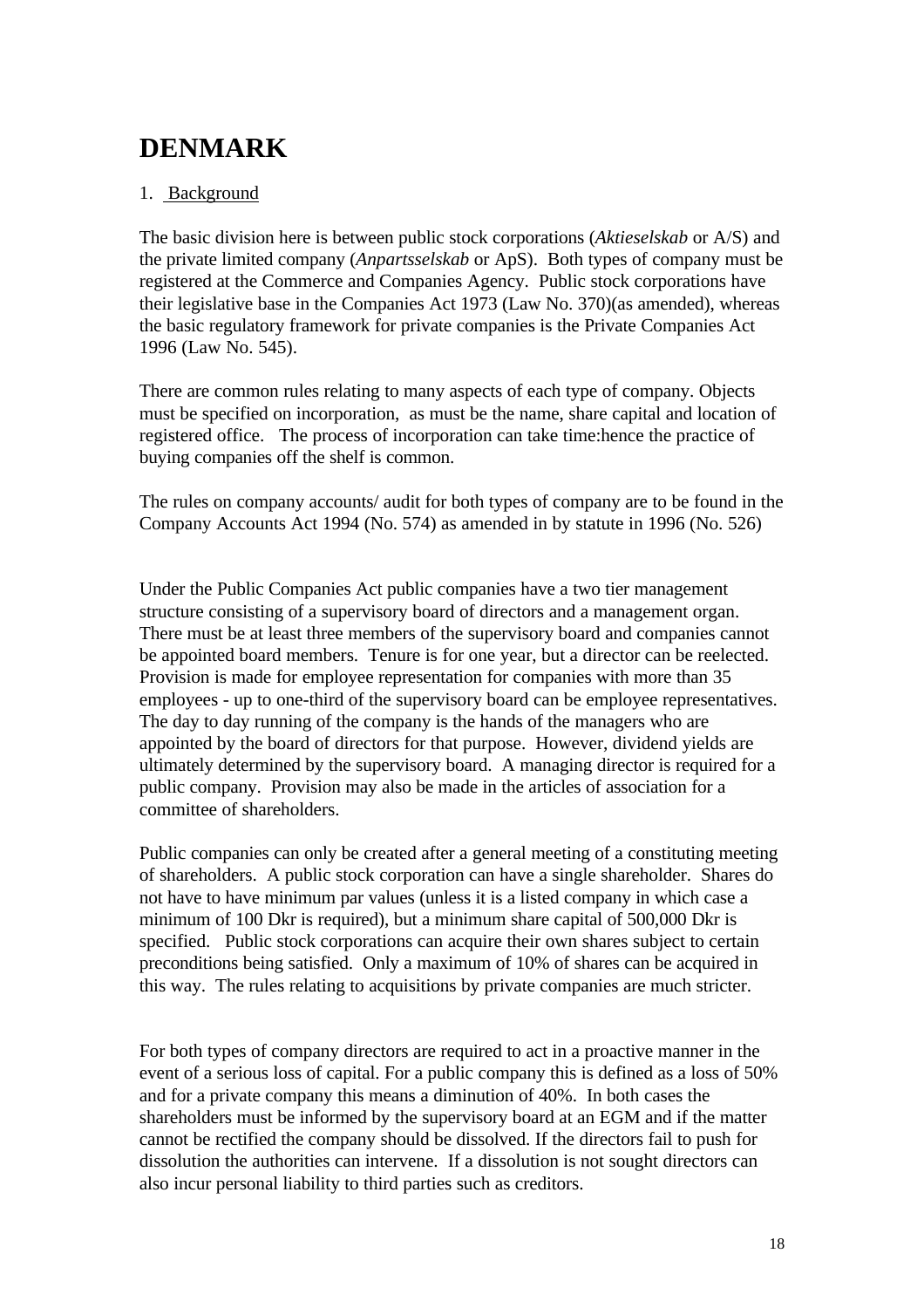# DENMARK

1. Background

The basic division here is between public stock corporations (*Aktieselskab* or A/S) and the private limited company (*Anpartsselskab* or ApS). Both types of company must be registered at the Commerce and Companies Agency. Public stock corporations have their legislative base in the Companies Act 1973 (Law No. 370)(as amended), whereas the basic regulatory framework for private companies is the Private Companies Act 1996 (Law No. 545).

There are common rules relating to many aspects of each type of company. Objects must be specified on incorporation, as must be the name, share capital and location of registered office. The process of incorporation can take time:hence the practice of buying companies off the shelf is common.

The rules on company accounts/ audit for both types of company are to be found in the Company Accounts Act 1994 (No. 574) as amended in by statute in 1996 (No. 526)

Under the Public Companies Act public companies have a two tier management structure consisting of a supervisory board of directors and a management organ. There must be at least three members of the supervisory board and companies cannot be appointed board members. Tenure is for one year, but a director can be reelected. Provision is made for employee representation for companies with more than 35 employees - up to one-third of the supervisory board can be employee representatives. The day to day running of the company is the hands of the managers who are appointed by the board of directors for that purpose. However, dividend yields are ultimately determined by the supervisory board. A managing director is required for a public company. Provision may also be made in the articles of association for a committee of shareholders.

Public companies can only be created after a general meeting of a constituting meeting of shareholders. A public stock corporation can have a single shareholder. Shares do not have to have minimum par values (unless it is a listed company in which case a minimum of 100 Dkr is required), but a minimum share capital of 500,000 Dkr is specified. Public stock corporations can acquire their own shares subject to certain preconditions being satisfied. Only a maximum of 10% of shares can be acquired in this way. The rules relating to acquisitions by private companies are much stricter.

For both types of company directors are required to act in a proactive manner in the event of a serious loss of capital. For a public company this is defined as a loss of 50% and for a private company this means a diminution of 40%. In both cases the shareholders must be informed by the supervisory board at an EGM and if the matter cannot be rectified the company should be dissolved. If the directors fail to push for dissolution the authorities can intervene. If a dissolution is not sought directors can also incur personal liability to third parties such as creditors.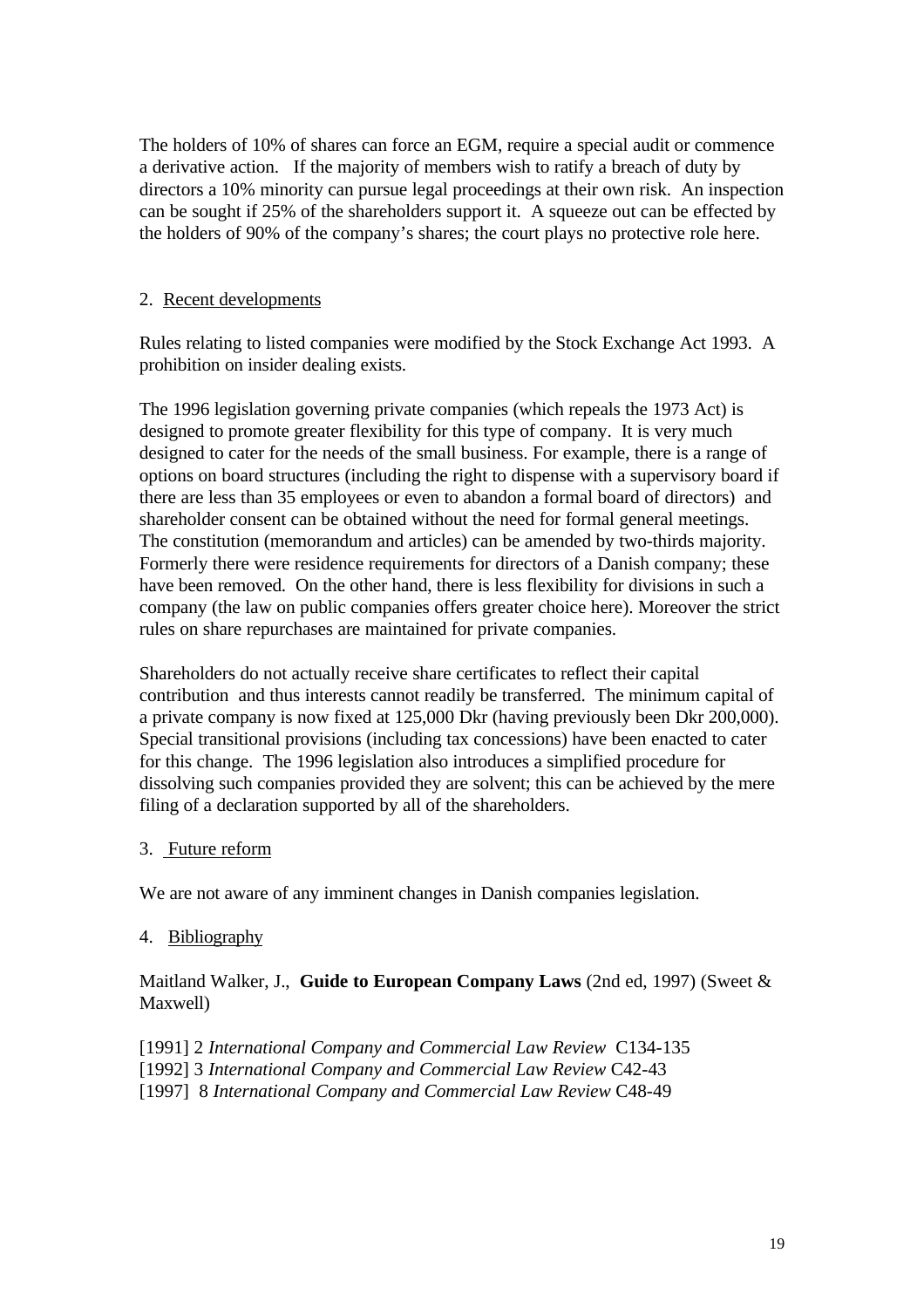The holders of 10% of shares can force an EGM, require a special audit or commence a derivative action. If the majority of members wish to ratify a breach of duty by directors a 10% minority can pursue legal proceedings at their own risk. An inspection can be sought if 25% of the shareholders support it. A squeeze out can be effected by the holders of 90% of the company's shares; the court plays no protective role here.

## 2. Recent developments

Rules relating to listed companies were modified by the Stock Exchange Act 1993. A prohibition on insider dealing exists.

The 1996 legislation governing private companies (which repeals the 1973 Act) is designed to promote greater flexibility for this type of company. It is very much designed to cater for the needs of the small business. For example, there is a range of options on board structures (including the right to dispense with a supervisory board if there are less than 35 employees or even to abandon a formal board of directors) and shareholder consent can be obtained without the need for formal general meetings. The constitution (memorandum and articles) can be amended by two-thirds majority. Formerly there were residence requirements for directors of a Danish company; these have been removed. On the other hand, there is less flexibility for divisions in such a company (the law on public companies offers greater choice here). Moreover the strict rules on share repurchases are maintained for private companies.

Shareholders do not actually receive share certificates to reflect their capital contribution and thus interests cannot readily be transferred. The minimum capital of a private company is now fixed at 125,000 Dkr (having previously been Dkr 200,000). Special transitional provisions (including tax concessions) have been enacted to cater for this change. The 1996 legislation also introduces a simplified procedure for dissolving such companies provided they are solvent; this can be achieved by the mere filing of a declaration supported by all of the shareholders.

## 3. Future reform

We are not aware of any imminent changes in Danish companies legislation.

## 4. Bibliography

Maitland Walker, J., **Guide to European Company Laws** (2nd ed, 1997) (Sweet & Maxwell)

[1991] 2 *International Company and Commercial Law Review* C134-135
[1992] 3 *International Company and Commercial Law Review* C42-43
[1997] 8 *International Company and Commercial Law Review* C48-49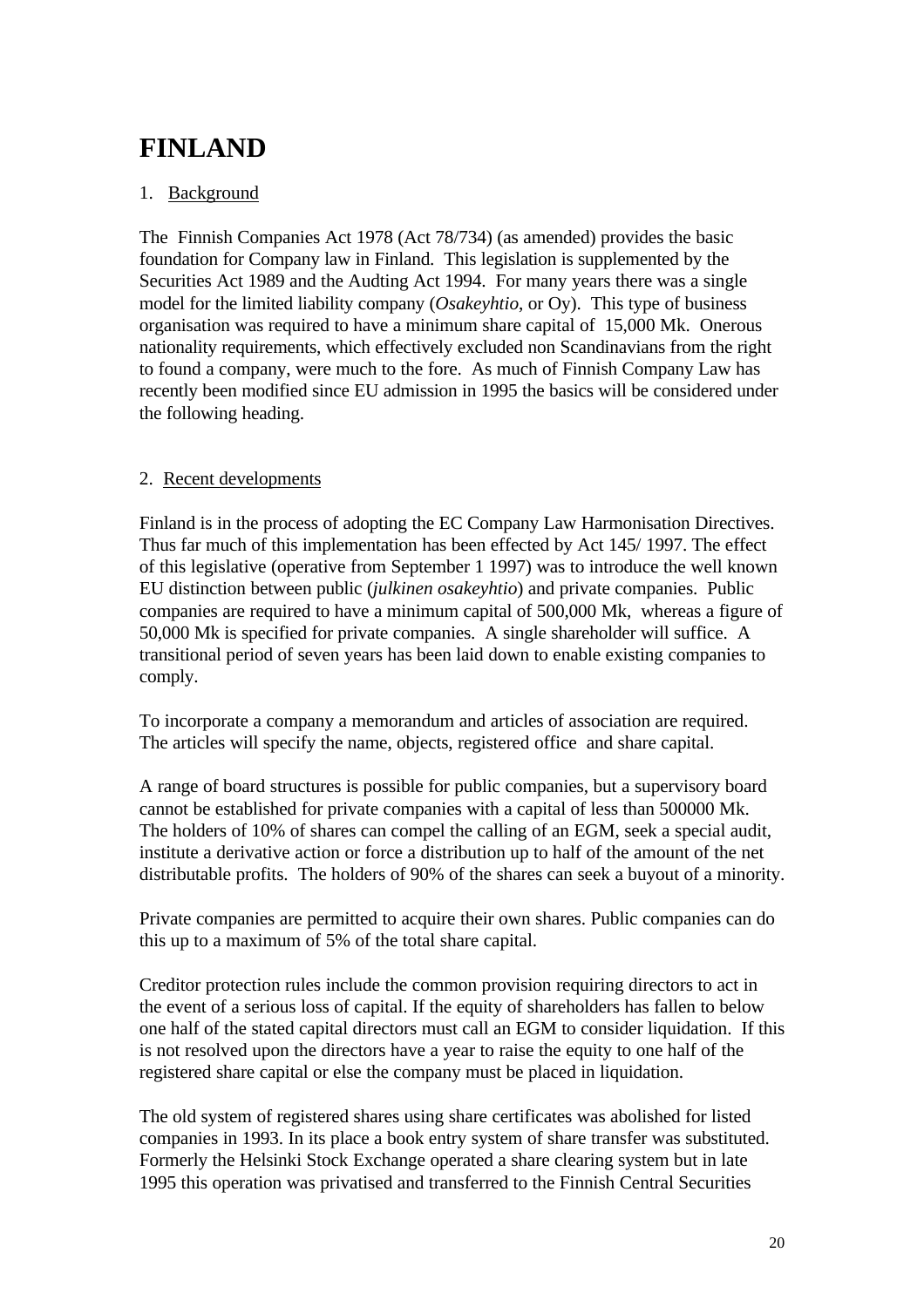# FINLAND

1. Background

The Finnish Companies Act 1978 (Act 78/734) (as amended) provides the basic foundation for Company law in Finland. This legislation is supplemented by the Securities Act 1989 and the Audting Act 1994. For many years there was a single model for the limited liability company (*Osakeyhtio*, or Oy). This type of business organisation was required to have a minimum share capital of 15,000 Mk. Onerous nationality requirements, which effectively excluded non Scandinavians from the right to found a company, were much to the fore. As much of Finnish Company Law has recently been modified since EU admission in 1995 the basics will be considered under the following heading.

2. Recent developments

Finland is in the process of adopting the EC Company Law Harmonisation Directives. Thus far much of this implementation has been effected by Act 145/ 1997. The effect of this legislative (operative from September 1 1997) was to introduce the well known EU distinction between public (*julkinen osakeyhtio*) and private companies. Public companies are required to have a minimum capital of 500,000 Mk, whereas a figure of 50,000 Mk is specified for private companies. A single shareholder will suffice. A transitional period of seven years has been laid down to enable existing companies to comply.

To incorporate a company a memorandum and articles of association are required. The articles will specify the name, objects, registered office and share capital.

A range of board structures is possible for public companies, but a supervisory board cannot be established for private companies with a capital of less than 500000 Mk. The holders of 10% of shares can compel the calling of an EGM, seek a special audit, institute a derivative action or force a distribution up to half of the amount of the net distributable profits. The holders of 90% of the shares can seek a buyout of a minority.

Private companies are permitted to acquire their own shares. Public companies can do this up to a maximum of 5% of the total share capital.

Creditor protection rules include the common provision requiring directors to act in the event of a serious loss of capital. If the equity of shareholders has fallen to below one half of the stated capital directors must call an EGM to consider liquidation. If this is not resolved upon the directors have a year to raise the equity to one half of the registered share capital or else the company must be placed in liquidation.

The old system of registered shares using share certificates was abolished for listed companies in 1993. In its place a book entry system of share transfer was substituted. Formerly the Helsinki Stock Exchange operated a share clearing system but in late 1995 this operation was privatised and transferred to the Finnish Central Securities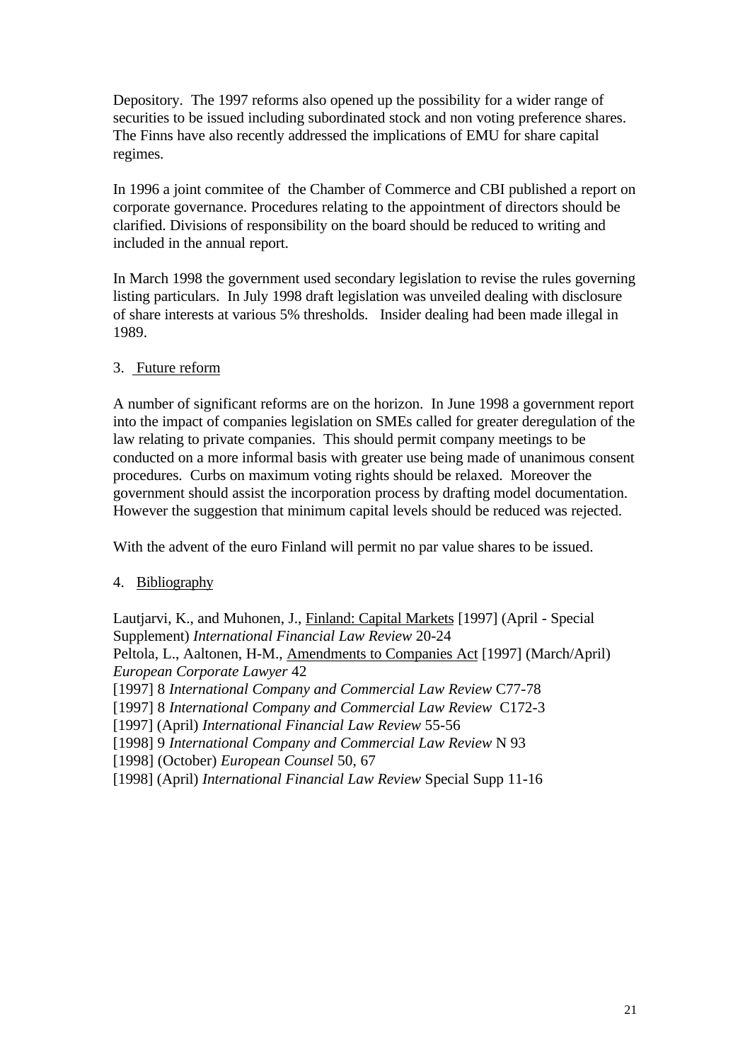Depository. The 1997 reforms also opened up the possibility for a wider range of securities to be issued including subordinated stock and non voting preference shares. The Finns have also recently addressed the implications of EMU for share capital regimes.

In 1996 a joint commitee of the Chamber of Commerce and CBI published a report on corporate governance. Procedures relating to the appointment of directors should be clarified. Divisions of responsibility on the board should be reduced to writing and included in the annual report.

In March 1998 the government used secondary legislation to revise the rules governing listing particulars. In July 1998 draft legislation was unveiled dealing with disclosure of share interests at various 5% thresholds. Insider dealing had been made illegal in 1989.

## 3. Future reform

A number of significant reforms are on the horizon. In June 1998 a government report into the impact of companies legislation on SMEs called for greater deregulation of the law relating to private companies. This should permit company meetings to be conducted on a more informal basis with greater use being made of unanimous consent procedures. Curbs on maximum voting rights should be relaxed. Moreover the government should assist the incorporation process by drafting model documentation. However the suggestion that minimum capital levels should be reduced was rejected.

With the advent of the euro Finland will permit no par value shares to be issued.

## 4. Bibliography

Lautjarvi, K., and Muhonen, J., Finland: Capital Markets [1997] (April - Special Supplement) *International Financial Law Review* 20-24
Peltola, L., Aaltonen, H-M., Amendments to Companies Act [1997] (March/April) *European Corporate Lawyer* 42
[1997] 8 *International Company and Commercial Law Review* C77-78
[1997] 8 *International Company and Commercial Law Review* C172-3
[1997] (April) *International Financial Law Review* 55-56
[1998] 9 *International Company and Commercial Law Review* N 93
[1998] (October) *European Counsel* 50, 67
[1998] (April) *International Financial Law Review* Special Supp 11-16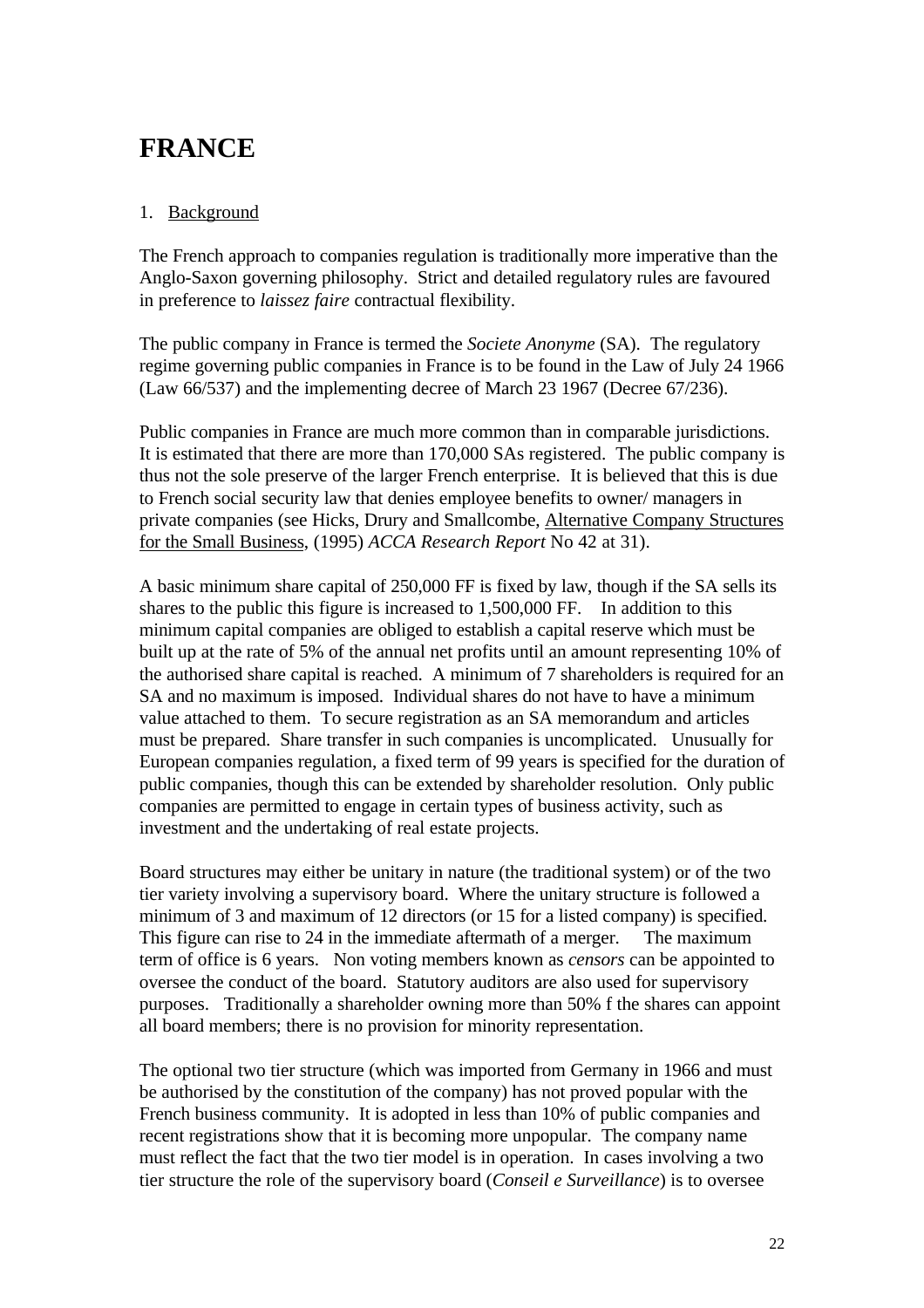# FRANCE

1. Background

The French approach to companies regulation is traditionally more imperative than the Anglo-Saxon governing philosophy. Strict and detailed regulatory rules are favoured in preference to *laissez faire* contractual flexibility.

The public company in France is termed the *Societe Anonyme* (SA). The regulatory regime governing public companies in France is to be found in the Law of July 24 1966 (Law 66/537) and the implementing decree of March 23 1967 (Decree 67/236).

Public companies in France are much more common than in comparable jurisdictions. It is estimated that there are more than 170,000 SAs registered. The public company is thus not the sole preserve of the larger French enterprise. It is believed that this is due to French social security law that denies employee benefits to owner/ managers in private companies (see Hicks, Drury and Smallcombe, Alternative Company Structures for the Small Business, (1995) *ACCA Research Report* No 42 at 31).

A basic minimum share capital of 250,000 FF is fixed by law, though if the SA sells its shares to the public this figure is increased to 1,500,000 FF. In addition to this minimum capital companies are obliged to establish a capital reserve which must be built up at the rate of 5% of the annual net profits until an amount representing 10% of the authorised share capital is reached. A minimum of 7 shareholders is required for an SA and no maximum is imposed. Individual shares do not have to have a minimum value attached to them. To secure registration as an SA memorandum and articles must be prepared. Share transfer in such companies is uncomplicated. Unusually for European companies regulation, a fixed term of 99 years is specified for the duration of public companies, though this can be extended by shareholder resolution. Only public companies are permitted to engage in certain types of business activity, such as investment and the undertaking of real estate projects.

Board structures may either be unitary in nature (the traditional system) or of the two tier variety involving a supervisory board. Where the unitary structure is followed a minimum of 3 and maximum of 12 directors (or 15 for a listed company) is specified. This figure can rise to 24 in the immediate aftermath of a merger. The maximum term of office is 6 years. Non voting members known as *censors* can be appointed to oversee the conduct of the board. Statutory auditors are also used for supervisory purposes. Traditionally a shareholder owning more than 50% f the shares can appoint all board members; there is no provision for minority representation.

The optional two tier structure (which was imported from Germany in 1966 and must be authorised by the constitution of the company) has not proved popular with the French business community. It is adopted in less than 10% of public companies and recent registrations show that it is becoming more unpopular. The company name must reflect the fact that the two tier model is in operation. In cases involving a two tier structure the role of the supervisory board (*Conseil e Surveillance*) is to oversee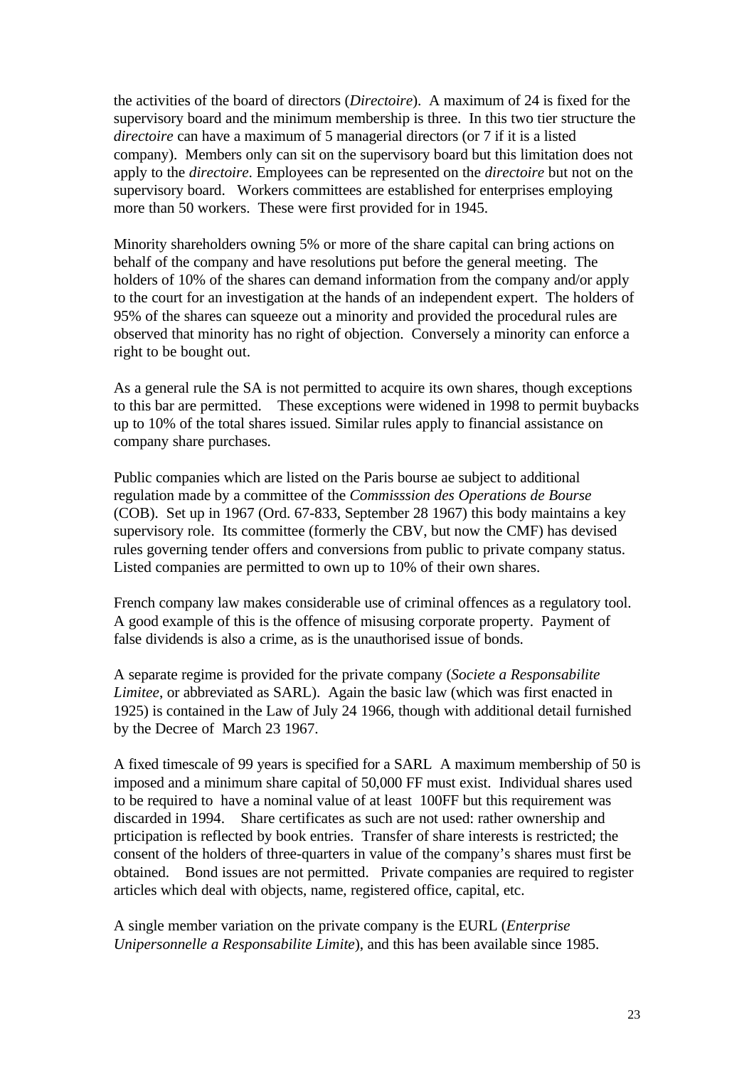the activities of the board of directors (*Directoire*). A maximum of 24 is fixed for the supervisory board and the minimum membership is three. In this two tier structure the *directoire* can have a maximum of 5 managerial directors (or 7 if it is a listed company). Members only can sit on the supervisory board but this limitation does not apply to the *directoire.* Employees can be represented on the *directoire* but not on the supervisory board. Workers committees are established for enterprises employing more than 50 workers. These were first provided for in 1945.

Minority shareholders owning 5% or more of the share capital can bring actions on behalf of the company and have resolutions put before the general meeting. The holders of 10% of the shares can demand information from the company and/or apply to the court for an investigation at the hands of an independent expert. The holders of 95% of the shares can squeeze out a minority and provided the procedural rules are observed that minority has no right of objection. Conversely a minority can enforce a right to be bought out.

As a general rule the SA is not permitted to acquire its own shares, though exceptions to this bar are permitted. These exceptions were widened in 1998 to permit buybacks up to 10% of the total shares issued. Similar rules apply to financial assistance on company share purchases.

Public companies which are listed on the Paris bourse ae subject to additional regulation made by a committee of the *Commisssion des Operations de Bourse* (COB). Set up in 1967 (Ord. 67-833, September 28 1967) this body maintains a key supervisory role. Its committee (formerly the CBV, but now the CMF) has devised rules governing tender offers and conversions from public to private company status. Listed companies are permitted to own up to 10% of their own shares.

French company law makes considerable use of criminal offences as a regulatory tool. A good example of this is the offence of misusing corporate property. Payment of false dividends is also a crime, as is the unauthorised issue of bonds.

A separate regime is provided for the private company (*Societe a Responsabilite Limitee*, or abbreviated as SARL). Again the basic law (which was first enacted in 1925) is contained in the Law of July 24 1966, though with additional detail furnished by the Decree of March 23 1967.

A fixed timescale of 99 years is specified for a SARL A maximum membership of 50 is imposed and a minimum share capital of 50,000 FF must exist. Individual shares used to be required to have a nominal value of at least 100FF but this requirement was discarded in 1994. Share certificates as such are not used: rather ownership and prticipation is reflected by book entries. Transfer of share interests is restricted; the consent of the holders of three-quarters in value of the company's shares must first be obtained. Bond issues are not permitted. Private companies are required to register articles which deal with objects, name, registered office, capital, etc.

A single member variation on the private company is the EURL (*Enterprise Unipersonnelle a Responsabilite Limite*), and this has been available since 1985.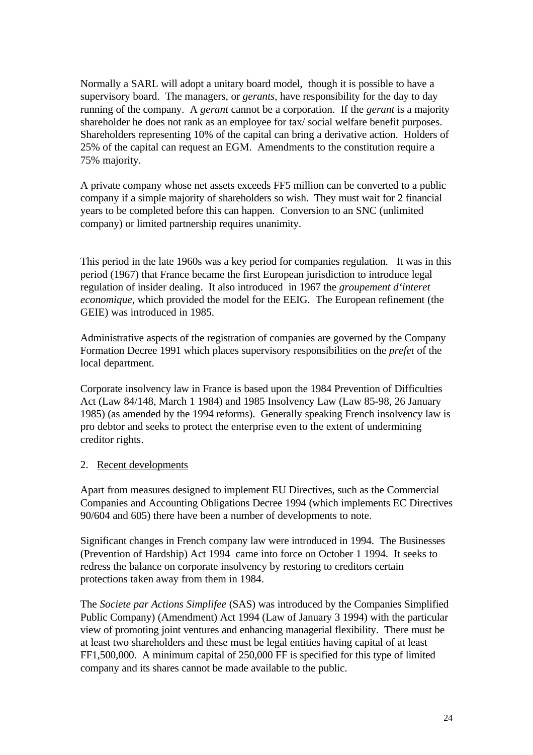Normally a SARL will adopt a unitary board model, though it is possible to have a supervisory board. The managers, or *gerants*, have responsibility for the day to day running of the company. A *gerant* cannot be a corporation. If the *gerant* is a majority shareholder he does not rank as an employee for tax/ social welfare benefit purposes. Shareholders representing 10% of the capital can bring a derivative action. Holders of 25% of the capital can request an EGM. Amendments to the constitution require a 75% majority.

A private company whose net assets exceeds FF5 million can be converted to a public company if a simple majority of shareholders so wish. They must wait for 2 financial years to be completed before this can happen. Conversion to an SNC (unlimited company) or limited partnership requires unanimity.

This period in the late 1960s was a key period for companies regulation. It was in this period (1967) that France became the first European jurisdiction to introduce legal regulation of insider dealing. It also introduced in 1967 the *groupement d'interet economique*, which provided the model for the EEIG. The European refinement (the GEIE) was introduced in 1985.

Administrative aspects of the registration of companies are governed by the Company Formation Decree 1991 which places supervisory responsibilities on the *prefet* of the local department.

Corporate insolvency law in France is based upon the 1984 Prevention of Difficulties Act (Law 84/148, March 1 1984) and 1985 Insolvency Law (Law 85-98, 26 January 1985) (as amended by the 1994 reforms). Generally speaking French insolvency law is pro debtor and seeks to protect the enterprise even to the extent of undermining creditor rights.

2. Recent developments

Apart from measures designed to implement EU Directives, such as the Commercial Companies and Accounting Obligations Decree 1994 (which implements EC Directives 90/604 and 605) there have been a number of developments to note.

Significant changes in French company law were introduced in 1994. The Businesses (Prevention of Hardship) Act 1994 came into force on October 1 1994. It seeks to redress the balance on corporate insolvency by restoring to creditors certain protections taken away from them in 1984.

The *Societe par Actions Simplifee* (SAS) was introduced by the Companies Simplified Public Company) (Amendment) Act 1994 (Law of January 3 1994) with the particular view of promoting joint ventures and enhancing managerial flexibility. There must be at least two shareholders and these must be legal entities having capital of at least FF1,500,000. A minimum capital of 250,000 FF is specified for this type of limited company and its shares cannot be made available to the public.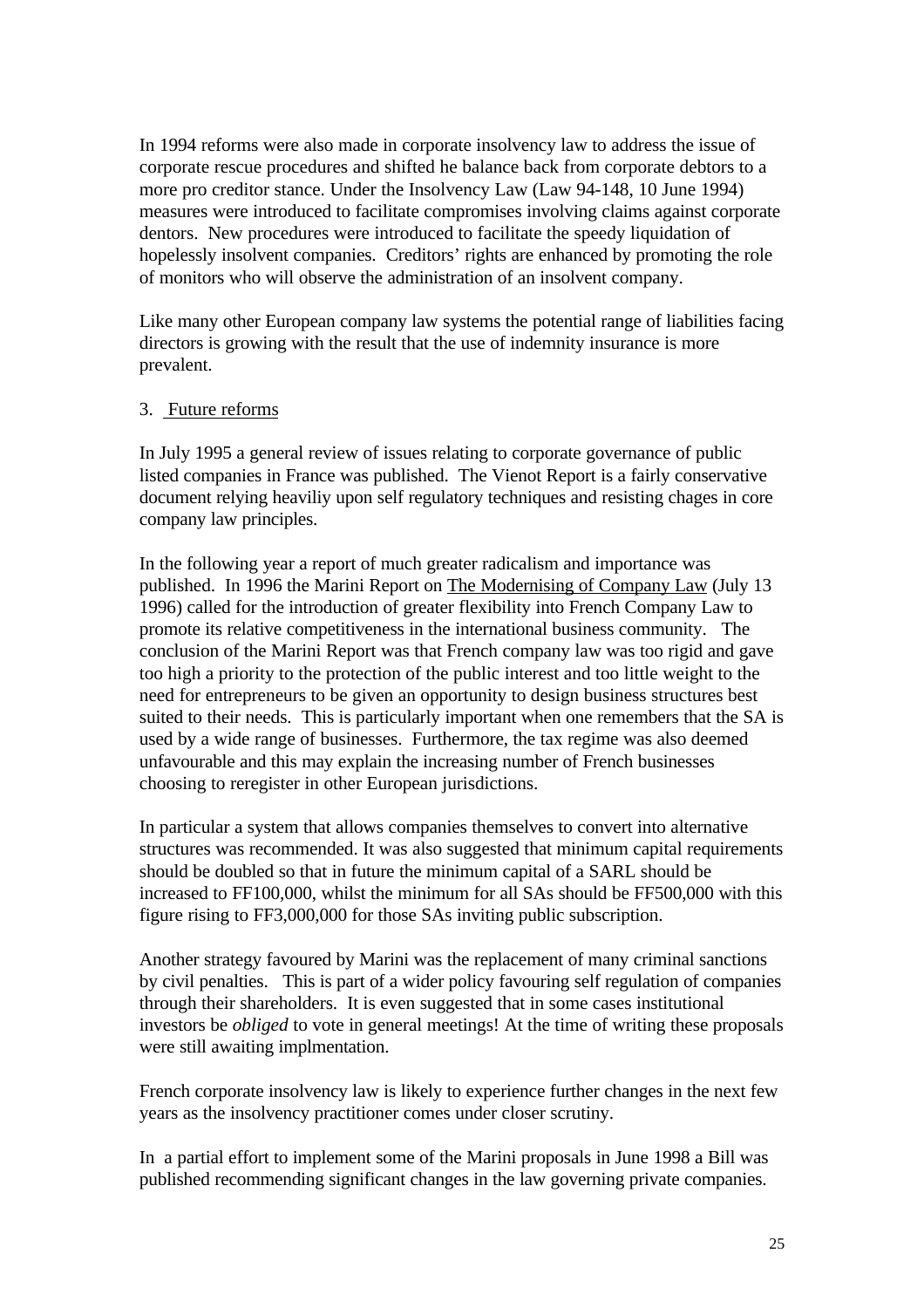In 1994 reforms were also made in corporate insolvency law to address the issue of corporate rescue procedures and shifted he balance back from corporate debtors to a more pro creditor stance. Under the Insolvency Law (Law 94-148, 10 June 1994) measures were introduced to facilitate compromises involving claims against corporate dentors. New procedures were introduced to facilitate the speedy liquidation of hopelessly insolvent companies. Creditors' rights are enhanced by promoting the role of monitors who will observe the administration of an insolvent company.

Like many other European company law systems the potential range of liabilities facing directors is growing with the result that the use of indemnity insurance is more prevalent.

3. Future reforms

In July 1995 a general review of issues relating to corporate governance of public listed companies in France was published. The Vienot Report is a fairly conservative document relying heaviliy upon self regulatory techniques and resisting chages in core company law principles.

In the following year a report of much greater radicalism and importance was published. In 1996 the Marini Report on The Modernising of Company Law (July 13 1996) called for the introduction of greater flexibility into French Company Law to promote its relative competitiveness in the international business community. The conclusion of the Marini Report was that French company law was too rigid and gave too high a priority to the protection of the public interest and too little weight to the need for entrepreneurs to be given an opportunity to design business structures best suited to their needs. This is particularly important when one remembers that the SA is used by a wide range of businesses. Furthermore, the tax regime was also deemed unfavourable and this may explain the increasing number of French businesses choosing to reregister in other European jurisdictions.

In particular a system that allows companies themselves to convert into alternative structures was recommended. It was also suggested that minimum capital requirements should be doubled so that in future the minimum capital of a SARL should be increased to FF100,000, whilst the minimum for all SAs should be FF500,000 with this figure rising to FF3,000,000 for those SAs inviting public subscription.

Another strategy favoured by Marini was the replacement of many criminal sanctions by civil penalties. This is part of a wider policy favouring self regulation of companies through their shareholders. It is even suggested that in some cases institutional investors be *obliged* to vote in general meetings! At the time of writing these proposals were still awaiting implmentation.

French corporate insolvency law is likely to experience further changes in the next few years as the insolvency practitioner comes under closer scrutiny.

In a partial effort to implement some of the Marini proposals in June 1998 a Bill was published recommending significant changes in the law governing private companies.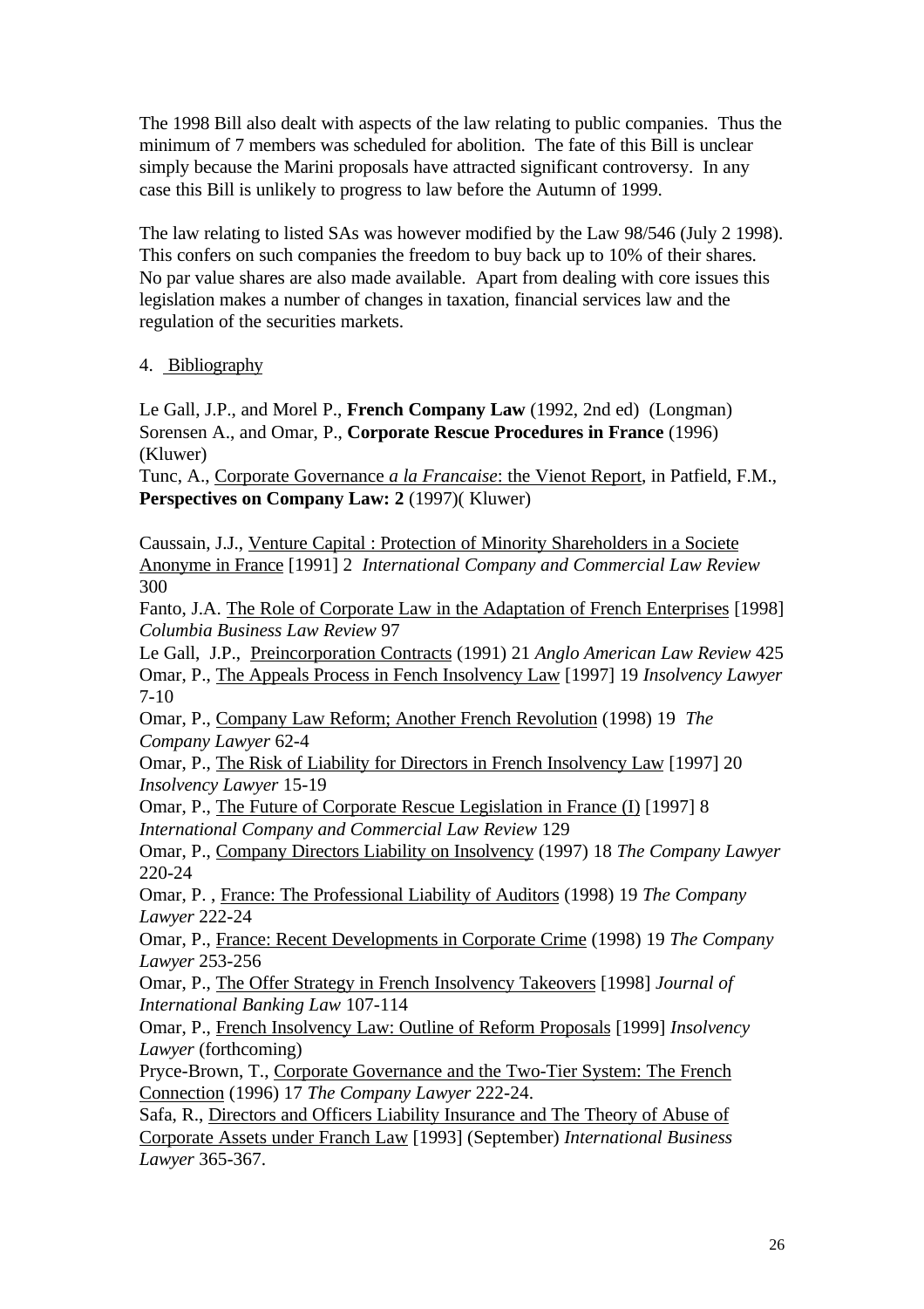The 1998 Bill also dealt with aspects of the law relating to public companies. Thus the minimum of 7 members was scheduled for abolition. The fate of this Bill is unclear simply because the Marini proposals have attracted significant controversy. In any case this Bill is unlikely to progress to law before the Autumn of 1999.

The law relating to listed SAs was however modified by the Law 98/546 (July 2 1998). This confers on such companies the freedom to buy back up to 10% of their shares. No par value shares are also made available. Apart from dealing with core issues this legislation makes a number of changes in taxation, financial services law and the regulation of the securities markets.

## 4. Bibliography

Le Gall, J.P., and Morel P., **French Company Law** (1992, 2nd ed) (Longman)
Sorensen A., and Omar, P., **Corporate Rescue Procedures in France** (1996) (Kluwer)
Tunc, A., Corporate Governance *a la Francaise*: the Vienot Report, in Patfield, F.M., **Perspectives on Company Law: 2** (1997)( Kluwer)

Caussain, J.J., Venture Capital : Protection of Minority Shareholders in a Societe Anonyme in France [1991] 2 *International Company and Commercial Law Review* 300
Fanto, J.A. The Role of Corporate Law in the Adaptation of French Enterprises [1998] *Columbia Business Law Review* 97
Le Gall, J.P., Preincorporation Contracts (1991) 21 *Anglo American Law Review* 425
Omar, P., The Appeals Process in Fench Insolvency Law [1997] 19 *Insolvency Lawyer* 7-10
Omar, P., Company Law Reform; Another French Revolution (1998) 19 *The Company Lawyer* 62-4
Omar, P., The Risk of Liability for Directors in French Insolvency Law [1997] 20 *Insolvency Lawyer* 15-19
Omar, P., The Future of Corporate Rescue Legislation in France (I) [1997] 8 *International Company and Commercial Law Review* 129
Omar, P., Company Directors Liability on Insolvency (1997) 18 *The Company Lawyer* 220-24
Omar, P. , France: The Professional Liability of Auditors (1998) 19 *The Company Lawyer* 222-24
Omar, P., France: Recent Developments in Corporate Crime (1998) 19 *The Company Lawyer* 253-256
Omar, P., The Offer Strategy in French Insolvency Takeovers [1998] *Journal of International Banking Law* 107-114
Omar, P., French Insolvency Law: Outline of Reform Proposals [1999] *Insolvency Lawyer* (forthcoming)
Pryce-Brown, T., Corporate Governance and the Two-Tier System: The French Connection (1996) 17 *The Company Lawyer* 222-24.
Safa, R., Directors and Officers Liability Insurance and The Theory of Abuse of Corporate Assets under Franch Law [1993] (September) *International Business Lawyer* 365-367.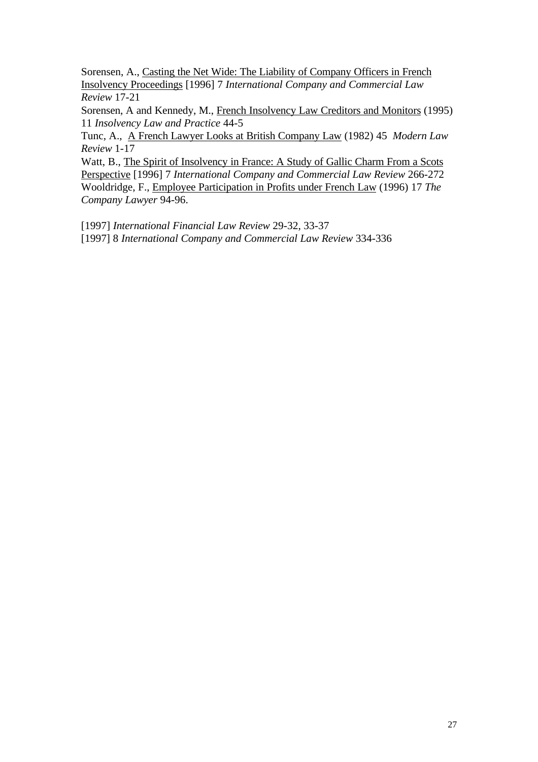Sorensen, A., Casting the Net Wide: The Liability of Company Officers in French Insolvency Proceedings [1996] 7 *International Company and Commercial Law Review* 17-21

Sorensen, A and Kennedy, M., French Insolvency Law Creditors and Monitors (1995) 11 *Insolvency Law and Practice* 44-5

Tunc, A., A French Lawyer Looks at British Company Law (1982) 45 *Modern Law Review* 1-17

Watt, B., The Spirit of Insolvency in France: A Study of Gallic Charm From a Scots Perspective [1996] 7 *International Company and Commercial Law Review* 266-272

Wooldridge, F., Employee Participation in Profits under French Law (1996) 17 *The Company Lawyer* 94-96.

[1997] *International Financial Law Review* 29-32, 33-37

[1997] 8 *International Company and Commercial Law Review* 334-336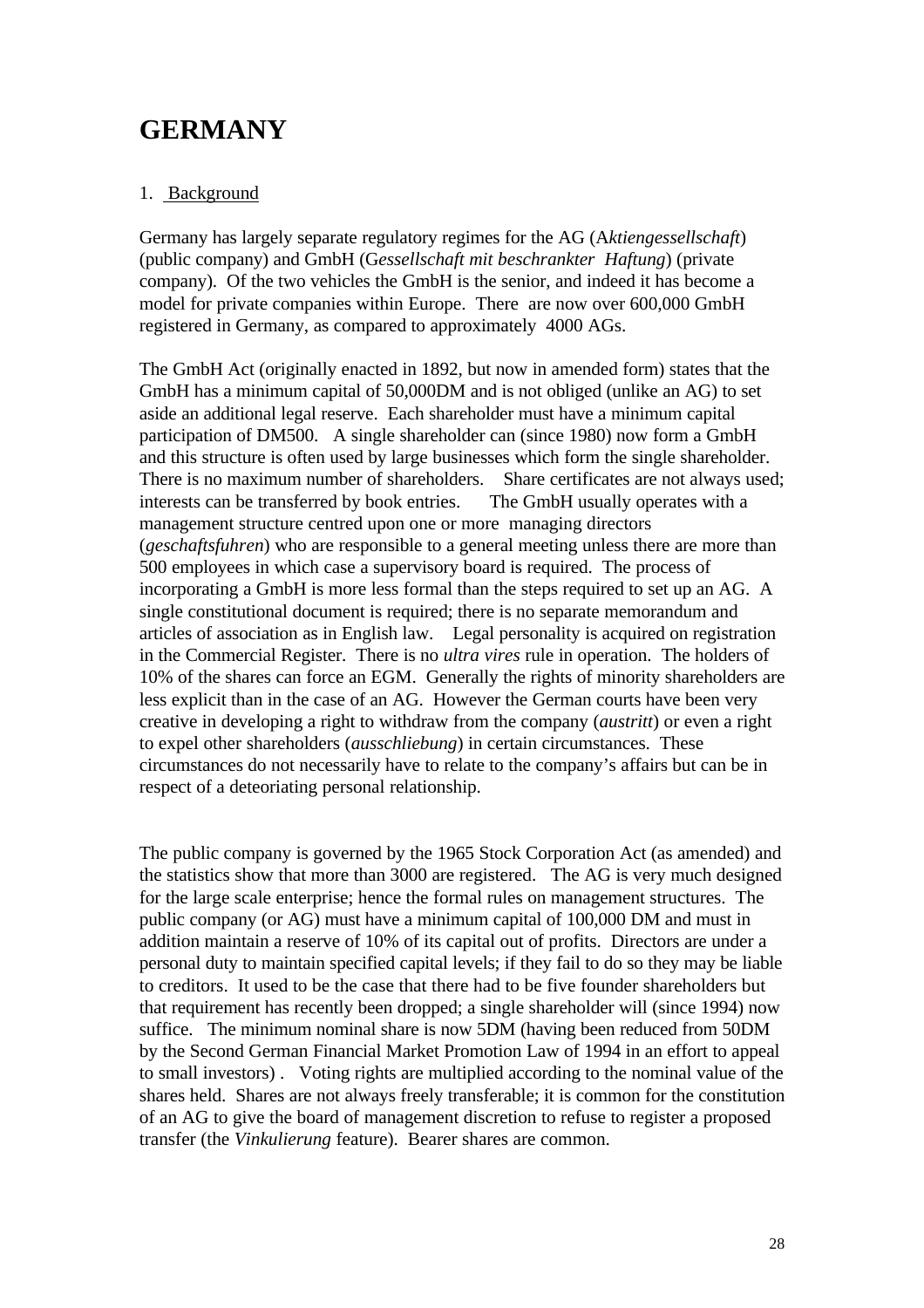# GERMANY

1. <u>Background</u>

Germany has largely separate regulatory regimes for the AG (A*ktiengessellschaft*) (public company) and GmbH (G*essellschaft mit beschrankter Haftung*) (private company). Of the two vehicles the GmbH is the senior, and indeed it has become a model for private companies within Europe. There are now over 600,000 GmbH registered in Germany, as compared to approximately 4000 AGs.

The GmbH Act (originally enacted in 1892, but now in amended form) states that the GmbH has a minimum capital of 50,000DM and is not obliged (unlike an AG) to set aside an additional legal reserve. Each shareholder must have a minimum capital participation of DM500. A single shareholder can (since 1980) now form a GmbH and this structure is often used by large businesses which form the single shareholder. There is no maximum number of shareholders. Share certificates are not always used; interests can be transferred by book entries. The GmbH usually operates with a management structure centred upon one or more managing directors (*geschaftsfuhren*) who are responsible to a general meeting unless there are more than 500 employees in which case a supervisory board is required. The process of incorporating a GmbH is more less formal than the steps required to set up an AG. A single constitutional document is required; there is no separate memorandum and articles of association as in English law. Legal personality is acquired on registration in the Commercial Register. There is no *ultra vires* rule in operation. The holders of 10% of the shares can force an EGM. Generally the rights of minority shareholders are less explicit than in the case of an AG. However the German courts have been very creative in developing a right to withdraw from the company (*austritt*) or even a right to expel other shareholders (*ausschliebung*) in certain circumstances. These circumstances do not necessarily have to relate to the company's affairs but can be in respect of a deteoriating personal relationship.

The public company is governed by the 1965 Stock Corporation Act (as amended) and the statistics show that more than 3000 are registered. The AG is very much designed for the large scale enterprise; hence the formal rules on management structures. The public company (or AG) must have a minimum capital of 100,000 DM and must in addition maintain a reserve of 10% of its capital out of profits. Directors are under a personal duty to maintain specified capital levels; if they fail to do so they may be liable to creditors. It used to be the case that there had to be five founder shareholders but that requirement has recently been dropped; a single shareholder will (since 1994) now suffice. The minimum nominal share is now 5DM (having been reduced from 50DM by the Second German Financial Market Promotion Law of 1994 in an effort to appeal to small investors) . Voting rights are multiplied according to the nominal value of the shares held. Shares are not always freely transferable; it is common for the constitution of an AG to give the board of management discretion to refuse to register a proposed transfer (the *Vinkulierung* feature). Bearer shares are common.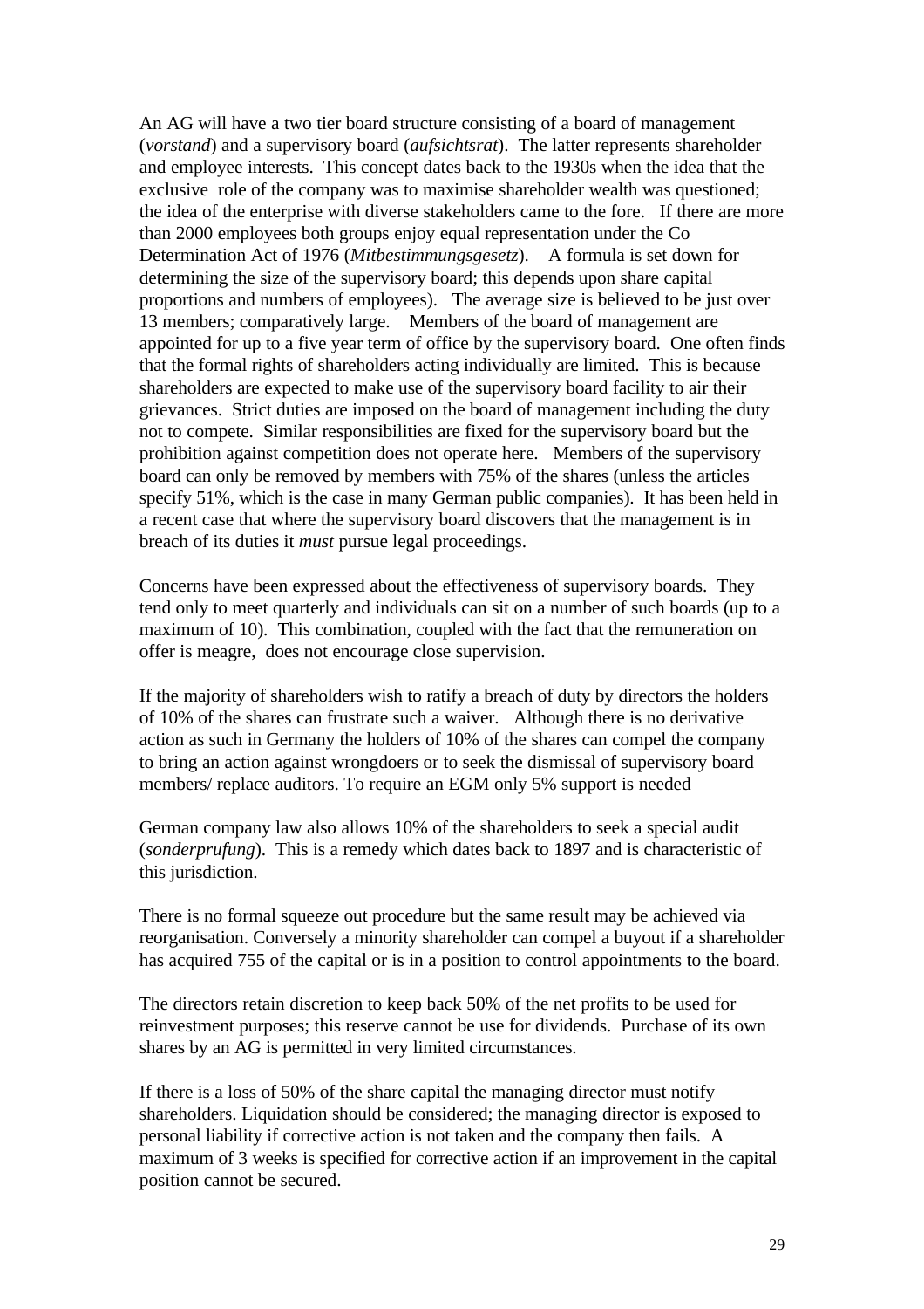An AG will have a two tier board structure consisting of a board of management (*vorstand*) and a supervisory board (*aufsichtsrat*). The latter represents shareholder and employee interests. This concept dates back to the 1930s when the idea that the exclusive role of the company was to maximise shareholder wealth was questioned; the idea of the enterprise with diverse stakeholders came to the fore. If there are more than 2000 employees both groups enjoy equal representation under the Co Determination Act of 1976 (*Mitbestimmungsgesetz*). A formula is set down for determining the size of the supervisory board; this depends upon share capital proportions and numbers of employees). The average size is believed to be just over 13 members; comparatively large. Members of the board of management are appointed for up to a five year term of office by the supervisory board. One often finds that the formal rights of shareholders acting individually are limited. This is because shareholders are expected to make use of the supervisory board facility to air their grievances. Strict duties are imposed on the board of management including the duty not to compete. Similar responsibilities are fixed for the supervisory board but the prohibition against competition does not operate here. Members of the supervisory board can only be removed by members with 75% of the shares (unless the articles specify 51%, which is the case in many German public companies). It has been held in a recent case that where the supervisory board discovers that the management is in breach of its duties it *must* pursue legal proceedings.

Concerns have been expressed about the effectiveness of supervisory boards. They tend only to meet quarterly and individuals can sit on a number of such boards (up to a maximum of 10). This combination, coupled with the fact that the remuneration on offer is meagre, does not encourage close supervision.

If the majority of shareholders wish to ratify a breach of duty by directors the holders of 10% of the shares can frustrate such a waiver. Although there is no derivative action as such in Germany the holders of 10% of the shares can compel the company to bring an action against wrongdoers or to seek the dismissal of supervisory board members/ replace auditors. To require an EGM only 5% support is needed

German company law also allows 10% of the shareholders to seek a special audit (*sonderprufung*). This is a remedy which dates back to 1897 and is characteristic of this jurisdiction.

There is no formal squeeze out procedure but the same result may be achieved via reorganisation. Conversely a minority shareholder can compel a buyout if a shareholder has acquired 755 of the capital or is in a position to control appointments to the board.

The directors retain discretion to keep back 50% of the net profits to be used for reinvestment purposes; this reserve cannot be use for dividends. Purchase of its own shares by an AG is permitted in very limited circumstances.

If there is a loss of 50% of the share capital the managing director must notify shareholders. Liquidation should be considered; the managing director is exposed to personal liability if corrective action is not taken and the company then fails. A maximum of 3 weeks is specified for corrective action if an improvement in the capital position cannot be secured.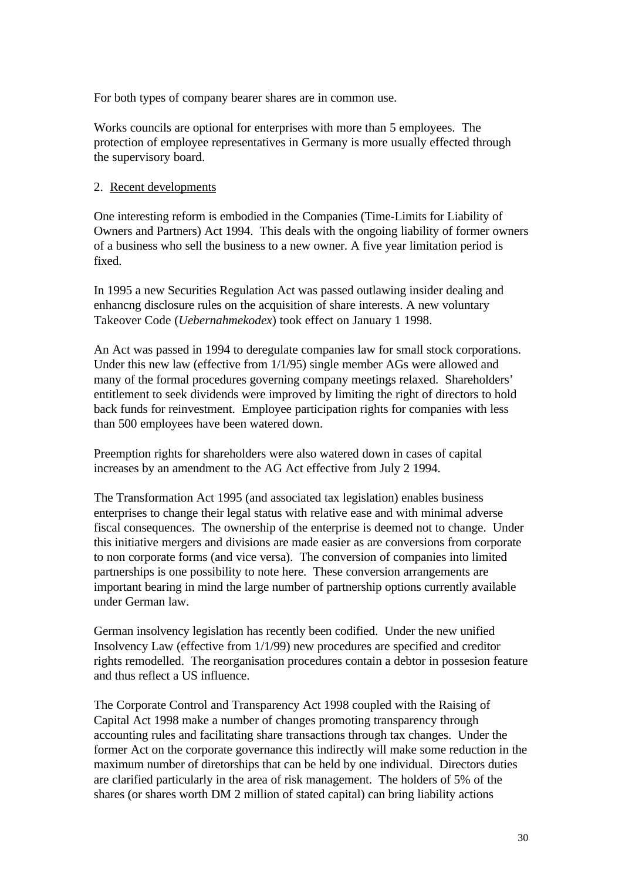For both types of company bearer shares are in common use.

Works councils are optional for enterprises with more than 5 employees. The protection of employee representatives in Germany is more usually effected through the supervisory board.

2. Recent developments

One interesting reform is embodied in the Companies (Time-Limits for Liability of Owners and Partners) Act 1994. This deals with the ongoing liability of former owners of a business who sell the business to a new owner. A five year limitation period is fixed.

In 1995 a new Securities Regulation Act was passed outlawing insider dealing and enhancng disclosure rules on the acquisition of share interests. A new voluntary Takeover Code (*Uebernahmekodex*) took effect on January 1 1998.

An Act was passed in 1994 to deregulate companies law for small stock corporations. Under this new law (effective from 1/1/95) single member AGs were allowed and many of the formal procedures governing company meetings relaxed. Shareholders' entitlement to seek dividends were improved by limiting the right of directors to hold back funds for reinvestment. Employee participation rights for companies with less than 500 employees have been watered down.

Preemption rights for shareholders were also watered down in cases of capital increases by an amendment to the AG Act effective from July 2 1994.

The Transformation Act 1995 (and associated tax legislation) enables business enterprises to change their legal status with relative ease and with minimal adverse fiscal consequences. The ownership of the enterprise is deemed not to change. Under this initiative mergers and divisions are made easier as are conversions from corporate to non corporate forms (and vice versa). The conversion of companies into limited partnerships is one possibility to note here. These conversion arrangements are important bearing in mind the large number of partnership options currently available under German law.

German insolvency legislation has recently been codified. Under the new unified Insolvency Law (effective from 1/1/99) new procedures are specified and creditor rights remodelled. The reorganisation procedures contain a debtor in possesion feature and thus reflect a US influence.

The Corporate Control and Transparency Act 1998 coupled with the Raising of Capital Act 1998 make a number of changes promoting transparency through accounting rules and facilitating share transactions through tax changes. Under the former Act on the corporate governance this indirectly will make some reduction in the maximum number of diretorships that can be held by one individual. Directors duties are clarified particularly in the area of risk management. The holders of 5% of the shares (or shares worth DM 2 million of stated capital) can bring liability actions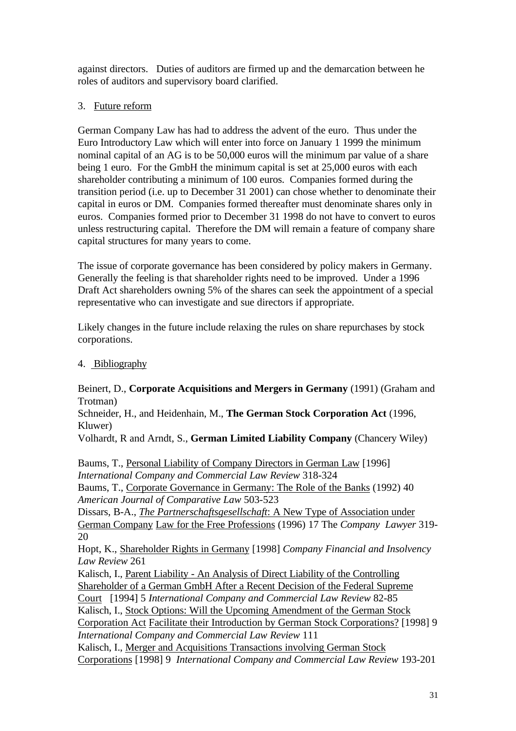against directors. Duties of auditors are firmed up and the demarcation between he roles of auditors and supervisory board clarified.

## 3. Future reform

German Company Law has had to address the advent of the euro. Thus under the Euro Introductory Law which will enter into force on January 1 1999 the minimum nominal capital of an AG is to be 50,000 euros will the minimum par value of a share being 1 euro. For the GmbH the minimum capital is set at 25,000 euros with each shareholder contributing a minimum of 100 euros. Companies formed during the transition period (i.e. up to December 31 2001) can chose whether to denominate their capital in euros or DM. Companies formed thereafter must denominate shares only in euros. Companies formed prior to December 31 1998 do not have to convert to euros unless restructuring capital. Therefore the DM will remain a feature of company share capital structures for many years to come.

The issue of corporate governance has been considered by policy makers in Germany. Generally the feeling is that shareholder rights need to be improved. Under a 1996 Draft Act shareholders owning 5% of the shares can seek the appointment of a special representative who can investigate and sue directors if appropriate.

Likely changes in the future include relaxing the rules on share repurchases by stock corporations.

## 4. Bibliography

Beinert, D., **Corporate Acquisitions and Mergers in Germany** (1991) (Graham and Trotman)
Schneider, H., and Heidenhain, M., **The German Stock Corporation Act** (1996, Kluwer)
Volhardt, R and Arndt, S., **German Limited Liability Company** (Chancery Wiley)

Baums, T., Personal Liability of Company Directors in German Law [1996] *International Company and Commercial Law Review* 318-324
Baums, T., Corporate Governance in Germany: The Role of the Banks (1992) 40 *American Journal of Comparative Law* 503-523
Dissars, B-A., *The Partnerschaftsgesellschaft*: A New Type of Association under German Company Law for the Free Professions (1996) 17 The *Company Lawyer* 319-20
Hopt, K., Shareholder Rights in Germany [1998] *Company Financial and Insolvency Law Review* 261
Kalisch, I., Parent Liability - An Analysis of Direct Liability of the Controlling Shareholder of a German GmbH After a Recent Decision of the Federal Supreme Court [1994] 5 *International Company and Commercial Law Review* 82-85
Kalisch, I., Stock Options: Will the Upcoming Amendment of the German Stock Corporation Act Facilitate their Introduction by German Stock Corporations? [1998] 9 *International Company and Commercial Law Review* 111
Kalisch, I., Merger and Acquisitions Transactions involving German Stock Corporations [1998] 9 *International Company and Commercial Law Review* 193-201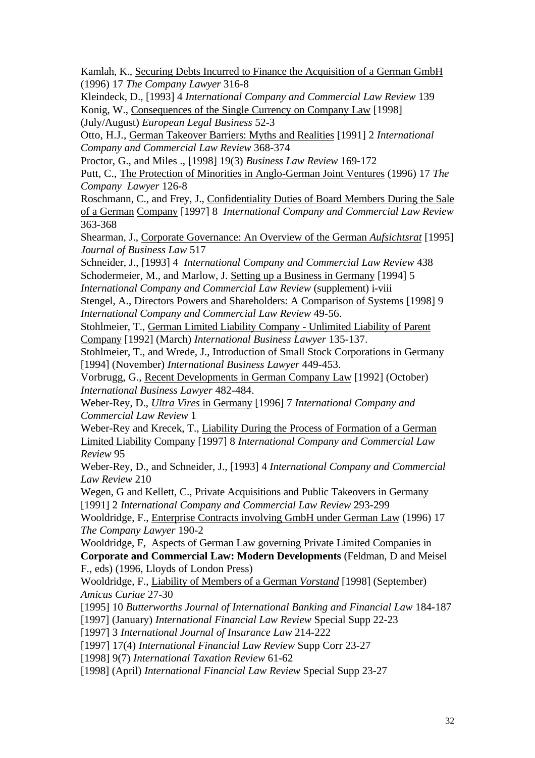Kamlah, K., <u>Securing Debts Incurred to Finance the Acquisition of a German GmbH</u> (1996) 17 *The Company Lawyer* 316-8

Kleindeck, D., [1993] 4 *International Company and Commercial Law Review* 139

Konig, W., <u>Consequences of the Single Currency on Company Law</u> [1998] (July/August) *European Legal Business* 52-3

Otto, H.J., <u>German Takeover Barriers: Myths and Realities</u> [1991] 2 *International Company and Commercial Law Review* 368-374

Proctor, G., and Miles ., [1998] 19(3) *Business Law Review* 169-172

Putt, C., <u>The Protection of Minorities in Anglo-German Joint Ventures</u> (1996) 17 *The Company Lawyer* 126-8

Roschmann, C., and Frey, J., <u>Confidentiality Duties of Board Members During the Sale of a German Company</u> [1997] 8 *International Company and Commercial Law Review* 363-368

Shearman, J., <u>Corporate Governance: An Overview of the German *Aufsichtsrat*</u> [1995] *Journal of Business Law* 517

Schneider, J., [1993] 4 *International Company and Commercial Law Review* 438

Schodermeier, M., and Marlow, J. <u>Setting up a Business in Germany</u> [1994] 5 *International Company and Commercial Law Review* (supplement) i-viii

Stengel, A., <u>Directors Powers and Shareholders: A Comparison of Systems</u> [1998] 9 *International Company and Commercial Law Review* 49-56.

Stohlmeier, T., <u>German Limited Liability Company - Unlimited Liability of Parent Company</u> [1992] (March) *International Business Lawyer* 135-137.

Stohlmeier, T., and Wrede, J., <u>Introduction of Small Stock Corporations in Germany</u> [1994] (November) *International Business Lawyer* 449-453.

Vorbrugg, G., <u>Recent Developments in German Company Law</u> [1992] (October) *International Business Lawyer* 482-484.

Weber-Rey, D., <u>*Ultra Vires* in Germany</u> [1996] 7 *International Company and Commercial Law Review* 1

Weber-Rey and Krecek, T., <u>Liability During the Process of Formation of a German Limited Liability Company</u> [1997] 8 *International Company and Commercial Law Review* 95

Weber-Rey, D., and Schneider, J., [1993] 4 *International Company and Commercial Law Review* 210

Wegen, G and Kellett, C., <u>Private Acquisitions and Public Takeovers in Germany</u> [1991] 2 *International Company and Commercial Law Review* 293-299

Wooldridge, F., <u>Enterprise Contracts involving GmbH under German Law</u> (1996) 17 *The Company Lawyer* 190-2

Wooldridge, F, <u>Aspects of German Law governing Private Limited Companies</u> in **Corporate and Commercial Law: Modern Developments** (Feldman, D and Meisel F., eds) (1996, Lloyds of London Press)

Wooldridge, F., <u>Liability of Members of a German *Vorstand*</u> [1998] (September) *Amicus Curiae* 27-30

[1995] 10 *Butterworths Journal of International Banking and Financial Law* 184-187

[1997] (January) *International Financial Law Review* Special Supp 22-23

[1997] 3 *International Journal of Insurance Law* 214-222

[1997] 17(4) *International Financial Law Review* Supp Corr 23-27

[1998] 9(7) *International Taxation Review* 61-62

[1998] (April) *International Financial Law Review* Special Supp 23-27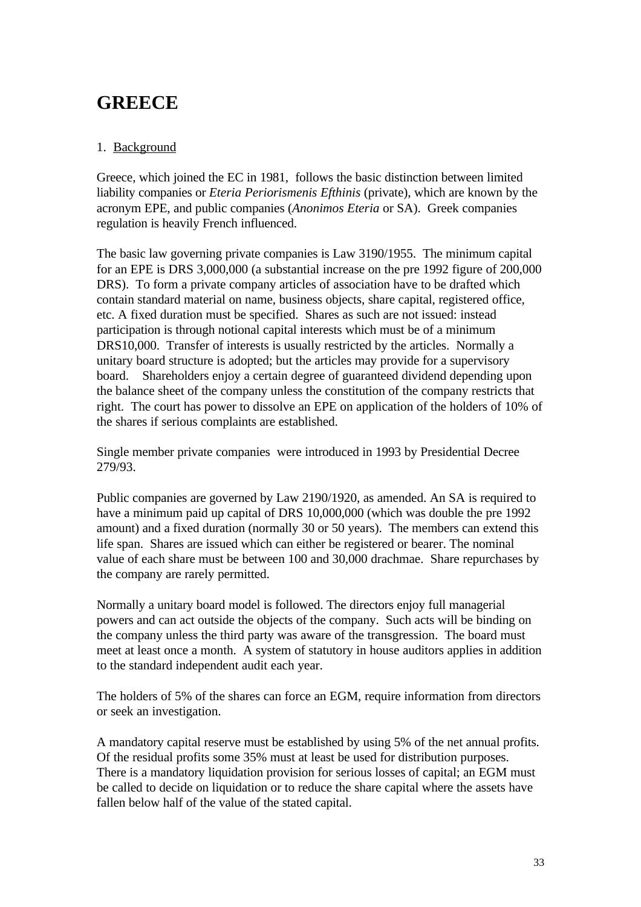# GREECE

1. Background

Greece, which joined the EC in 1981, follows the basic distinction between limited liability companies or *Eteria Periorismenis Efthinis* (private), which are known by the acronym EPE, and public companies (*Anonimos Eteria* or SA). Greek companies regulation is heavily French influenced.

The basic law governing private companies is Law 3190/1955. The minimum capital for an EPE is DRS 3,000,000 (a substantial increase on the pre 1992 figure of 200,000 DRS). To form a private company articles of association have to be drafted which contain standard material on name, business objects, share capital, registered office, etc. A fixed duration must be specified. Shares as such are not issued: instead participation is through notional capital interests which must be of a minimum DRS10,000. Transfer of interests is usually restricted by the articles. Normally a unitary board structure is adopted; but the articles may provide for a supervisory board. Shareholders enjoy a certain degree of guaranteed dividend depending upon the balance sheet of the company unless the constitution of the company restricts that right. The court has power to dissolve an EPE on application of the holders of 10% of the shares if serious complaints are established.

Single member private companies were introduced in 1993 by Presidential Decree 279/93.

Public companies are governed by Law 2190/1920, as amended. An SA is required to have a minimum paid up capital of DRS 10,000,000 (which was double the pre 1992 amount) and a fixed duration (normally 30 or 50 years). The members can extend this life span. Shares are issued which can either be registered or bearer. The nominal value of each share must be between 100 and 30,000 drachmae. Share repurchases by the company are rarely permitted.

Normally a unitary board model is followed. The directors enjoy full managerial powers and can act outside the objects of the company. Such acts will be binding on the company unless the third party was aware of the transgression. The board must meet at least once a month. A system of statutory in house auditors applies in addition to the standard independent audit each year.

The holders of 5% of the shares can force an EGM, require information from directors or seek an investigation.

A mandatory capital reserve must be established by using 5% of the net annual profits. Of the residual profits some 35% must at least be used for distribution purposes. There is a mandatory liquidation provision for serious losses of capital; an EGM must be called to decide on liquidation or to reduce the share capital where the assets have fallen below half of the value of the stated capital.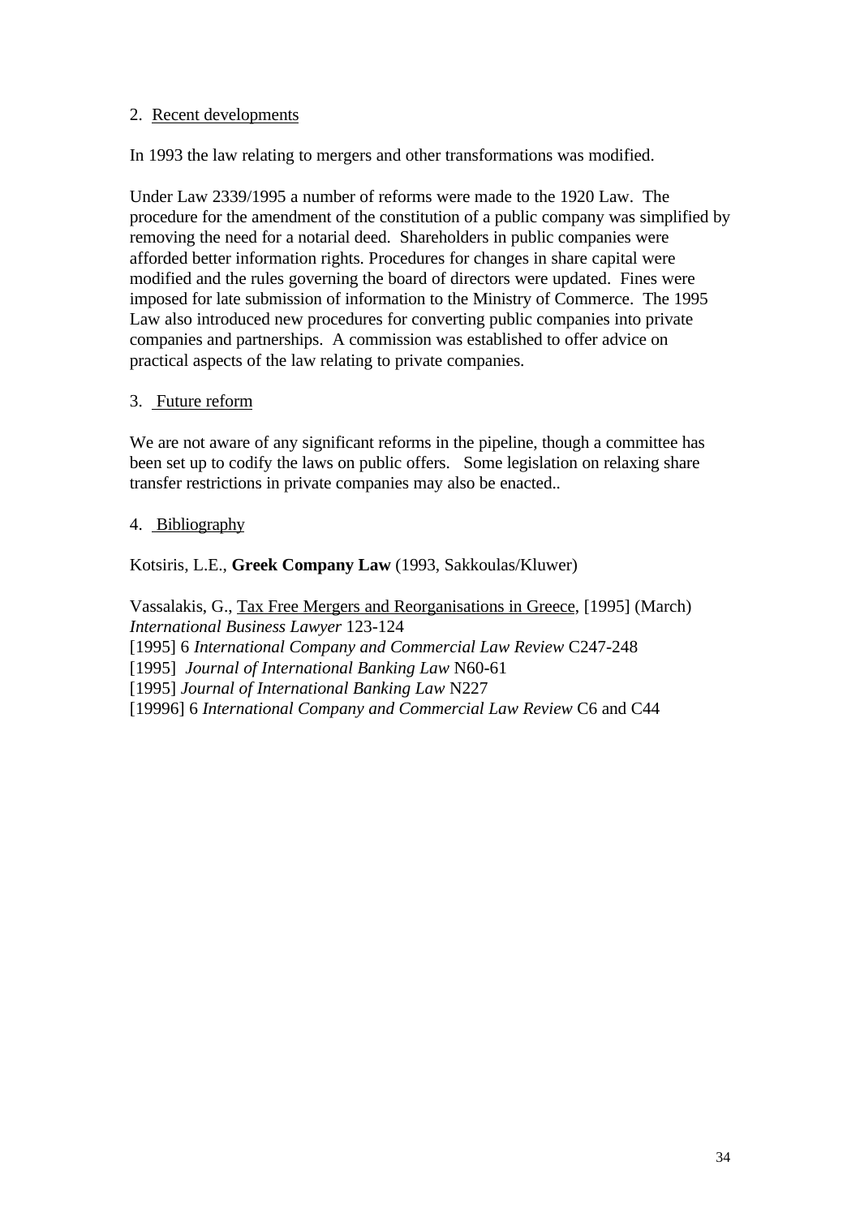2. Recent developments

In 1993 the law relating to mergers and other transformations was modified.

Under Law 2339/1995 a number of reforms were made to the 1920 Law. The procedure for the amendment of the constitution of a public company was simplified by removing the need for a notarial deed. Shareholders in public companies were afforded better information rights. Procedures for changes in share capital were modified and the rules governing the board of directors were updated. Fines were imposed for late submission of information to the Ministry of Commerce. The 1995 Law also introduced new procedures for converting public companies into private companies and partnerships. A commission was established to offer advice on practical aspects of the law relating to private companies.

3. Future reform

We are not aware of any significant reforms in the pipeline, though a committee has been set up to codify the laws on public offers. Some legislation on relaxing share transfer restrictions in private companies may also be enacted..

4. Bibliography

Kotsiris, L.E., **Greek Company Law** (1993, Sakkoulas/Kluwer)

Vassalakis, G., Tax Free Mergers and Reorganisations in Greece, [1995] (March) *International Business Lawyer* 123-124
[1995] 6 *International Company and Commercial Law Review* C247-248
[1995] *Journal of International Banking Law* N60-61
[1995] *Journal of International Banking Law* N227
[19996] 6 *International Company and Commercial Law Review* C6 and C44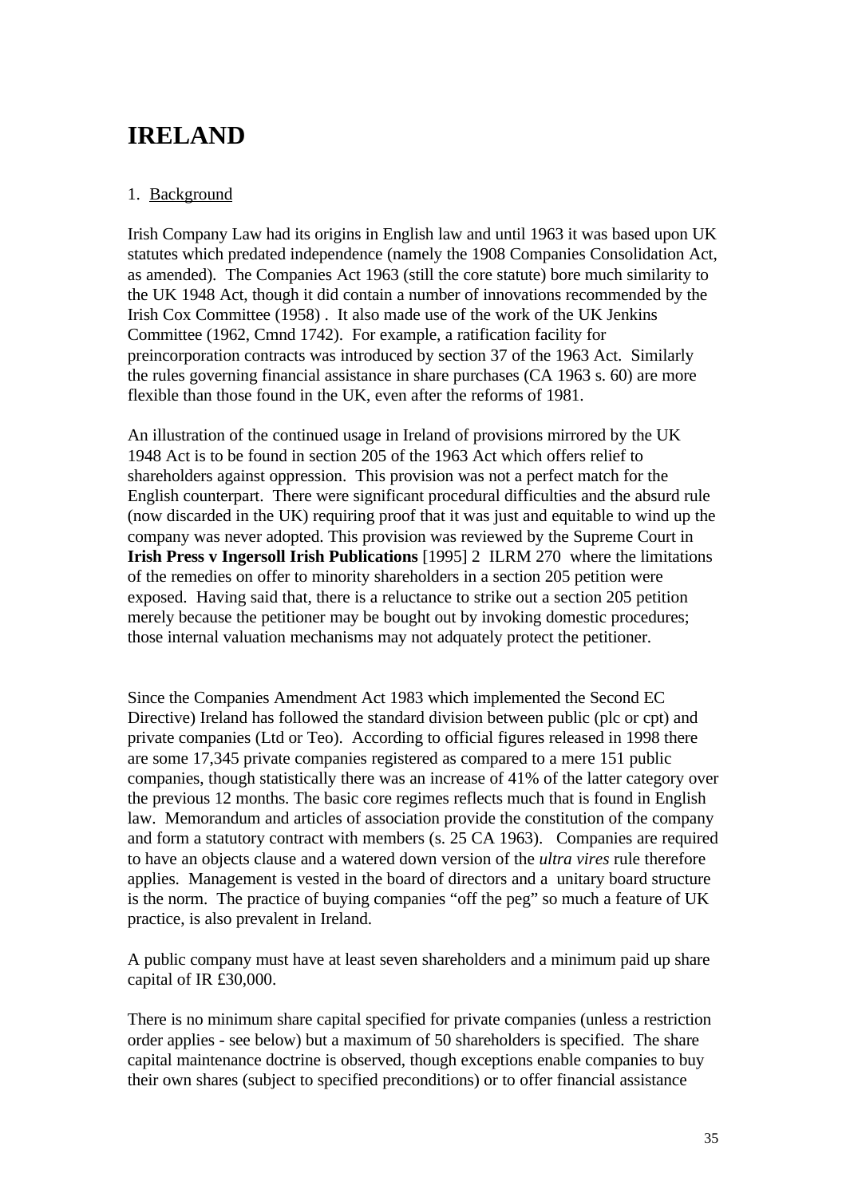# IRELAND

1. Background

Irish Company Law had its origins in English law and until 1963 it was based upon UK statutes which predated independence (namely the 1908 Companies Consolidation Act, as amended). The Companies Act 1963 (still the core statute) bore much similarity to the UK 1948 Act, though it did contain a number of innovations recommended by the Irish Cox Committee (1958) . It also made use of the work of the UK Jenkins Committee (1962, Cmnd 1742). For example, a ratification facility for preincorporation contracts was introduced by section 37 of the 1963 Act. Similarly the rules governing financial assistance in share purchases (CA 1963 s. 60) are more flexible than those found in the UK, even after the reforms of 1981.

An illustration of the continued usage in Ireland of provisions mirrored by the UK 1948 Act is to be found in section 205 of the 1963 Act which offers relief to shareholders against oppression. This provision was not a perfect match for the English counterpart. There were significant procedural difficulties and the absurd rule (now discarded in the UK) requiring proof that it was just and equitable to wind up the company was never adopted. This provision was reviewed by the Supreme Court in **Irish Press v Ingersoll Irish Publications** [1995] 2 ILRM 270 where the limitations of the remedies on offer to minority shareholders in a section 205 petition were exposed. Having said that, there is a reluctance to strike out a section 205 petition merely because the petitioner may be bought out by invoking domestic procedures; those internal valuation mechanisms may not adquately protect the petitioner.

Since the Companies Amendment Act 1983 which implemented the Second EC Directive) Ireland has followed the standard division between public (plc or cpt) and private companies (Ltd or Teo). According to official figures released in 1998 there are some 17,345 private companies registered as compared to a mere 151 public companies, though statistically there was an increase of 41% of the latter category over the previous 12 months. The basic core regimes reflects much that is found in English law. Memorandum and articles of association provide the constitution of the company and form a statutory contract with members (s. 25 CA 1963). Companies are required to have an objects clause and a watered down version of the *ultra vires* rule therefore applies. Management is vested in the board of directors and a unitary board structure is the norm. The practice of buying companies "off the peg" so much a feature of UK practice, is also prevalent in Ireland.

A public company must have at least seven shareholders and a minimum paid up share capital of IR £30,000.

There is no minimum share capital specified for private companies (unless a restriction order applies - see below) but a maximum of 50 shareholders is specified. The share capital maintenance doctrine is observed, though exceptions enable companies to buy their own shares (subject to specified preconditions) or to offer financial assistance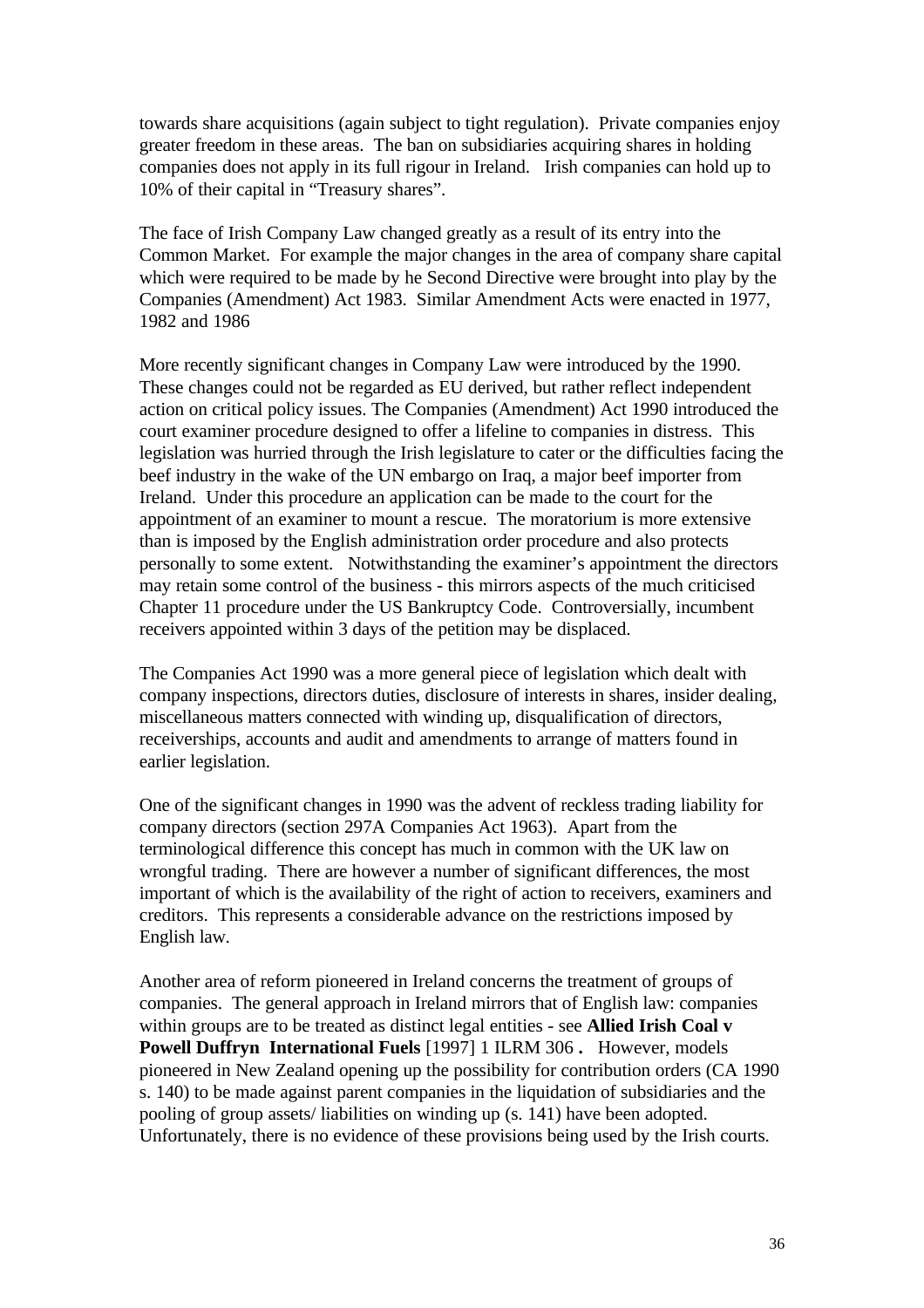towards share acquisitions (again subject to tight regulation). Private companies enjoy greater freedom in these areas. The ban on subsidiaries acquiring shares in holding companies does not apply in its full rigour in Ireland. Irish companies can hold up to 10% of their capital in "Treasury shares".

The face of Irish Company Law changed greatly as a result of its entry into the Common Market. For example the major changes in the area of company share capital which were required to be made by he Second Directive were brought into play by the Companies (Amendment) Act 1983. Similar Amendment Acts were enacted in 1977, 1982 and 1986

More recently significant changes in Company Law were introduced by the 1990. These changes could not be regarded as EU derived, but rather reflect independent action on critical policy issues. The Companies (Amendment) Act 1990 introduced the court examiner procedure designed to offer a lifeline to companies in distress. This legislation was hurried through the Irish legislature to cater or the difficulties facing the beef industry in the wake of the UN embargo on Iraq, a major beef importer from Ireland. Under this procedure an application can be made to the court for the appointment of an examiner to mount a rescue. The moratorium is more extensive than is imposed by the English administration order procedure and also protects personally to some extent. Notwithstanding the examiner's appointment the directors may retain some control of the business - this mirrors aspects of the much criticised Chapter 11 procedure under the US Bankruptcy Code. Controversially, incumbent receivers appointed within 3 days of the petition may be displaced.

The Companies Act 1990 was a more general piece of legislation which dealt with company inspections, directors duties, disclosure of interests in shares, insider dealing, miscellaneous matters connected with winding up, disqualification of directors, receiverships, accounts and audit and amendments to arrange of matters found in earlier legislation.

One of the significant changes in 1990 was the advent of reckless trading liability for company directors (section 297A Companies Act 1963). Apart from the terminological difference this concept has much in common with the UK law on wrongful trading. There are however a number of significant differences, the most important of which is the availability of the right of action to receivers, examiners and creditors. This represents a considerable advance on the restrictions imposed by English law.

Another area of reform pioneered in Ireland concerns the treatment of groups of companies. The general approach in Ireland mirrors that of English law: companies within groups are to be treated as distinct legal entities - see **Allied Irish Coal v Powell Duffryn International Fuels** [1997] 1 ILRM 306 **.** However, models pioneered in New Zealand opening up the possibility for contribution orders (CA 1990 s. 140) to be made against parent companies in the liquidation of subsidiaries and the pooling of group assets/ liabilities on winding up (s. 141) have been adopted. Unfortunately, there is no evidence of these provisions being used by the Irish courts.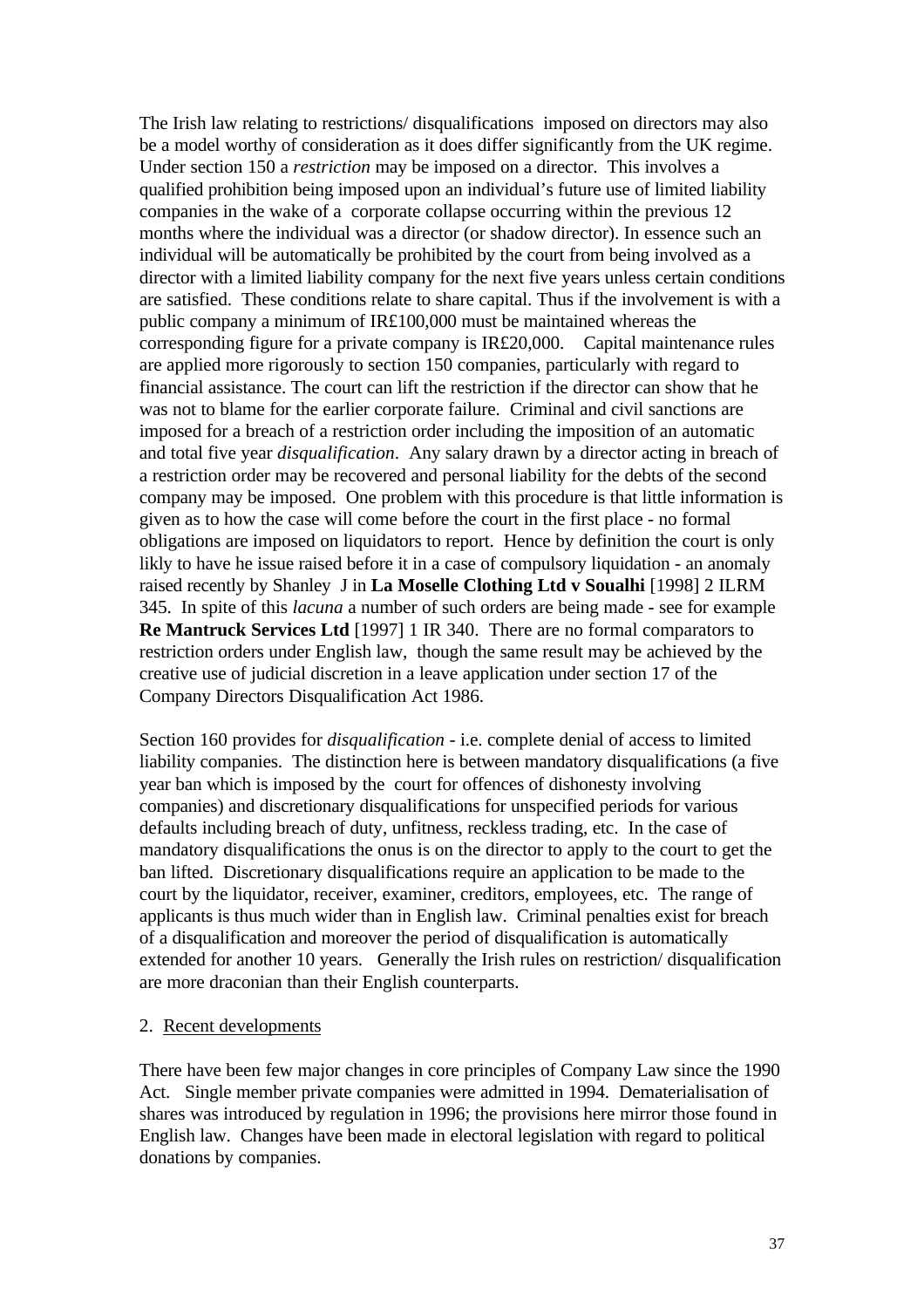The Irish law relating to restrictions/ disqualifications imposed on directors may also be a model worthy of consideration as it does differ significantly from the UK regime. Under section 150 a *restriction* may be imposed on a director. This involves a qualified prohibition being imposed upon an individual's future use of limited liability companies in the wake of a corporate collapse occurring within the previous 12 months where the individual was a director (or shadow director). In essence such an individual will be automatically be prohibited by the court from being involved as a director with a limited liability company for the next five years unless certain conditions are satisfied. These conditions relate to share capital. Thus if the involvement is with a public company a minimum of IR£100,000 must be maintained whereas the corresponding figure for a private company is IR£20,000. Capital maintenance rules are applied more rigorously to section 150 companies, particularly with regard to financial assistance. The court can lift the restriction if the director can show that he was not to blame for the earlier corporate failure. Criminal and civil sanctions are imposed for a breach of a restriction order including the imposition of an automatic and total five year *disqualification*. Any salary drawn by a director acting in breach of a restriction order may be recovered and personal liability for the debts of the second company may be imposed. One problem with this procedure is that little information is given as to how the case will come before the court in the first place - no formal obligations are imposed on liquidators to report. Hence by definition the court is only likly to have he issue raised before it in a case of compulsory liquidation - an anomaly raised recently by Shanley J in **La Moselle Clothing Ltd v Soualhi** [1998] 2 ILRM 345. In spite of this *lacuna* a number of such orders are being made - see for example **Re Mantruck Services Ltd** [1997] 1 IR 340. There are no formal comparators to restriction orders under English law, though the same result may be achieved by the creative use of judicial discretion in a leave application under section 17 of the Company Directors Disqualification Act 1986.

Section 160 provides for *disqualification* - i.e. complete denial of access to limited liability companies. The distinction here is between mandatory disqualifications (a five year ban which is imposed by the court for offences of dishonesty involving companies) and discretionary disqualifications for unspecified periods for various defaults including breach of duty, unfitness, reckless trading, etc. In the case of mandatory disqualifications the onus is on the director to apply to the court to get the ban lifted. Discretionary disqualifications require an application to be made to the court by the liquidator, receiver, examiner, creditors, employees, etc. The range of applicants is thus much wider than in English law. Criminal penalties exist for breach of a disqualification and moreover the period of disqualification is automatically extended for another 10 years. Generally the Irish rules on restriction/ disqualification are more draconian than their English counterparts.

## 2. Recent developments

There have been few major changes in core principles of Company Law since the 1990 Act. Single member private companies were admitted in 1994. Dematerialisation of shares was introduced by regulation in 1996; the provisions here mirror those found in English law. Changes have been made in electoral legislation with regard to political donations by companies.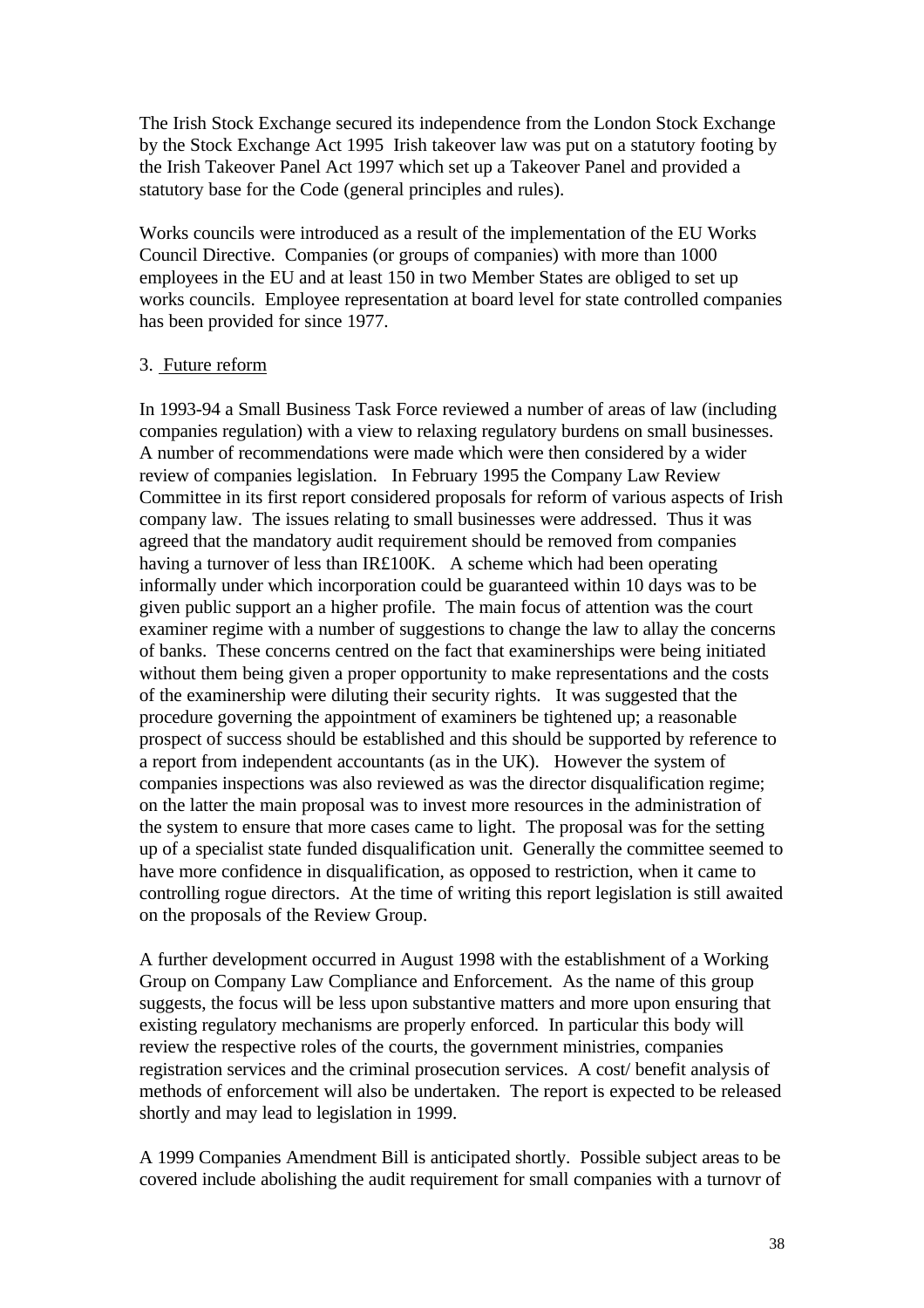The Irish Stock Exchange secured its independence from the London Stock Exchange by the Stock Exchange Act 1995 Irish takeover law was put on a statutory footing by the Irish Takeover Panel Act 1997 which set up a Takeover Panel and provided a statutory base for the Code (general principles and rules).

Works councils were introduced as a result of the implementation of the EU Works Council Directive. Companies (or groups of companies) with more than 1000 employees in the EU and at least 150 in two Member States are obliged to set up works councils. Employee representation at board level for state controlled companies has been provided for since 1977.

3. Future reform

In 1993-94 a Small Business Task Force reviewed a number of areas of law (including companies regulation) with a view to relaxing regulatory burdens on small businesses. A number of recommendations were made which were then considered by a wider review of companies legislation. In February 1995 the Company Law Review Committee in its first report considered proposals for reform of various aspects of Irish company law. The issues relating to small businesses were addressed. Thus it was agreed that the mandatory audit requirement should be removed from companies having a turnover of less than IR£100K. A scheme which had been operating informally under which incorporation could be guaranteed within 10 days was to be given public support an a higher profile. The main focus of attention was the court examiner regime with a number of suggestions to change the law to allay the concerns of banks. These concerns centred on the fact that examinerships were being initiated without them being given a proper opportunity to make representations and the costs of the examinership were diluting their security rights. It was suggested that the procedure governing the appointment of examiners be tightened up; a reasonable prospect of success should be established and this should be supported by reference to a report from independent accountants (as in the UK). However the system of companies inspections was also reviewed as was the director disqualification regime; on the latter the main proposal was to invest more resources in the administration of the system to ensure that more cases came to light. The proposal was for the setting up of a specialist state funded disqualification unit. Generally the committee seemed to have more confidence in disqualification, as opposed to restriction, when it came to controlling rogue directors. At the time of writing this report legislation is still awaited on the proposals of the Review Group.

A further development occurred in August 1998 with the establishment of a Working Group on Company Law Compliance and Enforcement. As the name of this group suggests, the focus will be less upon substantive matters and more upon ensuring that existing regulatory mechanisms are properly enforced. In particular this body will review the respective roles of the courts, the government ministries, companies registration services and the criminal prosecution services. A cost/ benefit analysis of methods of enforcement will also be undertaken. The report is expected to be released shortly and may lead to legislation in 1999.

A 1999 Companies Amendment Bill is anticipated shortly. Possible subject areas to be covered include abolishing the audit requirement for small companies with a turnovr of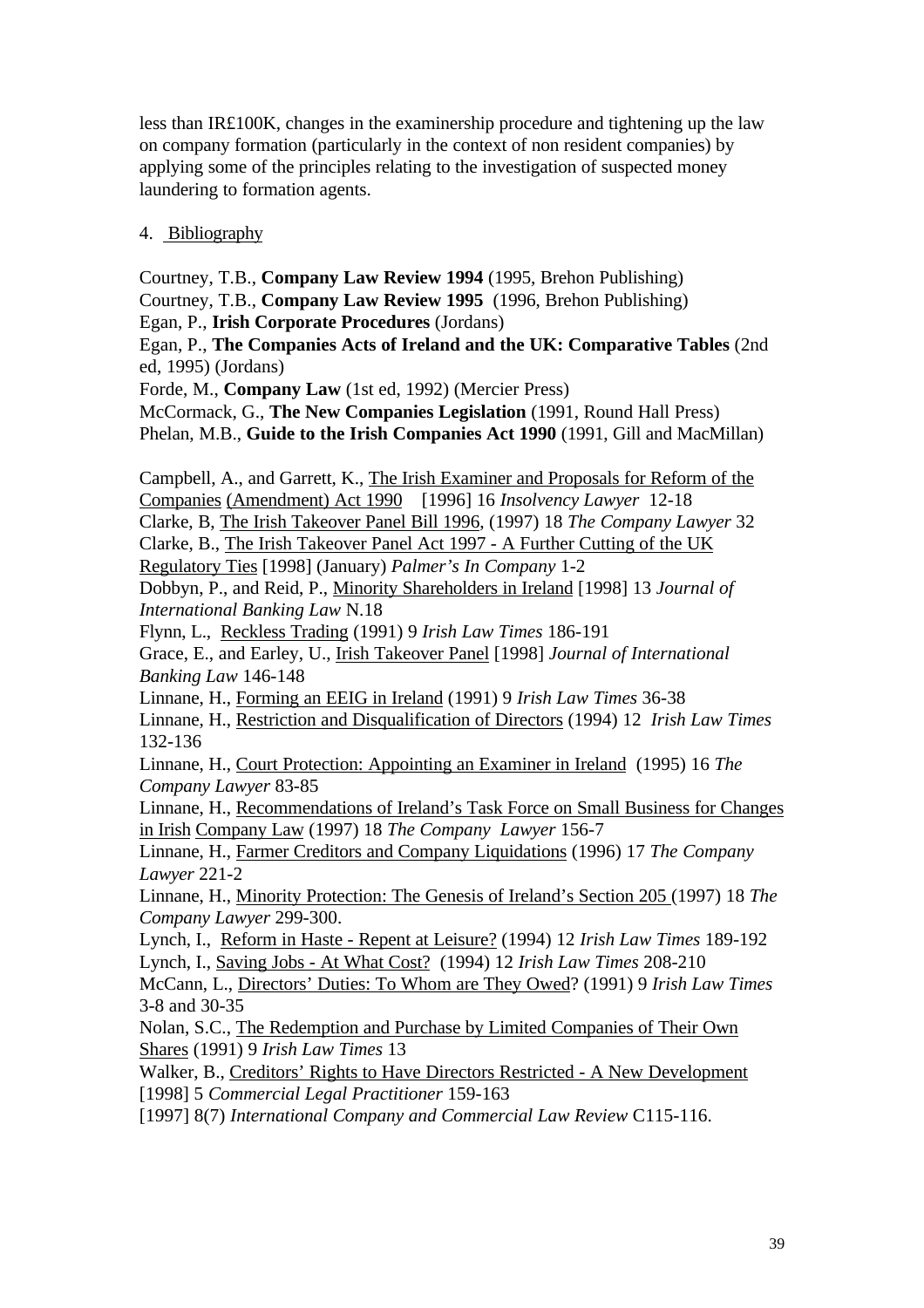less than IR£100K, changes in the examinership procedure and tightening up the law on company formation (particularly in the context of non resident companies) by applying some of the principles relating to the investigation of suspected money laundering to formation agents.

## 4. Bibliography

Courtney, T.B., **Company Law Review 1994** (1995, Brehon Publishing)
Courtney, T.B., **Company Law Review 1995** (1996, Brehon Publishing)
Egan, P., **Irish Corporate Procedures** (Jordans)
Egan, P., **The Companies Acts of Ireland and the UK: Comparative Tables** (2nd ed, 1995) (Jordans)
Forde, M., **Company Law** (1st ed, 1992) (Mercier Press)
McCormack, G., **The New Companies Legislation** (1991, Round Hall Press)
Phelan, M.B., **Guide to the Irish Companies Act 1990** (1991, Gill and MacMillan)

Campbell, A., and Garrett, K., The Irish Examiner and Proposals for Reform of the Companies (Amendment) Act 1990 [1996] 16 *Insolvency Lawyer* 12-18
Clarke, B, The Irish Takeover Panel Bill 1996, (1997) 18 *The Company Lawyer* 32
Clarke, B., The Irish Takeover Panel Act 1997 - A Further Cutting of the UK Regulatory Ties [1998] (January) *Palmer's In Company* 1-2
Dobbyn, P., and Reid, P., Minority Shareholders in Ireland [1998] 13 *Journal of International Banking Law* N.18
Flynn, L., Reckless Trading (1991) 9 *Irish Law Times* 186-191
Grace, E., and Earley, U., Irish Takeover Panel [1998] *Journal of International Banking Law* 146-148
Linnane, H., Forming an EEIG in Ireland (1991) 9 *Irish Law Times* 36-38
Linnane, H., Restriction and Disqualification of Directors (1994) 12 *Irish Law Times* 132-136
Linnane, H., Court Protection: Appointing an Examiner in Ireland (1995) 16 *The Company Lawyer* 83-85
Linnane, H., Recommendations of Ireland's Task Force on Small Business for Changes in Irish Company Law (1997) 18 *The Company Lawyer* 156-7
Linnane, H., Farmer Creditors and Company Liquidations (1996) 17 *The Company Lawyer* 221-2
Linnane, H., Minority Protection: The Genesis of Ireland's Section 205 (1997) 18 *The Company Lawyer* 299-300.
Lynch, I., Reform in Haste - Repent at Leisure? (1994) 12 *Irish Law Times* 189-192
Lynch, I., Saving Jobs - At What Cost? (1994) 12 *Irish Law Times* 208-210
McCann, L., Directors' Duties: To Whom are They Owed? (1991) 9 *Irish Law Times* 3-8 and 30-35
Nolan, S.C., The Redemption and Purchase by Limited Companies of Their Own Shares (1991) 9 *Irish Law Times* 13
Walker, B., Creditors' Rights to Have Directors Restricted - A New Development [1998] 5 *Commercial Legal Practitioner* 159-163
[1997] 8(7) *International Company and Commercial Law Review* C115-116.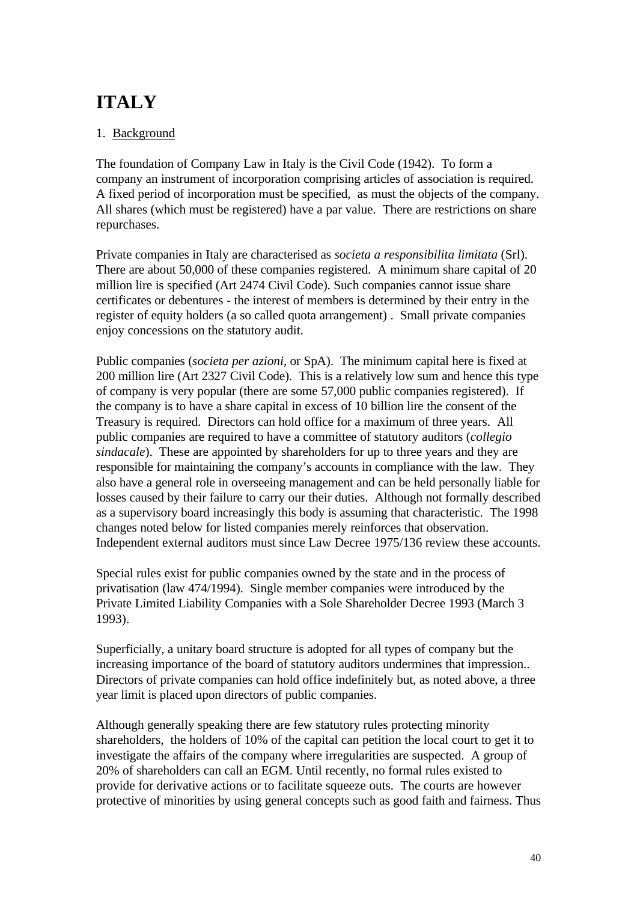# ITALY

1. <u>Background</u>

The foundation of Company Law in Italy is the Civil Code (1942). To form a company an instrument of incorporation comprising articles of association is required. A fixed period of incorporation must be specified, as must the objects of the company. All shares (which must be registered) have a par value. There are restrictions on share repurchases.

Private companies in Italy are characterised as *societa a responsibilita limitata* (Srl). There are about 50,000 of these companies registered. A minimum share capital of 20 million lire is specified (Art 2474 Civil Code). Such companies cannot issue share certificates or debentures - the interest of members is determined by their entry in the register of equity holders (a so called quota arrangement) . Small private companies enjoy concessions on the statutory audit.

Public companies (*societa per azioni*, or SpA). The minimum capital here is fixed at 200 million lire (Art 2327 Civil Code). This is a relatively low sum and hence this type of company is very popular (there are some 57,000 public companies registered). If the company is to have a share capital in excess of 10 billion lire the consent of the Treasury is required. Directors can hold office for a maximum of three years. All public companies are required to have a committee of statutory auditors (*collegio sindacale*). These are appointed by shareholders for up to three years and they are responsible for maintaining the company's accounts in compliance with the law. They also have a general role in overseeing management and can be held personally liable for losses caused by their failure to carry our their duties. Although not formally described as a supervisory board increasingly this body is assuming that characteristic. The 1998 changes noted below for listed companies merely reinforces that observation. Independent external auditors must since Law Decree 1975/136 review these accounts.

Special rules exist for public companies owned by the state and in the process of privatisation (law 474/1994). Single member companies were introduced by the Private Limited Liability Companies with a Sole Shareholder Decree 1993 (March 3 1993).

Superficially, a unitary board structure is adopted for all types of company but the increasing importance of the board of statutory auditors undermines that impression.. Directors of private companies can hold office indefinitely but, as noted above, a three year limit is placed upon directors of public companies.

Although generally speaking there are few statutory rules protecting minority shareholders, the holders of 10% of the capital can petition the local court to get it to investigate the affairs of the company where irregularities are suspected. A group of 20% of shareholders can call an EGM. Until recently, no formal rules existed to provide for derivative actions or to facilitate squeeze outs. The courts are however protective of minorities by using general concepts such as good faith and fairness. Thus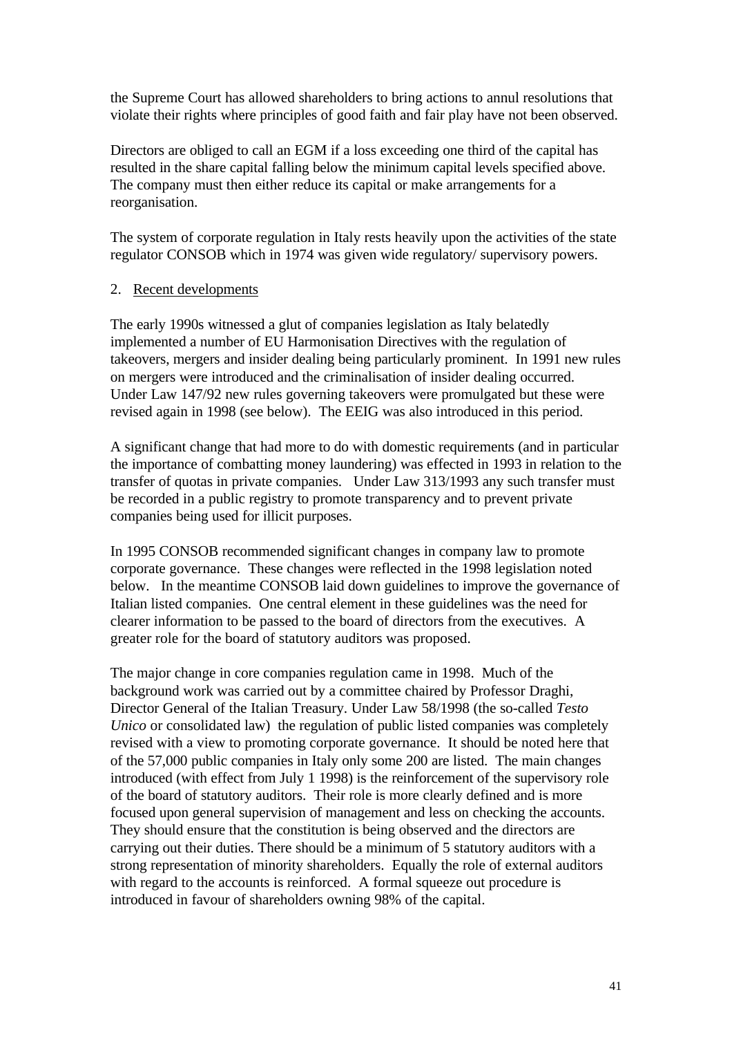the Supreme Court has allowed shareholders to bring actions to annul resolutions that violate their rights where principles of good faith and fair play have not been observed.

Directors are obliged to call an EGM if a loss exceeding one third of the capital has resulted in the share capital falling below the minimum capital levels specified above. The company must then either reduce its capital or make arrangements for a reorganisation.

The system of corporate regulation in Italy rests heavily upon the activities of the state regulator CONSOB which in 1974 was given wide regulatory/ supervisory powers.

2. <u>Recent developments</u>

The early 1990s witnessed a glut of companies legislation as Italy belatedly implemented a number of EU Harmonisation Directives with the regulation of takeovers, mergers and insider dealing being particularly prominent. In 1991 new rules on mergers were introduced and the criminalisation of insider dealing occurred. Under Law 147/92 new rules governing takeovers were promulgated but these were revised again in 1998 (see below). The EEIG was also introduced in this period.

A significant change that had more to do with domestic requirements (and in particular the importance of combatting money laundering) was effected in 1993 in relation to the transfer of quotas in private companies. Under Law 313/1993 any such transfer must be recorded in a public registry to promote transparency and to prevent private companies being used for illicit purposes.

In 1995 CONSOB recommended significant changes in company law to promote corporate governance. These changes were reflected in the 1998 legislation noted below. In the meantime CONSOB laid down guidelines to improve the governance of Italian listed companies. One central element in these guidelines was the need for clearer information to be passed to the board of directors from the executives. A greater role for the board of statutory auditors was proposed.

The major change in core companies regulation came in 1998. Much of the background work was carried out by a committee chaired by Professor Draghi, Director General of the Italian Treasury. Under Law 58/1998 (the so-called *Testo Unico* or consolidated law) the regulation of public listed companies was completely revised with a view to promoting corporate governance. It should be noted here that of the 57,000 public companies in Italy only some 200 are listed. The main changes introduced (with effect from July 1 1998) is the reinforcement of the supervisory role of the board of statutory auditors. Their role is more clearly defined and is more focused upon general supervision of management and less on checking the accounts. They should ensure that the constitution is being observed and the directors are carrying out their duties. There should be a minimum of 5 statutory auditors with a strong representation of minority shareholders. Equally the role of external auditors with regard to the accounts is reinforced. A formal squeeze out procedure is introduced in favour of shareholders owning 98% of the capital.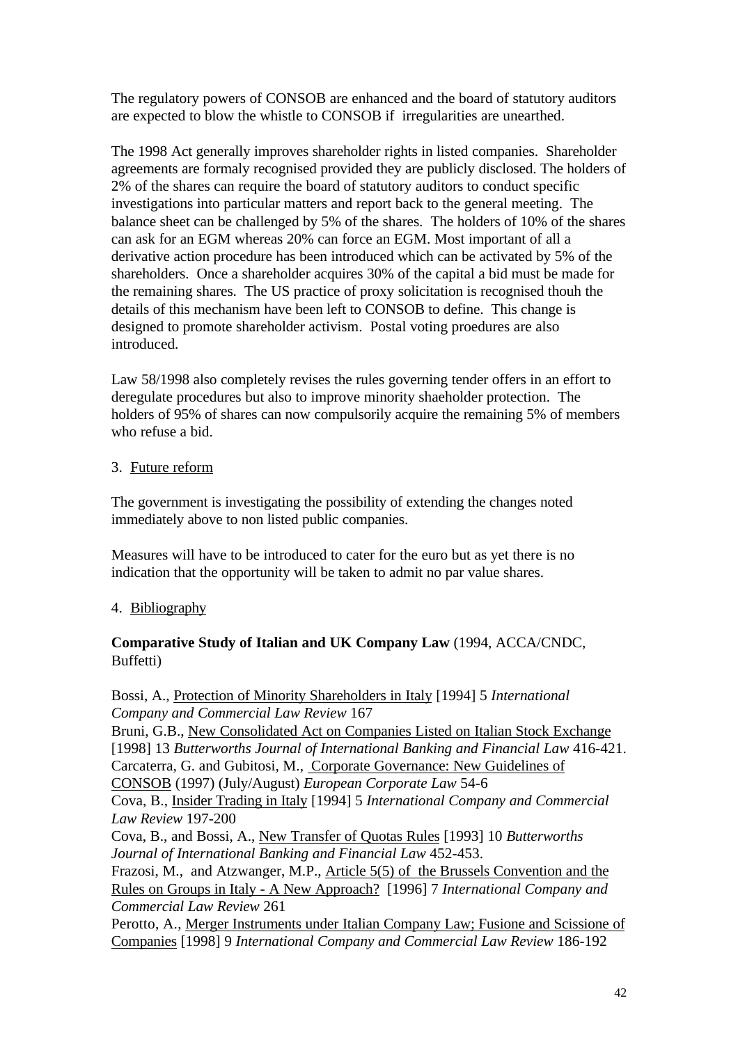The regulatory powers of CONSOB are enhanced and the board of statutory auditors are expected to blow the whistle to CONSOB if irregularities are unearthed.

The 1998 Act generally improves shareholder rights in listed companies. Shareholder agreements are formaly recognised provided they are publicly disclosed. The holders of 2% of the shares can require the board of statutory auditors to conduct specific investigations into particular matters and report back to the general meeting. The balance sheet can be challenged by 5% of the shares. The holders of 10% of the shares can ask for an EGM whereas 20% can force an EGM. Most important of all a derivative action procedure has been introduced which can be activated by 5% of the shareholders. Once a shareholder acquires 30% of the capital a bid must be made for the remaining shares. The US practice of proxy solicitation is recognised thouh the details of this mechanism have been left to CONSOB to define. This change is designed to promote shareholder activism. Postal voting proedures are also introduced.

Law 58/1998 also completely revises the rules governing tender offers in an effort to deregulate procedures but also to improve minority shaeholder protection. The holders of 95% of shares can now compulsorily acquire the remaining 5% of members who refuse a bid.

## 3. Future reform

The government is investigating the possibility of extending the changes noted immediately above to non listed public companies.

Measures will have to be introduced to cater for the euro but as yet there is no indication that the opportunity will be taken to admit no par value shares.

## 4. Bibliography

**Comparative Study of Italian and UK Company Law** (1994, ACCA/CNDC, Buffetti)

Bossi, A., Protection of Minority Shareholders in Italy [1994] 5 *International Company and Commercial Law Review* 167

Bruni, G.B., New Consolidated Act on Companies Listed on Italian Stock Exchange [1998] 13 *Butterworths Journal of International Banking and Financial Law* 416-421.

Carcaterra, G. and Gubitosi, M., Corporate Governance: New Guidelines of CONSOB (1997) (July/August) *European Corporate Law* 54-6

Cova, B., Insider Trading in Italy [1994] 5 *International Company and Commercial Law Review* 197-200

Cova, B., and Bossi, A., New Transfer of Quotas Rules [1993] 10 *Butterworths Journal of International Banking and Financial Law* 452-453.

Frazosi, M., and Atzwanger, M.P., Article 5(5) of the Brussels Convention and the Rules on Groups in Italy - A New Approach? [1996] 7 *International Company and Commercial Law Review* 261

Perotto, A., Merger Instruments under Italian Company Law; Fusione and Scissione of Companies [1998] 9 *International Company and Commercial Law Review* 186-192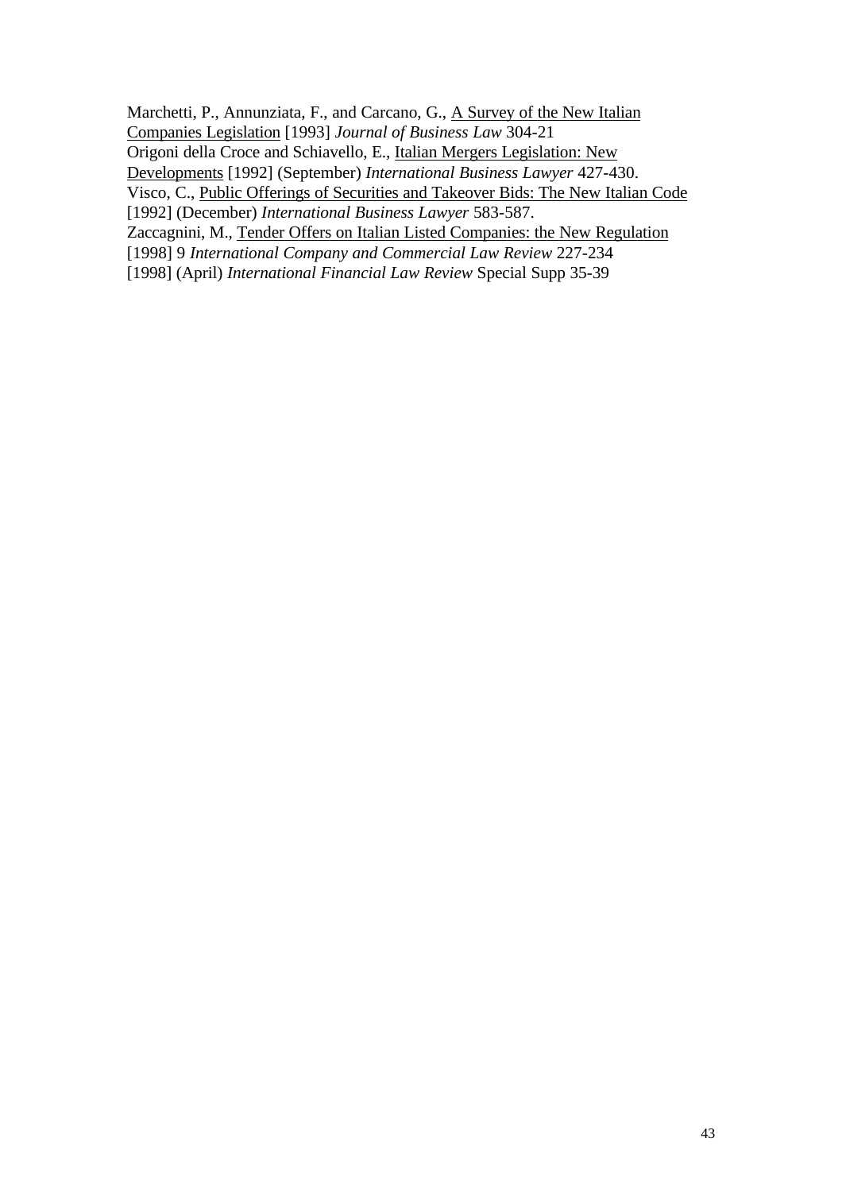Marchetti, P., Annunziata, F., and Carcano, G., <u>A Survey of the New Italian Companies Legislation</u> [1993] *Journal of Business Law* 304-21

Origoni della Croce and Schiavello, E., <u>Italian Mergers Legislation: New Developments</u> [1992] (September) *International Business Lawyer* 427-430.

Visco, C., <u>Public Offerings of Securities and Takeover Bids: The New Italian Code</u> [1992] (December) *International Business Lawyer* 583-587.

Zaccagnini, M., <u>Tender Offers on Italian Listed Companies: the New Regulation</u> [1998] 9 *International Company and Commercial Law Review* 227-234

[1998] (April) *International Financial Law Review* Special Supp 35-39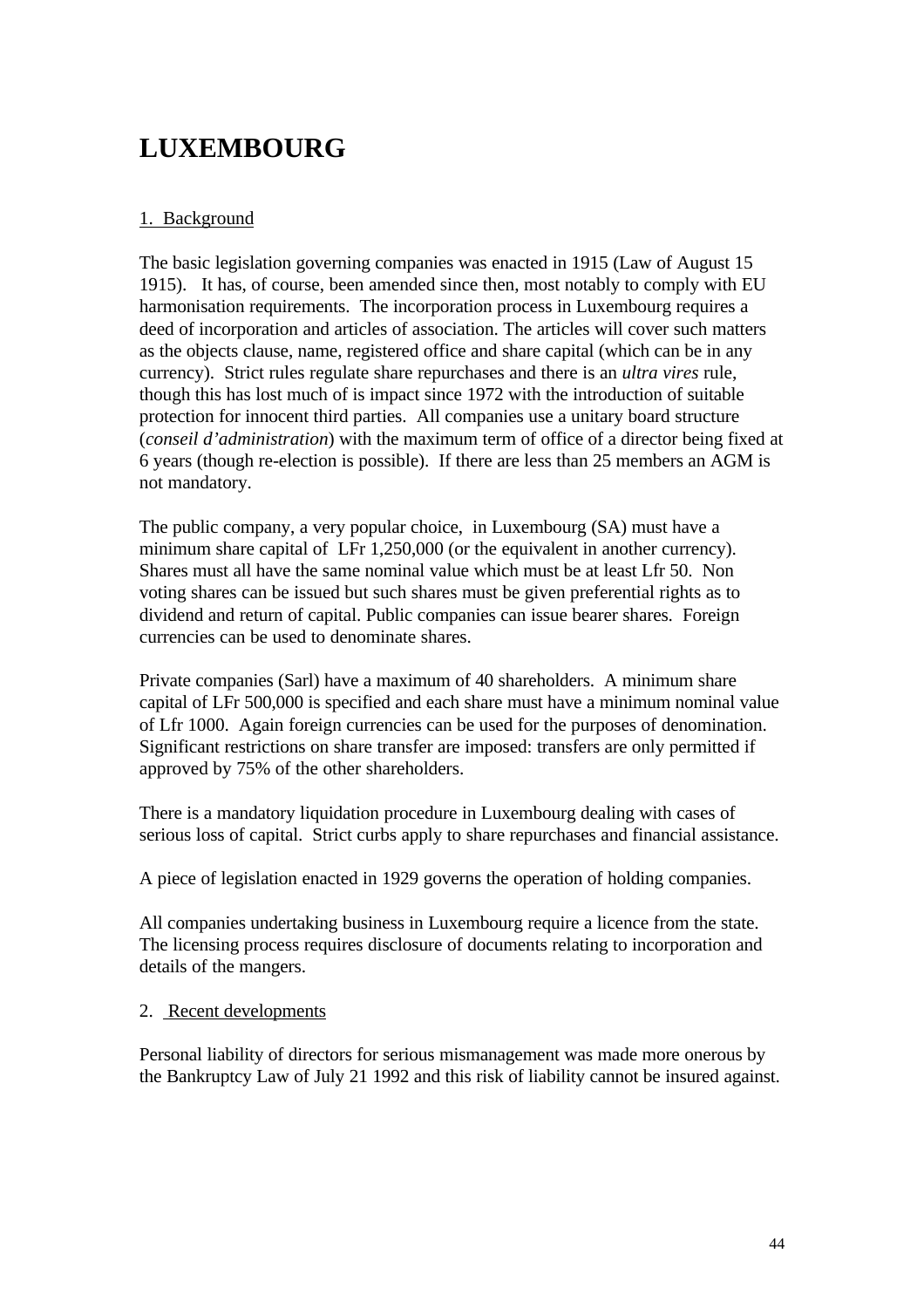# LUXEMBOURG

1. Background

The basic legislation governing companies was enacted in 1915 (Law of August 15 1915). It has, of course, been amended since then, most notably to comply with EU harmonisation requirements. The incorporation process in Luxembourg requires a deed of incorporation and articles of association. The articles will cover such matters as the objects clause, name, registered office and share capital (which can be in any currency). Strict rules regulate share repurchases and there is an *ultra vires* rule, though this has lost much of is impact since 1972 with the introduction of suitable protection for innocent third parties. All companies use a unitary board structure (*conseil d'administration*) with the maximum term of office of a director being fixed at 6 years (though re-election is possible). If there are less than 25 members an AGM is not mandatory.

The public company, a very popular choice, in Luxembourg (SA) must have a minimum share capital of LFr 1,250,000 (or the equivalent in another currency). Shares must all have the same nominal value which must be at least Lfr 50. Non voting shares can be issued but such shares must be given preferential rights as to dividend and return of capital. Public companies can issue bearer shares. Foreign currencies can be used to denominate shares.

Private companies (Sarl) have a maximum of 40 shareholders. A minimum share capital of LFr 500,000 is specified and each share must have a minimum nominal value of Lfr 1000. Again foreign currencies can be used for the purposes of denomination. Significant restrictions on share transfer are imposed: transfers are only permitted if approved by 75% of the other shareholders.

There is a mandatory liquidation procedure in Luxembourg dealing with cases of serious loss of capital. Strict curbs apply to share repurchases and financial assistance.

A piece of legislation enacted in 1929 governs the operation of holding companies.

All companies undertaking business in Luxembourg require a licence from the state. The licensing process requires disclosure of documents relating to incorporation and details of the mangers.

2. Recent developments

Personal liability of directors for serious mismanagement was made more onerous by the Bankruptcy Law of July 21 1992 and this risk of liability cannot be insured against.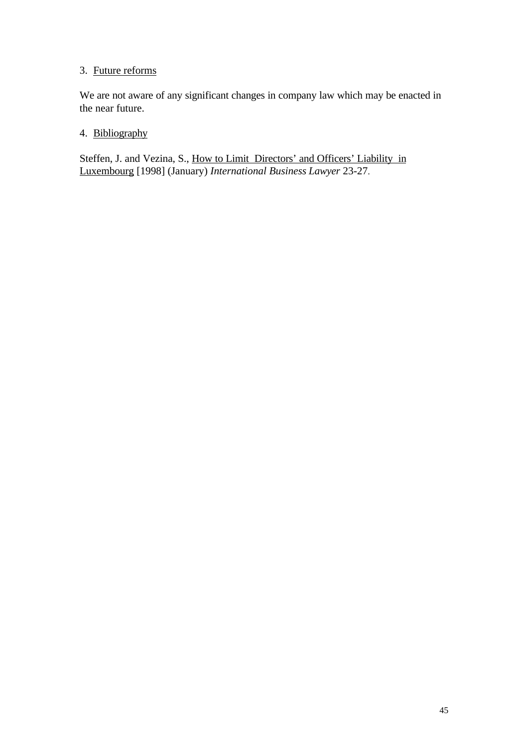3. Future reforms

We are not aware of any significant changes in company law which may be enacted in the near future.

4. Bibliography

Steffen, J. and Vezina, S., How to Limit Directors' and Officers' Liability in Luxembourg [1998] (January) *International Business Lawyer* 23-27.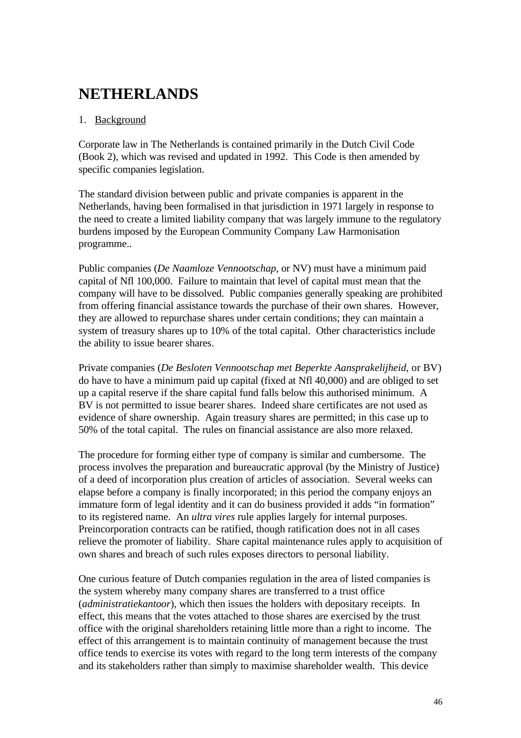# NETHERLANDS

1. Background

Corporate law in The Netherlands is contained primarily in the Dutch Civil Code (Book 2), which was revised and updated in 1992. This Code is then amended by specific companies legislation.

The standard division between public and private companies is apparent in the Netherlands, having been formalised in that jurisdiction in 1971 largely in response to the need to create a limited liability company that was largely immune to the regulatory burdens imposed by the European Community Company Law Harmonisation programme..

Public companies (*De Naamloze Vennootschap*, or NV) must have a minimum paid capital of Nfl 100,000. Failure to maintain that level of capital must mean that the company will have to be dissolved. Public companies generally speaking are prohibited from offering financial assistance towards the purchase of their own shares. However, they are allowed to repurchase shares under certain conditions; they can maintain a system of treasury shares up to 10% of the total capital. Other characteristics include the ability to issue bearer shares.

Private companies (*De Besloten Vennootschap met Beperkte Aansprakelijheid*, or BV) do have to have a minimum paid up capital (fixed at Nfl 40,000) and are obliged to set up a capital reserve if the share capital fund falls below this authorised minimum. A BV is not permitted to issue bearer shares. Indeed share certificates are not used as evidence of share ownership. Again treasury shares are permitted; in this case up to 50% of the total capital. The rules on financial assistance are also more relaxed.

The procedure for forming either type of company is similar and cumbersome. The process involves the preparation and bureaucratic approval (by the Ministry of Justice) of a deed of incorporation plus creation of articles of association. Several weeks can elapse before a company is finally incorporated; in this period the company enjoys an immature form of legal identity and it can do business provided it adds "in formation" to its registered name. An *ultra vires* rule applies largely for internal purposes. Preincorporation contracts can be ratified, though ratification does not in all cases relieve the promoter of liability. Share capital maintenance rules apply to acquisition of own shares and breach of such rules exposes directors to personal liability.

One curious feature of Dutch companies regulation in the area of listed companies is the system whereby many company shares are transferred to a trust office (*administratiekantoor*), which then issues the holders with depositary receipts. In effect, this means that the votes attached to those shares are exercised by the trust office with the original shareholders retaining little more than a right to income. The effect of this arrangement is to maintain continuity of management because the trust office tends to exercise its votes with regard to the long term interests of the company and its stakeholders rather than simply to maximise shareholder wealth. This device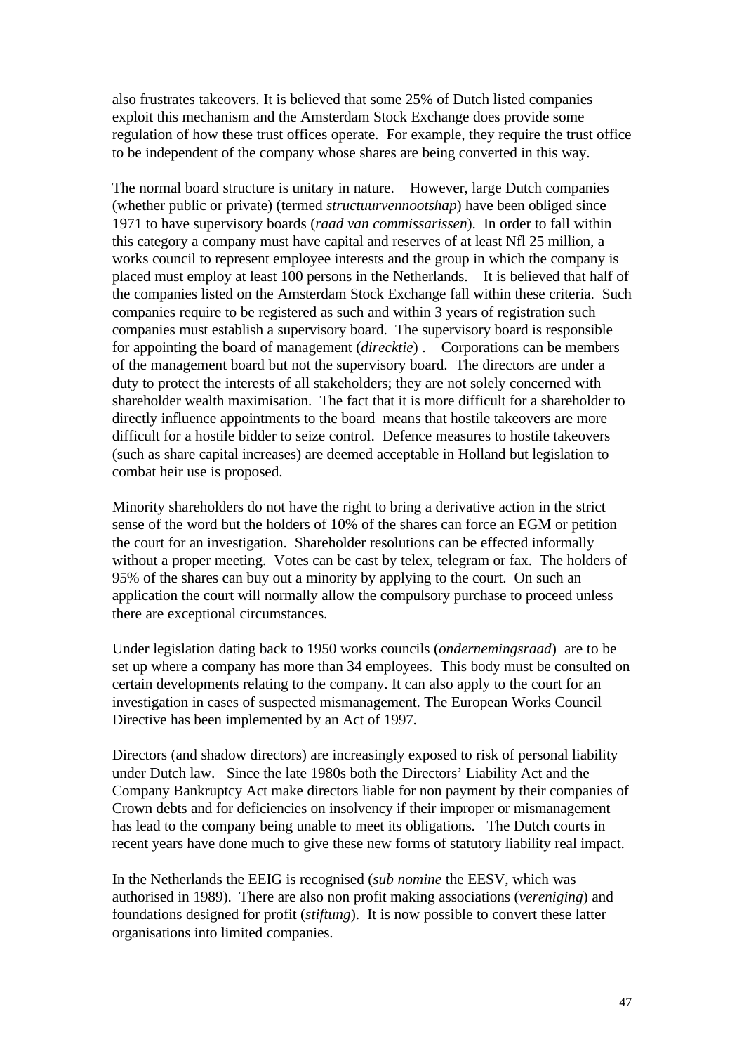also frustrates takeovers. It is believed that some 25% of Dutch listed companies exploit this mechanism and the Amsterdam Stock Exchange does provide some regulation of how these trust offices operate. For example, they require the trust office to be independent of the company whose shares are being converted in this way.

The normal board structure is unitary in nature. However, large Dutch companies (whether public or private) (termed *structuurvennootshap*) have been obliged since 1971 to have supervisory boards (*raad van commissarissen*). In order to fall within this category a company must have capital and reserves of at least Nfl 25 million, a works council to represent employee interests and the group in which the company is placed must employ at least 100 persons in the Netherlands. It is believed that half of the companies listed on the Amsterdam Stock Exchange fall within these criteria. Such companies require to be registered as such and within 3 years of registration such companies must establish a supervisory board. The supervisory board is responsible for appointing the board of management (*direcktie*) . Corporations can be members of the management board but not the supervisory board. The directors are under a duty to protect the interests of all stakeholders; they are not solely concerned with shareholder wealth maximisation. The fact that it is more difficult for a shareholder to directly influence appointments to the board means that hostile takeovers are more difficult for a hostile bidder to seize control. Defence measures to hostile takeovers (such as share capital increases) are deemed acceptable in Holland but legislation to combat heir use is proposed.

Minority shareholders do not have the right to bring a derivative action in the strict sense of the word but the holders of 10% of the shares can force an EGM or petition the court for an investigation. Shareholder resolutions can be effected informally without a proper meeting. Votes can be cast by telex, telegram or fax. The holders of 95% of the shares can buy out a minority by applying to the court. On such an application the court will normally allow the compulsory purchase to proceed unless there are exceptional circumstances.

Under legislation dating back to 1950 works councils (*ondernemingsraad*) are to be set up where a company has more than 34 employees. This body must be consulted on certain developments relating to the company. It can also apply to the court for an investigation in cases of suspected mismanagement. The European Works Council Directive has been implemented by an Act of 1997.

Directors (and shadow directors) are increasingly exposed to risk of personal liability under Dutch law. Since the late 1980s both the Directors' Liability Act and the Company Bankruptcy Act make directors liable for non payment by their companies of Crown debts and for deficiencies on insolvency if their improper or mismanagement has lead to the company being unable to meet its obligations. The Dutch courts in recent years have done much to give these new forms of statutory liability real impact.

In the Netherlands the EEIG is recognised (*sub nomine* the EESV, which was authorised in 1989). There are also non profit making associations (*vereniging*) and foundations designed for profit (*stiftung*). It is now possible to convert these latter organisations into limited companies.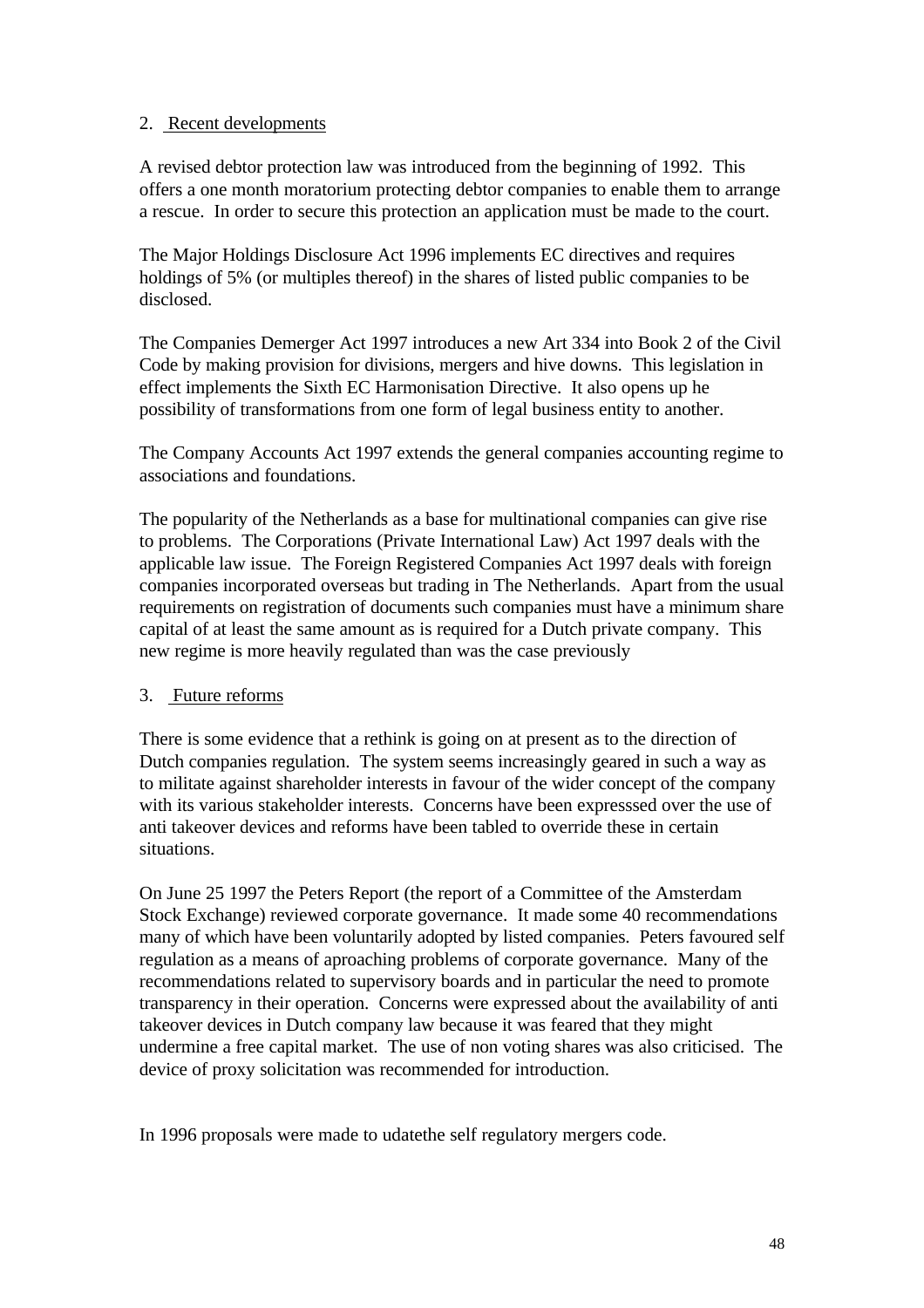## 2. Recent developments

A revised debtor protection law was introduced from the beginning of 1992. This offers a one month moratorium protecting debtor companies to enable them to arrange a rescue. In order to secure this protection an application must be made to the court.

The Major Holdings Disclosure Act 1996 implements EC directives and requires holdings of 5% (or multiples thereof) in the shares of listed public companies to be disclosed.

The Companies Demerger Act 1997 introduces a new Art 334 into Book 2 of the Civil Code by making provision for divisions, mergers and hive downs. This legislation in effect implements the Sixth EC Harmonisation Directive. It also opens up he possibility of transformations from one form of legal business entity to another.

The Company Accounts Act 1997 extends the general companies accounting regime to associations and foundations.

The popularity of the Netherlands as a base for multinational companies can give rise to problems. The Corporations (Private International Law) Act 1997 deals with the applicable law issue. The Foreign Registered Companies Act 1997 deals with foreign companies incorporated overseas but trading in The Netherlands. Apart from the usual requirements on registration of documents such companies must have a minimum share capital of at least the same amount as is required for a Dutch private company. This new regime is more heavily regulated than was the case previously

## 3. Future reforms

There is some evidence that a rethink is going on at present as to the direction of Dutch companies regulation. The system seems increasingly geared in such a way as to militate against shareholder interests in favour of the wider concept of the company with its various stakeholder interests. Concerns have been expresssed over the use of anti takeover devices and reforms have been tabled to override these in certain situations.

On June 25 1997 the Peters Report (the report of a Committee of the Amsterdam Stock Exchange) reviewed corporate governance. It made some 40 recommendations many of which have been voluntarily adopted by listed companies. Peters favoured self regulation as a means of aproaching problems of corporate governance. Many of the recommendations related to supervisory boards and in particular the need to promote transparency in their operation. Concerns were expressed about the availability of anti takeover devices in Dutch company law because it was feared that they might undermine a free capital market. The use of non voting shares was also criticised. The device of proxy solicitation was recommended for introduction.

In 1996 proposals were made to udatethe self regulatory mergers code.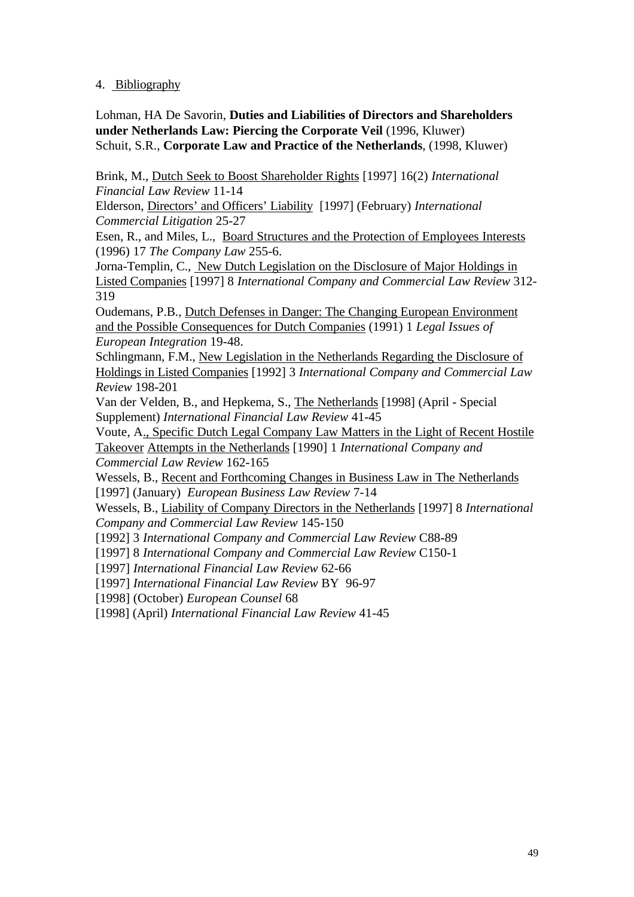## 4. Bibliography

Lohman, HA De Savorin, **Duties and Liabilities of Directors and Shareholders under Netherlands Law: Piercing the Corporate Veil** (1996, Kluwer)
Schuit, S.R., **Corporate Law and Practice of the Netherlands**, (1998, Kluwer)

Brink, M., Dutch Seek to Boost Shareholder Rights [1997] 16(2) *International Financial Law Review* 11-14
Elderson, Directors' and Officers' Liability [1997] (February) *International Commercial Litigation* 25-27
Esen, R., and Miles, L., Board Structures and the Protection of Employees Interests (1996) 17 *The Company Law* 255-6.
Jorna-Templin, C., New Dutch Legislation on the Disclosure of Major Holdings in Listed Companies [1997] 8 *International Company and Commercial Law Review* 312-319
Oudemans, P.B., Dutch Defenses in Danger: The Changing European Environment and the Possible Consequences for Dutch Companies (1991) 1 *Legal Issues of European Integration* 19-48.
Schlingmann, F.M., New Legislation in the Netherlands Regarding the Disclosure of Holdings in Listed Companies [1992] 3 *International Company and Commercial Law Review* 198-201
Van der Velden, B., and Hepkema, S., The Netherlands [1998] (April - Special Supplement) *International Financial Law Review* 41-45
Voute, A., Specific Dutch Legal Company Law Matters in the Light of Recent Hostile Takeover Attempts in the Netherlands [1990] 1 *International Company and Commercial Law Review* 162-165
Wessels, B., Recent and Forthcoming Changes in Business Law in The Netherlands [1997] (January) *European Business Law Review* 7-14
Wessels, B., Liability of Company Directors in the Netherlands [1997] 8 *International Company and Commercial Law Review* 145-150
[1992] 3 *International Company and Commercial Law Review* C88-89
[1997] 8 *International Company and Commercial Law Review* C150-1
[1997] *International Financial Law Review* 62-66
[1997] *International Financial Law Review* BY 96-97
[1998] (October) *European Counsel* 68
[1998] (April) *International Financial Law Review* 41-45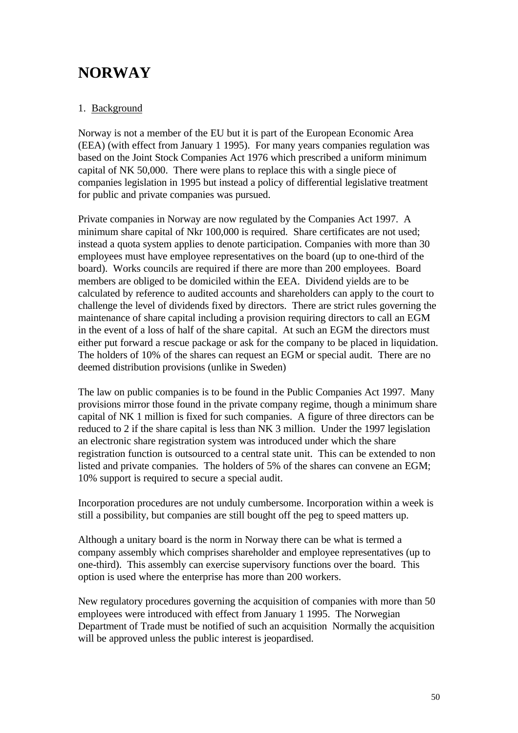# NORWAY

1. Background

Norway is not a member of the EU but it is part of the European Economic Area (EEA) (with effect from January 1 1995). For many years companies regulation was based on the Joint Stock Companies Act 1976 which prescribed a uniform minimum capital of NK 50,000. There were plans to replace this with a single piece of companies legislation in 1995 but instead a policy of differential legislative treatment for public and private companies was pursued.

Private companies in Norway are now regulated by the Companies Act 1997. A minimum share capital of Nkr 100,000 is required. Share certificates are not used; instead a quota system applies to denote participation. Companies with more than 30 employees must have employee representatives on the board (up to one-third of the board). Works councils are required if there are more than 200 employees. Board members are obliged to be domiciled within the EEA. Dividend yields are to be calculated by reference to audited accounts and shareholders can apply to the court to challenge the level of dividends fixed by directors. There are strict rules governing the maintenance of share capital including a provision requiring directors to call an EGM in the event of a loss of half of the share capital. At such an EGM the directors must either put forward a rescue package or ask for the company to be placed in liquidation. The holders of 10% of the shares can request an EGM or special audit. There are no deemed distribution provisions (unlike in Sweden)

The law on public companies is to be found in the Public Companies Act 1997. Many provisions mirror those found in the private company regime, though a minimum share capital of NK 1 million is fixed for such companies. A figure of three directors can be reduced to 2 if the share capital is less than NK 3 million. Under the 1997 legislation an electronic share registration system was introduced under which the share registration function is outsourced to a central state unit. This can be extended to non listed and private companies. The holders of 5% of the shares can convene an EGM; 10% support is required to secure a special audit.

Incorporation procedures are not unduly cumbersome. Incorporation within a week is still a possibility, but companies are still bought off the peg to speed matters up.

Although a unitary board is the norm in Norway there can be what is termed a company assembly which comprises shareholder and employee representatives (up to one-third). This assembly can exercise supervisory functions over the board. This option is used where the enterprise has more than 200 workers.

New regulatory procedures governing the acquisition of companies with more than 50 employees were introduced with effect from January 1 1995. The Norwegian Department of Trade must be notified of such an acquisition Normally the acquisition will be approved unless the public interest is jeopardised.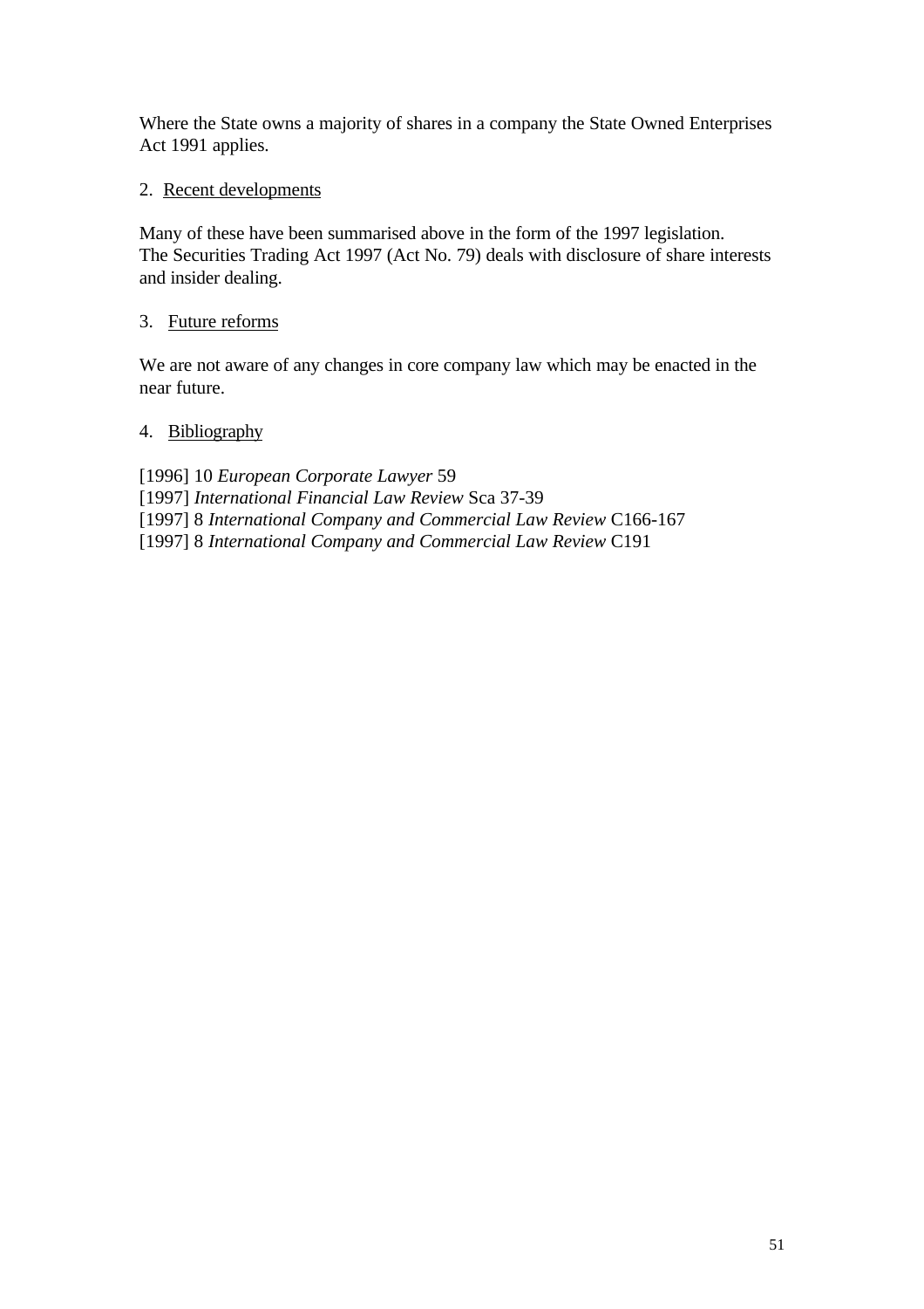Where the State owns a majority of shares in a company the State Owned Enterprises Act 1991 applies.

2. Recent developments

Many of these have been summarised above in the form of the 1997 legislation.
The Securities Trading Act 1997 (Act No. 79) deals with disclosure of share interests and insider dealing.

3. Future reforms

We are not aware of any changes in core company law which may be enacted in the near future.

4. Bibliography

[1996] 10 *European Corporate Lawyer* 59
[1997] *International Financial Law Review* Sca 37-39
[1997] 8 *International Company and Commercial Law Review* C166-167
[1997] 8 *International Company and Commercial Law Review* C191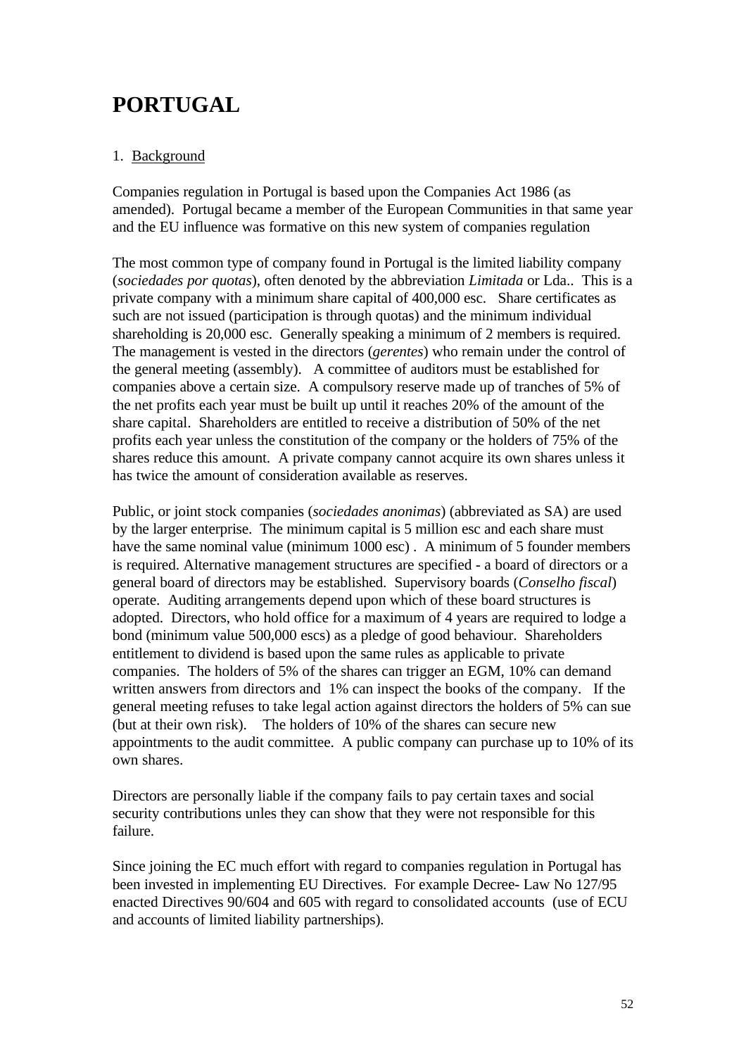# PORTUGAL

1. Background

Companies regulation in Portugal is based upon the Companies Act 1986 (as amended). Portugal became a member of the European Communities in that same year and the EU influence was formative on this new system of companies regulation

The most common type of company found in Portugal is the limited liability company (*sociedades por quotas*), often denoted by the abbreviation *Limitada* or Lda.. This is a private company with a minimum share capital of 400,000 esc. Share certificates as such are not issued (participation is through quotas) and the minimum individual shareholding is 20,000 esc. Generally speaking a minimum of 2 members is required. The management is vested in the directors (*gerentes*) who remain under the control of the general meeting (assembly). A committee of auditors must be established for companies above a certain size. A compulsory reserve made up of tranches of 5% of the net profits each year must be built up until it reaches 20% of the amount of the share capital. Shareholders are entitled to receive a distribution of 50% of the net profits each year unless the constitution of the company or the holders of 75% of the shares reduce this amount. A private company cannot acquire its own shares unless it has twice the amount of consideration available as reserves.

Public, or joint stock companies (*sociedades anonimas*) (abbreviated as SA) are used by the larger enterprise. The minimum capital is 5 million esc and each share must have the same nominal value (minimum 1000 esc) . A minimum of 5 founder members is required. Alternative management structures are specified - a board of directors or a general board of directors may be established. Supervisory boards (*Conselho fiscal*) operate. Auditing arrangements depend upon which of these board structures is adopted. Directors, who hold office for a maximum of 4 years are required to lodge a bond (minimum value 500,000 escs) as a pledge of good behaviour. Shareholders entitlement to dividend is based upon the same rules as applicable to private companies. The holders of 5% of the shares can trigger an EGM, 10% can demand written answers from directors and 1% can inspect the books of the company. If the general meeting refuses to take legal action against directors the holders of 5% can sue (but at their own risk). The holders of 10% of the shares can secure new appointments to the audit committee. A public company can purchase up to 10% of its own shares.

Directors are personally liable if the company fails to pay certain taxes and social security contributions unles they can show that they were not responsible for this failure.

Since joining the EC much effort with regard to companies regulation in Portugal has been invested in implementing EU Directives. For example Decree- Law No 127/95 enacted Directives 90/604 and 605 with regard to consolidated accounts (use of ECU and accounts of limited liability partnerships).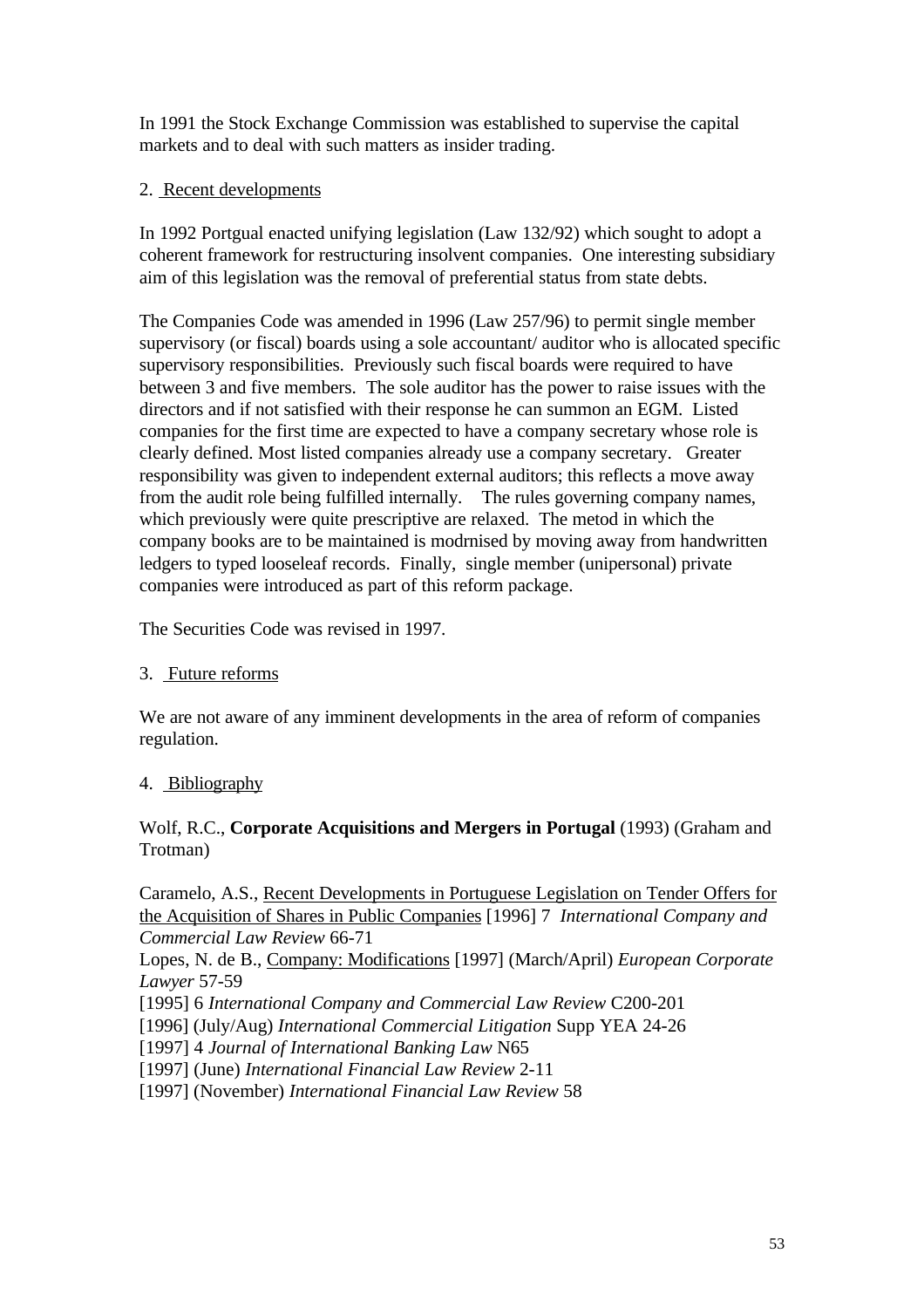In 1991 the Stock Exchange Commission was established to supervise the capital markets and to deal with such matters as insider trading.

## 2. Recent developments

In 1992 Portgual enacted unifying legislation (Law 132/92) which sought to adopt a coherent framework for restructuring insolvent companies. One interesting subsidiary aim of this legislation was the removal of preferential status from state debts.

The Companies Code was amended in 1996 (Law 257/96) to permit single member supervisory (or fiscal) boards using a sole accountant/ auditor who is allocated specific supervisory responsibilities. Previously such fiscal boards were required to have between 3 and five members. The sole auditor has the power to raise issues with the directors and if not satisfied with their response he can summon an EGM. Listed companies for the first time are expected to have a company secretary whose role is clearly defined. Most listed companies already use a company secretary. Greater responsibility was given to independent external auditors; this reflects a move away from the audit role being fulfilled internally. The rules governing company names, which previously were quite prescriptive are relaxed. The metod in which the company books are to be maintained is modrnised by moving away from handwritten ledgers to typed looseleaf records. Finally, single member (unipersonal) private companies were introduced as part of this reform package.

The Securities Code was revised in 1997.

## 3. Future reforms

We are not aware of any imminent developments in the area of reform of companies regulation.

## 4. Bibliography

Wolf, R.C., **Corporate Acquisitions and Mergers in Portugal** (1993) (Graham and Trotman)

Caramelo, A.S., Recent Developments in Portuguese Legislation on Tender Offers for the Acquisition of Shares in Public Companies [1996] 7 *International Company and Commercial Law Review* 66-71
Lopes, N. de B., Company: Modifications [1997] (March/April) *European Corporate Lawyer* 57-59
[1995] 6 *International Company and Commercial Law Review* C200-201
[1996] (July/Aug) *International Commercial Litigation* Supp YEA 24-26
[1997] 4 *Journal of International Banking Law* N65
[1997] (June) *International Financial Law Review* 2-11
[1997] (November) *International Financial Law Review* 58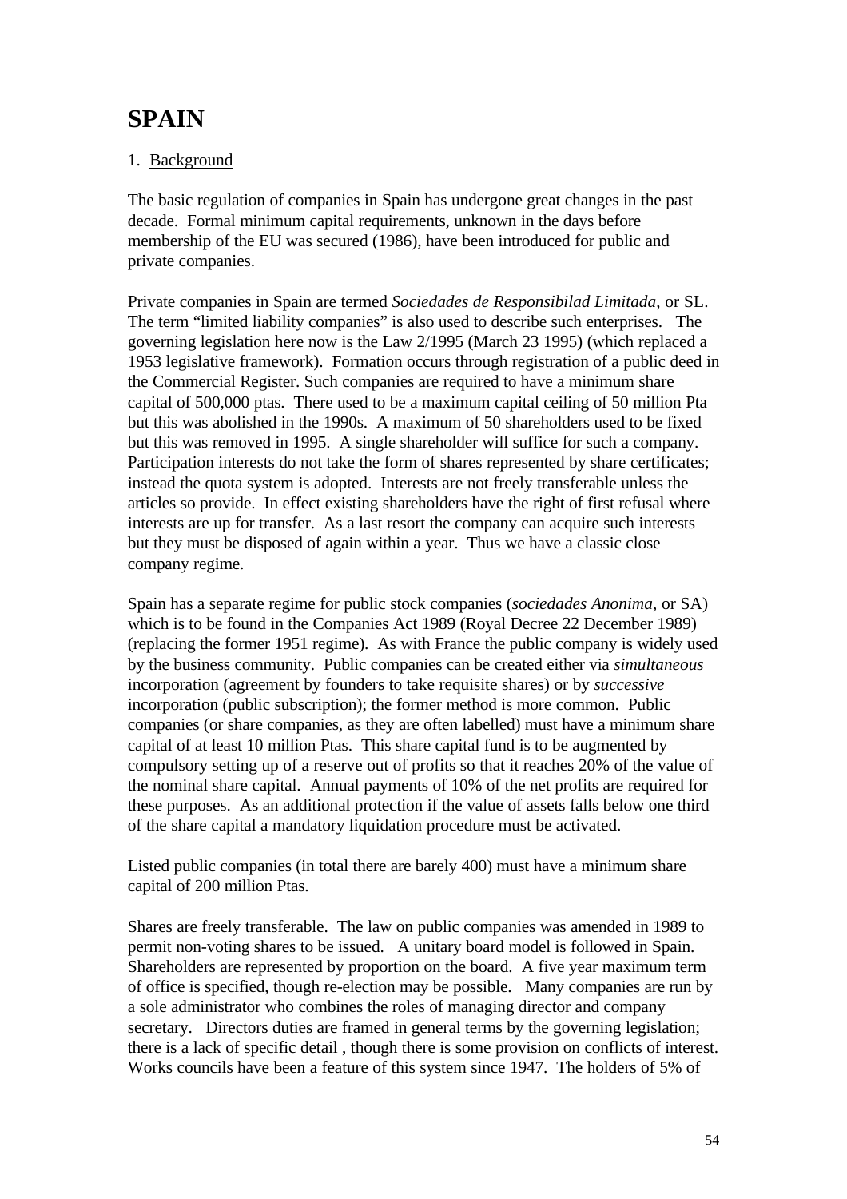# SPAIN

1. Background

The basic regulation of companies in Spain has undergone great changes in the past decade. Formal minimum capital requirements, unknown in the days before membership of the EU was secured (1986), have been introduced for public and private companies.

Private companies in Spain are termed *Sociedades de Responsibilad Limitada*, or SL. The term "limited liability companies" is also used to describe such enterprises. The governing legislation here now is the Law 2/1995 (March 23 1995) (which replaced a 1953 legislative framework). Formation occurs through registration of a public deed in the Commercial Register. Such companies are required to have a minimum share capital of 500,000 ptas. There used to be a maximum capital ceiling of 50 million Pta but this was abolished in the 1990s. A maximum of 50 shareholders used to be fixed but this was removed in 1995. A single shareholder will suffice for such a company. Participation interests do not take the form of shares represented by share certificates; instead the quota system is adopted. Interests are not freely transferable unless the articles so provide. In effect existing shareholders have the right of first refusal where interests are up for transfer. As a last resort the company can acquire such interests but they must be disposed of again within a year. Thus we have a classic close company regime.

Spain has a separate regime for public stock companies (*sociedades Anonima*, or SA) which is to be found in the Companies Act 1989 (Royal Decree 22 December 1989) (replacing the former 1951 regime). As with France the public company is widely used by the business community. Public companies can be created either via *simultaneous* incorporation (agreement by founders to take requisite shares) or by *successive* incorporation (public subscription); the former method is more common. Public companies (or share companies, as they are often labelled) must have a minimum share capital of at least 10 million Ptas. This share capital fund is to be augmented by compulsory setting up of a reserve out of profits so that it reaches 20% of the value of the nominal share capital. Annual payments of 10% of the net profits are required for these purposes. As an additional protection if the value of assets falls below one third of the share capital a mandatory liquidation procedure must be activated.

Listed public companies (in total there are barely 400) must have a minimum share capital of 200 million Ptas.

Shares are freely transferable. The law on public companies was amended in 1989 to permit non-voting shares to be issued. A unitary board model is followed in Spain. Shareholders are represented by proportion on the board. A five year maximum term of office is specified, though re-election may be possible. Many companies are run by a sole administrator who combines the roles of managing director and company secretary. Directors duties are framed in general terms by the governing legislation; there is a lack of specific detail , though there is some provision on conflicts of interest. Works councils have been a feature of this system since 1947. The holders of 5% of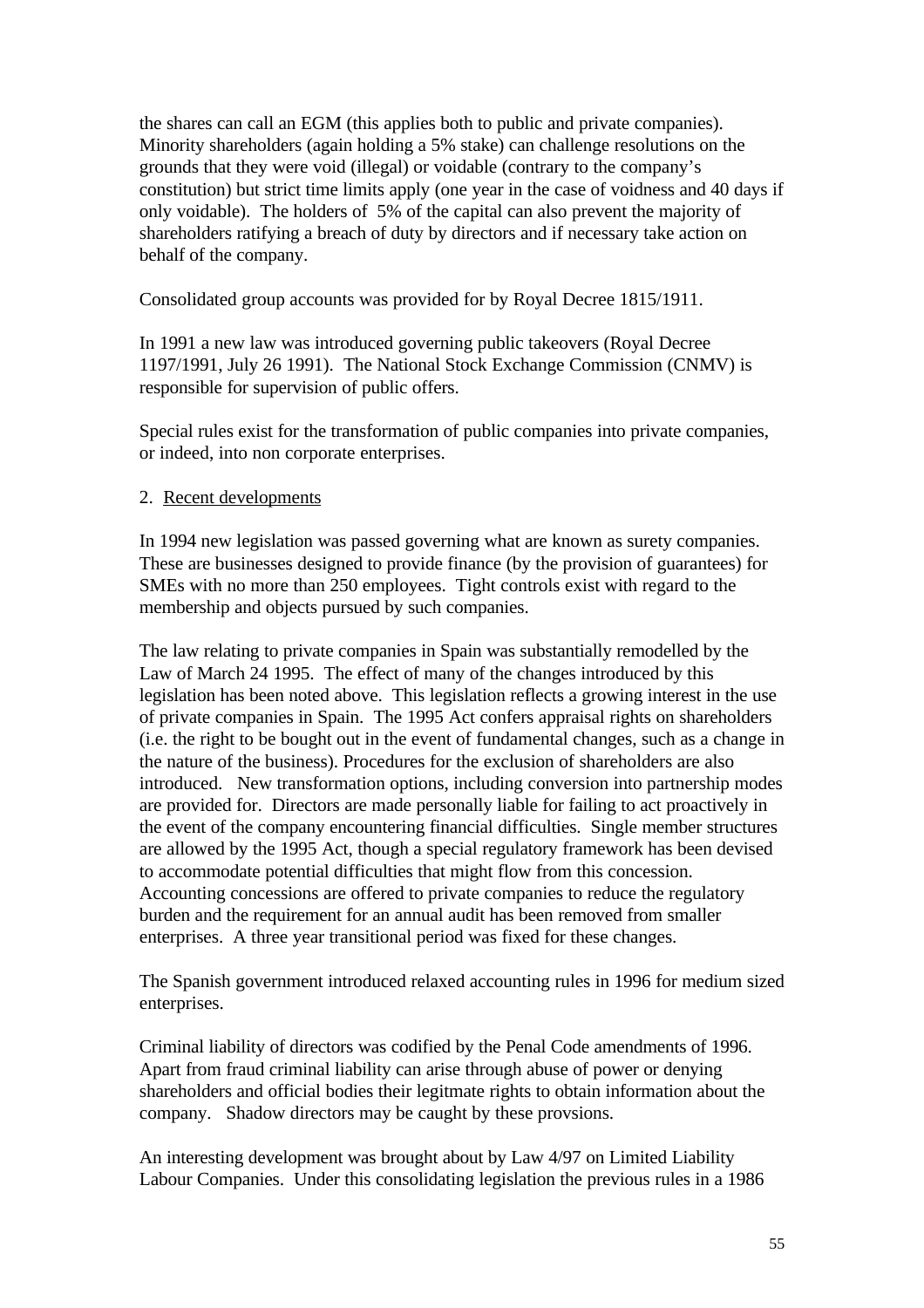the shares can call an EGM (this applies both to public and private companies). Minority shareholders (again holding a 5% stake) can challenge resolutions on the grounds that they were void (illegal) or voidable (contrary to the company's constitution) but strict time limits apply (one year in the case of voidness and 40 days if only voidable). The holders of 5% of the capital can also prevent the majority of shareholders ratifying a breach of duty by directors and if necessary take action on behalf of the company.

Consolidated group accounts was provided for by Royal Decree 1815/1911.

In 1991 a new law was introduced governing public takeovers (Royal Decree 1197/1991, July 26 1991). The National Stock Exchange Commission (CNMV) is responsible for supervision of public offers.

Special rules exist for the transformation of public companies into private companies, or indeed, into non corporate enterprises.

2. <u>Recent developments</u>

In 1994 new legislation was passed governing what are known as surety companies. These are businesses designed to provide finance (by the provision of guarantees) for SMEs with no more than 250 employees. Tight controls exist with regard to the membership and objects pursued by such companies.

The law relating to private companies in Spain was substantially remodelled by the Law of March 24 1995. The effect of many of the changes introduced by this legislation has been noted above. This legislation reflects a growing interest in the use of private companies in Spain. The 1995 Act confers appraisal rights on shareholders (i.e. the right to be bought out in the event of fundamental changes, such as a change in the nature of the business). Procedures for the exclusion of shareholders are also introduced. New transformation options, including conversion into partnership modes are provided for. Directors are made personally liable for failing to act proactively in the event of the company encountering financial difficulties. Single member structures are allowed by the 1995 Act, though a special regulatory framework has been devised to accommodate potential difficulties that might flow from this concession. Accounting concessions are offered to private companies to reduce the regulatory burden and the requirement for an annual audit has been removed from smaller enterprises. A three year transitional period was fixed for these changes.

The Spanish government introduced relaxed accounting rules in 1996 for medium sized enterprises.

Criminal liability of directors was codified by the Penal Code amendments of 1996. Apart from fraud criminal liability can arise through abuse of power or denying shareholders and official bodies their legitmate rights to obtain information about the company. Shadow directors may be caught by these provsions.

An interesting development was brought about by Law 4/97 on Limited Liability Labour Companies. Under this consolidating legislation the previous rules in a 1986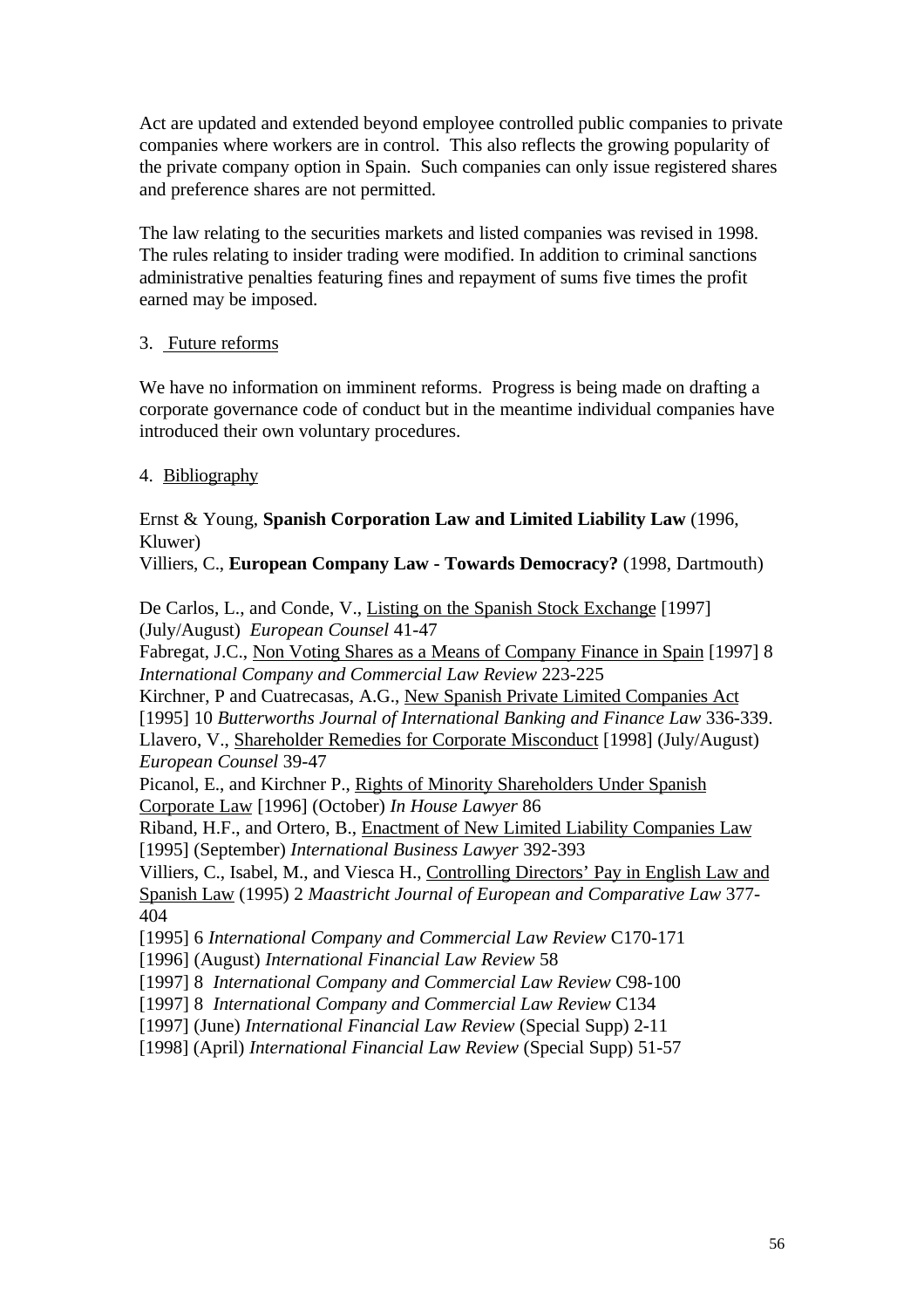Act are updated and extended beyond employee controlled public companies to private companies where workers are in control. This also reflects the growing popularity of the private company option in Spain. Such companies can only issue registered shares and preference shares are not permitted.

The law relating to the securities markets and listed companies was revised in 1998. The rules relating to insider trading were modified. In addition to criminal sanctions administrative penalties featuring fines and repayment of sums five times the profit earned may be imposed.

## 3. Future reforms

We have no information on imminent reforms. Progress is being made on drafting a corporate governance code of conduct but in the meantime individual companies have introduced their own voluntary procedures.

## 4. Bibliography

Ernst & Young, **Spanish Corporation Law and Limited Liability Law** (1996, Kluwer)
Villiers, C., **European Company Law - Towards Democracy?** (1998, Dartmouth)

De Carlos, L., and Conde, V., Listing on the Spanish Stock Exchange [1997] (July/August) *European Counsel* 41-47
Fabregat, J.C., Non Voting Shares as a Means of Company Finance in Spain [1997] 8 *International Company and Commercial Law Review* 223-225
Kirchner, P and Cuatrecasas, A.G., New Spanish Private Limited Companies Act [1995] 10 *Butterworths Journal of International Banking and Finance Law* 336-339.
Llavero, V., Shareholder Remedies for Corporate Misconduct [1998] (July/August) *European Counsel* 39-47
Picanol, E., and Kirchner P., Rights of Minority Shareholders Under Spanish Corporate Law [1996] (October) *In House Lawyer* 86
Riband, H.F., and Ortero, B., Enactment of New Limited Liability Companies Law [1995] (September) *International Business Lawyer* 392-393
Villiers, C., Isabel, M., and Viesca H., Controlling Directors' Pay in English Law and Spanish Law (1995) 2 *Maastricht Journal of European and Comparative Law* 377-404
[1995] 6 *International Company and Commercial Law Review* C170-171
[1996] (August) *International Financial Law Review* 58
[1997] 8 *International Company and Commercial Law Review* C98-100
[1997] 8 *International Company and Commercial Law Review* C134
[1997] (June) *International Financial Law Review* (Special Supp) 2-11
[1998] (April) *International Financial Law Review* (Special Supp) 51-57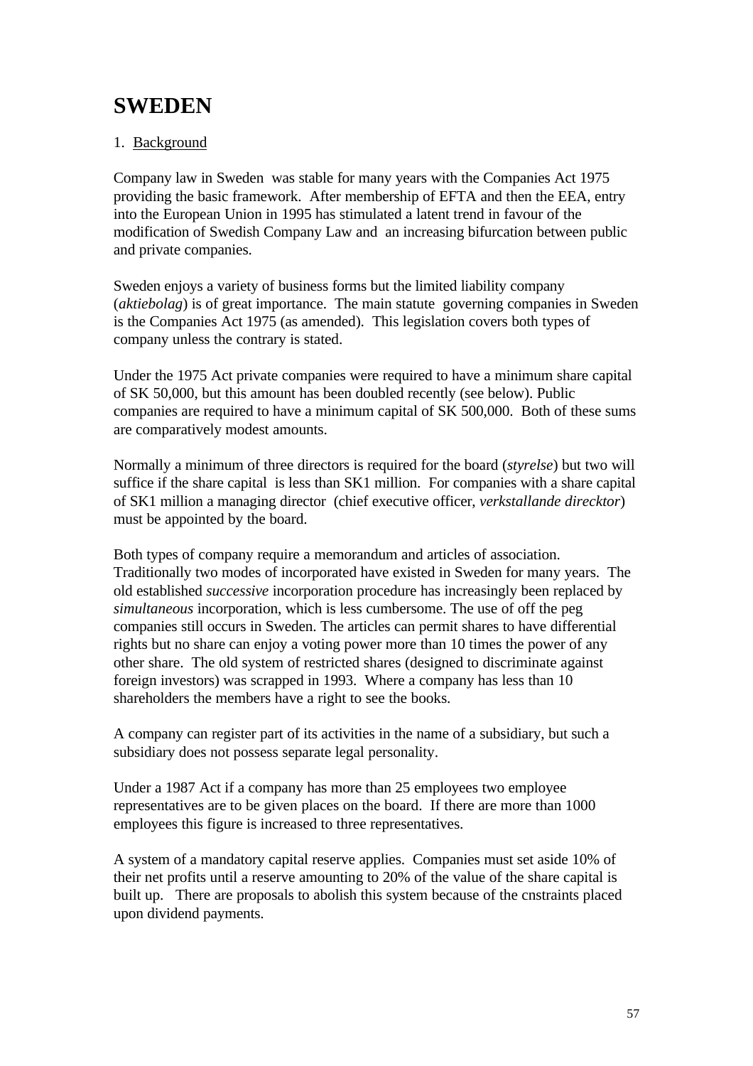# SWEDEN

1. Background

Company law in Sweden was stable for many years with the Companies Act 1975 providing the basic framework. After membership of EFTA and then the EEA, entry into the European Union in 1995 has stimulated a latent trend in favour of the modification of Swedish Company Law and an increasing bifurcation between public and private companies.

Sweden enjoys a variety of business forms but the limited liability company (*aktiebolag*) is of great importance. The main statute governing companies in Sweden is the Companies Act 1975 (as amended). This legislation covers both types of company unless the contrary is stated.

Under the 1975 Act private companies were required to have a minimum share capital of SK 50,000, but this amount has been doubled recently (see below). Public companies are required to have a minimum capital of SK 500,000. Both of these sums are comparatively modest amounts.

Normally a minimum of three directors is required for the board (*styrelse*) but two will suffice if the share capital is less than SK1 million. For companies with a share capital of SK1 million a managing director (chief executive officer, *verkstallande direcktor*) must be appointed by the board.

Both types of company require a memorandum and articles of association. Traditionally two modes of incorporated have existed in Sweden for many years. The old established *successive* incorporation procedure has increasingly been replaced by *simultaneous* incorporation, which is less cumbersome. The use of off the peg companies still occurs in Sweden. The articles can permit shares to have differential rights but no share can enjoy a voting power more than 10 times the power of any other share. The old system of restricted shares (designed to discriminate against foreign investors) was scrapped in 1993. Where a company has less than 10 shareholders the members have a right to see the books.

A company can register part of its activities in the name of a subsidiary, but such a subsidiary does not possess separate legal personality.

Under a 1987 Act if a company has more than 25 employees two employee representatives are to be given places on the board. If there are more than 1000 employees this figure is increased to three representatives.

A system of a mandatory capital reserve applies. Companies must set aside 10% of their net profits until a reserve amounting to 20% of the value of the share capital is built up. There are proposals to abolish this system because of the cnstraints placed upon dividend payments.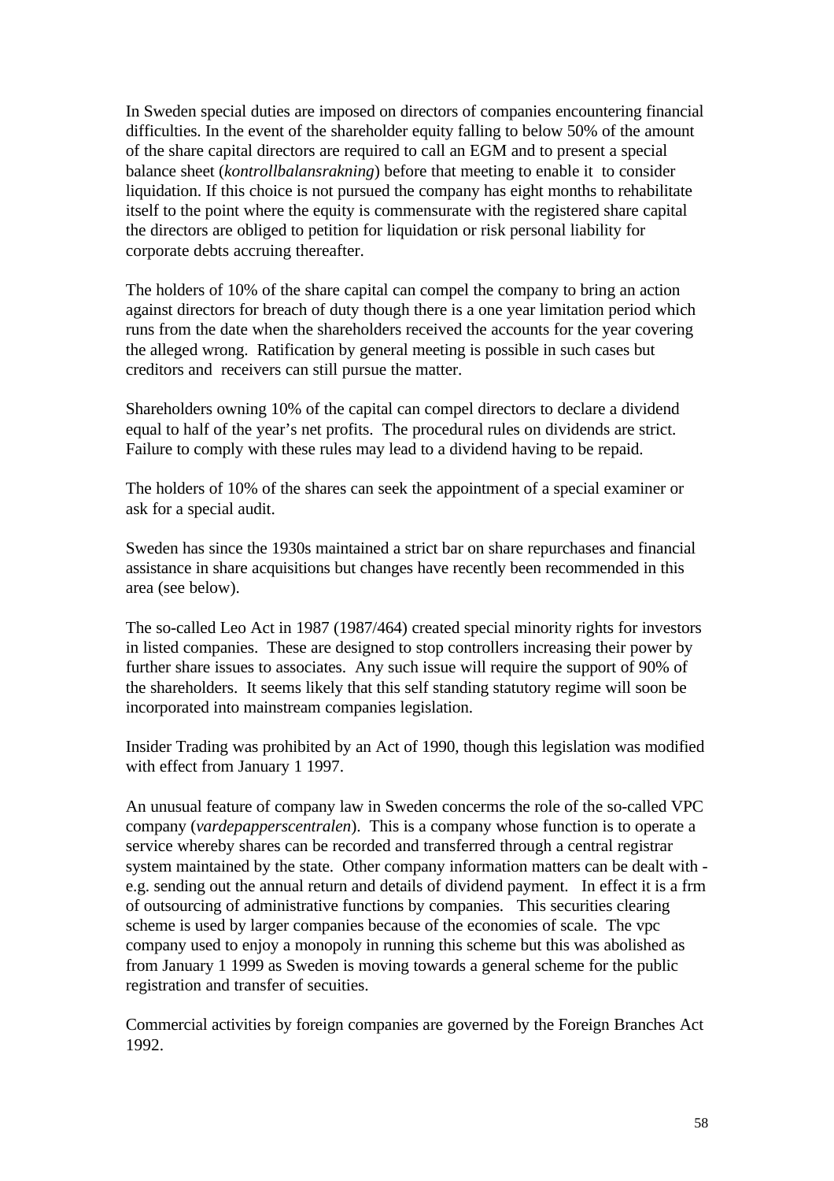In Sweden special duties are imposed on directors of companies encountering financial difficulties. In the event of the shareholder equity falling to below 50% of the amount of the share capital directors are required to call an EGM and to present a special balance sheet (*kontrollbalansrakning*) before that meeting to enable it to consider liquidation. If this choice is not pursued the company has eight months to rehabilitate itself to the point where the equity is commensurate with the registered share capital the directors are obliged to petition for liquidation or risk personal liability for corporate debts accruing thereafter.

The holders of 10% of the share capital can compel the company to bring an action against directors for breach of duty though there is a one year limitation period which runs from the date when the shareholders received the accounts for the year covering the alleged wrong. Ratification by general meeting is possible in such cases but creditors and receivers can still pursue the matter.

Shareholders owning 10% of the capital can compel directors to declare a dividend equal to half of the year's net profits. The procedural rules on dividends are strict. Failure to comply with these rules may lead to a dividend having to be repaid.

The holders of 10% of the shares can seek the appointment of a special examiner or ask for a special audit.

Sweden has since the 1930s maintained a strict bar on share repurchases and financial assistance in share acquisitions but changes have recently been recommended in this area (see below).

The so-called Leo Act in 1987 (1987/464) created special minority rights for investors in listed companies. These are designed to stop controllers increasing their power by further share issues to associates. Any such issue will require the support of 90% of the shareholders. It seems likely that this self standing statutory regime will soon be incorporated into mainstream companies legislation.

Insider Trading was prohibited by an Act of 1990, though this legislation was modified with effect from January 1 1997.

An unusual feature of company law in Sweden concerms the role of the so-called VPC company (*vardepapperscentralen*). This is a company whose function is to operate a service whereby shares can be recorded and transferred through a central registrar system maintained by the state. Other company information matters can be dealt with - e.g. sending out the annual return and details of dividend payment. In effect it is a frm of outsourcing of administrative functions by companies. This securities clearing scheme is used by larger companies because of the economies of scale. The vpc company used to enjoy a monopoly in running this scheme but this was abolished as from January 1 1999 as Sweden is moving towards a general scheme for the public registration and transfer of secuities.

Commercial activities by foreign companies are governed by the Foreign Branches Act 1992.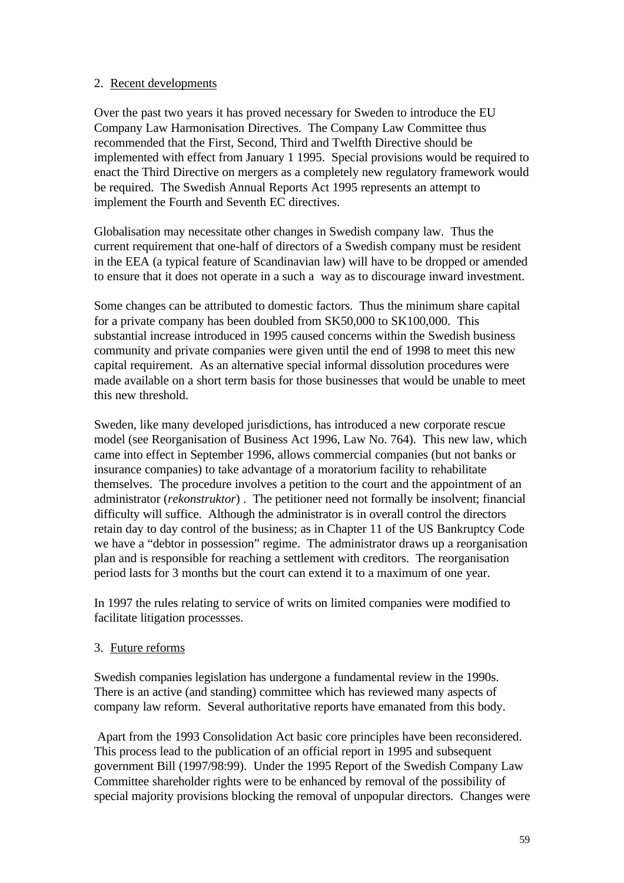2. Recent developments

Over the past two years it has proved necessary for Sweden to introduce the EU Company Law Harmonisation Directives. The Company Law Committee thus recommended that the First, Second, Third and Twelfth Directive should be implemented with effect from January 1 1995. Special provisions would be required to enact the Third Directive on mergers as a completely new regulatory framework would be required. The Swedish Annual Reports Act 1995 represents an attempt to implement the Fourth and Seventh EC directives.

Globalisation may necessitate other changes in Swedish company law. Thus the current requirement that one-half of directors of a Swedish company must be resident in the EEA (a typical feature of Scandinavian law) will have to be dropped or amended to ensure that it does not operate in a such a way as to discourage inward investment.

Some changes can be attributed to domestic factors. Thus the minimum share capital for a private company has been doubled from SK50,000 to SK100,000. This substantial increase introduced in 1995 caused concerns within the Swedish business community and private companies were given until the end of 1998 to meet this new capital requirement. As an alternative special informal dissolution procedures were made available on a short term basis for those businesses that would be unable to meet this new threshold.

Sweden, like many developed jurisdictions, has introduced a new corporate rescue model (see Reorganisation of Business Act 1996, Law No. 764). This new law, which came into effect in September 1996, allows commercial companies (but not banks or insurance companies) to take advantage of a moratorium facility to rehabilitate themselves. The procedure involves a petition to the court and the appointment of an administrator (*rekonstruktor*) . The petitioner need not formally be insolvent; financial difficulty will suffice. Although the administrator is in overall control the directors retain day to day control of the business; as in Chapter 11 of the US Bankruptcy Code we have a "debtor in possession" regime. The administrator draws up a reorganisation plan and is responsible for reaching a settlement with creditors. The reorganisation period lasts for 3 months but the court can extend it to a maximum of one year.

In 1997 the rules relating to service of writs on limited companies were modified to facilitate litigation processses.

3. Future reforms

Swedish companies legislation has undergone a fundamental review in the 1990s. There is an active (and standing) committee which has reviewed many aspects of company law reform. Several authoritative reports have emanated from this body.

Apart from the 1993 Consolidation Act basic core principles have been reconsidered. This process lead to the publication of an official report in 1995 and subsequent government Bill (1997/98:99). Under the 1995 Report of the Swedish Company Law Committee shareholder rights were to be enhanced by removal of the possibility of special majority provisions blocking the removal of unpopular directors. Changes were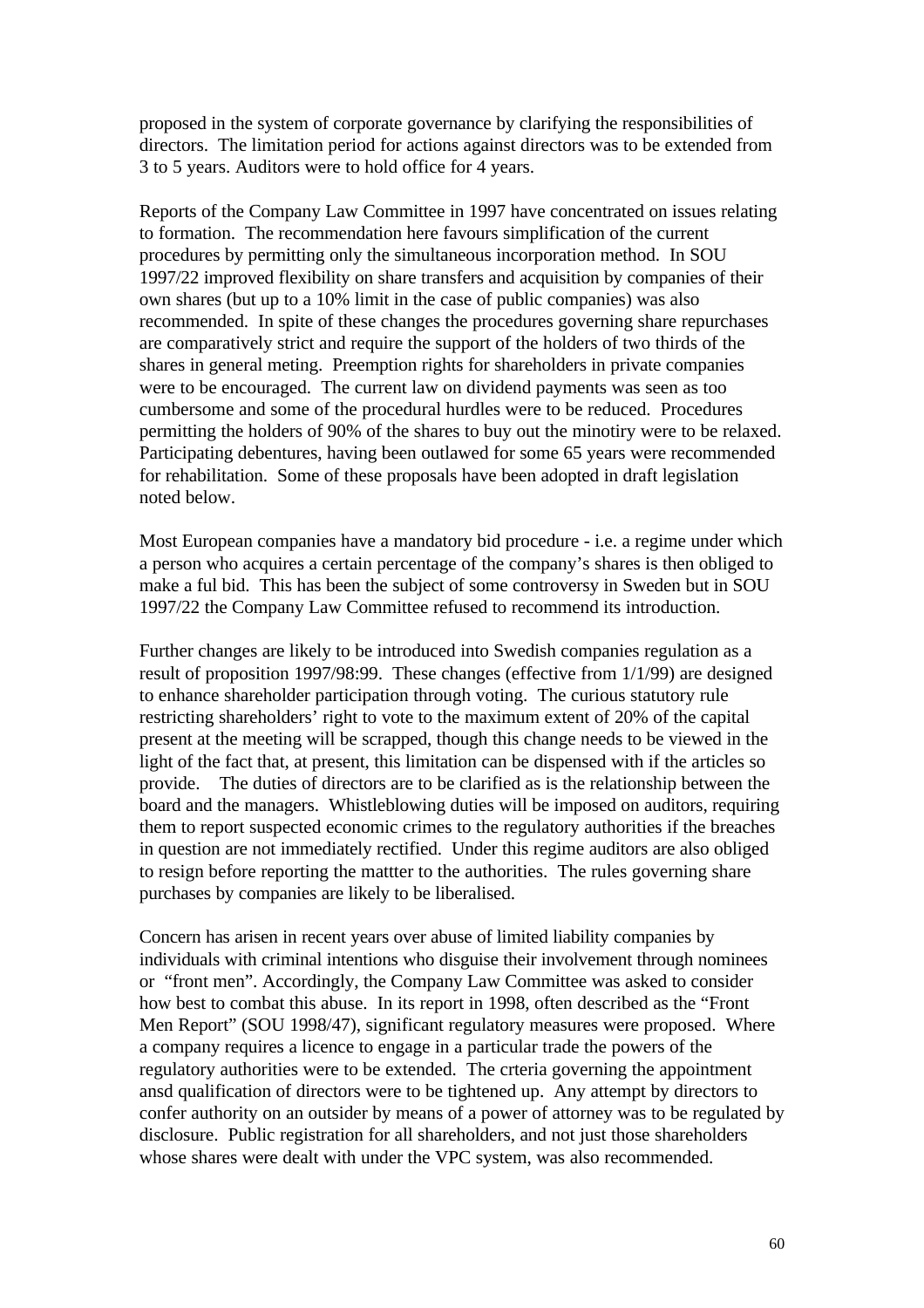proposed in the system of corporate governance by clarifying the responsibilities of directors. The limitation period for actions against directors was to be extended from 3 to 5 years. Auditors were to hold office for 4 years.

Reports of the Company Law Committee in 1997 have concentrated on issues relating to formation. The recommendation here favours simplification of the current procedures by permitting only the simultaneous incorporation method. In SOU 1997/22 improved flexibility on share transfers and acquisition by companies of their own shares (but up to a 10% limit in the case of public companies) was also recommended. In spite of these changes the procedures governing share repurchases are comparatively strict and require the support of the holders of two thirds of the shares in general meting. Preemption rights for shareholders in private companies were to be encouraged. The current law on dividend payments was seen as too cumbersome and some of the procedural hurdles were to be reduced. Procedures permitting the holders of 90% of the shares to buy out the minotiry were to be relaxed. Participating debentures, having been outlawed for some 65 years were recommended for rehabilitation. Some of these proposals have been adopted in draft legislation noted below.

Most European companies have a mandatory bid procedure - i.e. a regime under which a person who acquires a certain percentage of the company's shares is then obliged to make a ful bid. This has been the subject of some controversy in Sweden but in SOU 1997/22 the Company Law Committee refused to recommend its introduction.

Further changes are likely to be introduced into Swedish companies regulation as a result of proposition 1997/98:99. These changes (effective from 1/1/99) are designed to enhance shareholder participation through voting. The curious statutory rule restricting shareholders' right to vote to the maximum extent of 20% of the capital present at the meeting will be scrapped, though this change needs to be viewed in the light of the fact that, at present, this limitation can be dispensed with if the articles so provide. The duties of directors are to be clarified as is the relationship between the board and the managers. Whistleblowing duties will be imposed on auditors, requiring them to report suspected economic crimes to the regulatory authorities if the breaches in question are not immediately rectified. Under this regime auditors are also obliged to resign before reporting the mattter to the authorities. The rules governing share purchases by companies are likely to be liberalised.

Concern has arisen in recent years over abuse of limited liability companies by individuals with criminal intentions who disguise their involvement through nominees or "front men". Accordingly, the Company Law Committee was asked to consider how best to combat this abuse. In its report in 1998, often described as the "Front Men Report" (SOU 1998/47), significant regulatory measures were proposed. Where a company requires a licence to engage in a particular trade the powers of the regulatory authorities were to be extended. The crteria governing the appointment ansd qualification of directors were to be tightened up. Any attempt by directors to confer authority on an outsider by means of a power of attorney was to be regulated by disclosure. Public registration for all shareholders, and not just those shareholders whose shares were dealt with under the VPC system, was also recommended.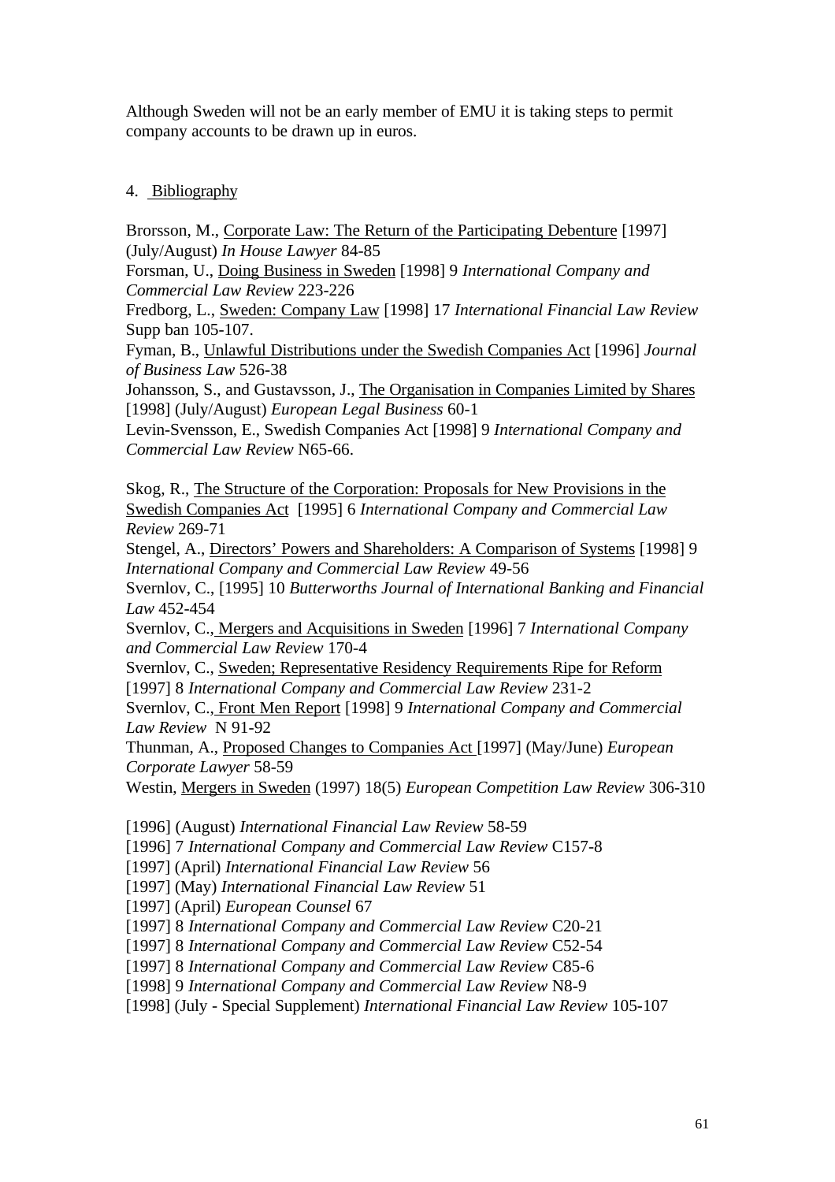Although Sweden will not be an early member of EMU it is taking steps to permit company accounts to be drawn up in euros.

## 4. Bibliography

Brorsson, M., <u>Corporate Law: The Return of the Participating Debenture</u> [1997] (July/August) *In House Lawyer* 84-85
Forsman, U., <u>Doing Business in Sweden</u> [1998] 9 *International Company and Commercial Law Review* 223-226
Fredborg, L., <u>Sweden: Company Law</u> [1998] 17 *International Financial Law Review* Supp ban 105-107.
Fyman, B., <u>Unlawful Distributions under the Swedish Companies Act</u> [1996] *Journal of Business Law* 526-38
Johansson, S., and Gustavsson, J., <u>The Organisation in Companies Limited by Shares</u> [1998] (July/August) *European Legal Business* 60-1
Levin-Svensson, E., Swedish Companies Act [1998] 9 *International Company and Commercial Law Review* N65-66.

Skog, R., <u>The Structure of the Corporation: Proposals for New Provisions in the Swedish Companies Act</u> [1995] 6 *International Company and Commercial Law Review* 269-71
Stengel, A., <u>Directors' Powers and Shareholders: A Comparison of Systems</u> [1998] 9 *International Company and Commercial Law Review* 49-56
Svernlov, C., [1995] 10 *Butterworths Journal of International Banking and Financial Law* 452-454
Svernlov, C., <u>Mergers and Acquisitions in Sweden</u> [1996] 7 *International Company and Commercial Law Review* 170-4
Svernlov, C., <u>Sweden; Representative Residency Requirements Ripe for Reform</u> [1997] 8 *International Company and Commercial Law Review* 231-2
Svernlov, C., <u>Front Men Report</u> [1998] 9 *International Company and Commercial Law Review* N 91-92
Thunman, A., <u>Proposed Changes to Companies Act</u> [1997] (May/June) *European Corporate Lawyer* 58-59
Westin, <u>Mergers in Sweden</u> (1997) 18(5) *European Competition Law Review* 306-310

[1996] (August) *International Financial Law Review* 58-59
[1996] 7 *International Company and Commercial Law Review* C157-8
[1997] (April) *International Financial Law Review* 56
[1997] (May) *International Financial Law Review* 51
[1997] (April) *European Counsel* 67
[1997] 8 *International Company and Commercial Law Review* C20-21
[1997] 8 *International Company and Commercial Law Review* C52-54
[1997] 8 *International Company and Commercial Law Review* C85-6
[1998] 9 *International Company and Commercial Law Review* N8-9
[1998] (July - Special Supplement) *International Financial Law Review* 105-107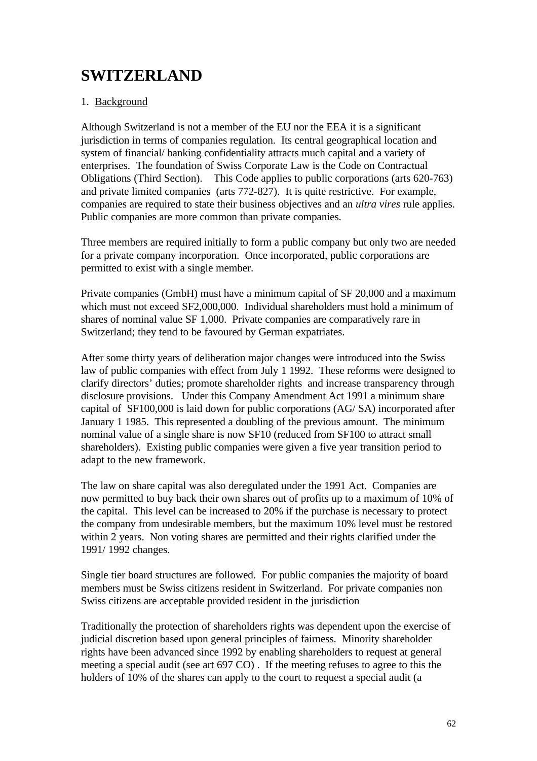# SWITZERLAND

1. <u>Background</u>

Although Switzerland is not a member of the EU nor the EEA it is a significant jurisdiction in terms of companies regulation. Its central geographical location and system of financial/ banking confidentiality attracts much capital and a variety of enterprises. The foundation of Swiss Corporate Law is the Code on Contractual Obligations (Third Section). This Code applies to public corporations (arts 620-763) and private limited companies (arts 772-827). It is quite restrictive. For example, companies are required to state their business objectives and an *ultra vires* rule applies. Public companies are more common than private companies.

Three members are required initially to form a public company but only two are needed for a private company incorporation. Once incorporated, public corporations are permitted to exist with a single member.

Private companies (GmbH) must have a minimum capital of SF 20,000 and a maximum which must not exceed SF2,000,000. Individual shareholders must hold a minimum of shares of nominal value SF 1,000. Private companies are comparatively rare in Switzerland; they tend to be favoured by German expatriates.

After some thirty years of deliberation major changes were introduced into the Swiss law of public companies with effect from July 1 1992. These reforms were designed to clarify directors' duties; promote shareholder rights and increase transparency through disclosure provisions. Under this Company Amendment Act 1991 a minimum share capital of SF100,000 is laid down for public corporations (AG/ SA) incorporated after January 1 1985. This represented a doubling of the previous amount. The minimum nominal value of a single share is now SF10 (reduced from SF100 to attract small shareholders). Existing public companies were given a five year transition period to adapt to the new framework.

The law on share capital was also deregulated under the 1991 Act. Companies are now permitted to buy back their own shares out of profits up to a maximum of 10% of the capital. This level can be increased to 20% if the purchase is necessary to protect the company from undesirable members, but the maximum 10% level must be restored within 2 years. Non voting shares are permitted and their rights clarified under the 1991/ 1992 changes.

Single tier board structures are followed. For public companies the majority of board members must be Swiss citizens resident in Switzerland. For private companies non Swiss citizens are acceptable provided resident in the jurisdiction

Traditionally the protection of shareholders rights was dependent upon the exercise of judicial discretion based upon general principles of fairness. Minority shareholder rights have been advanced since 1992 by enabling shareholders to request at general meeting a special audit (see art 697 CO) . If the meeting refuses to agree to this the holders of 10% of the shares can apply to the court to request a special audit (a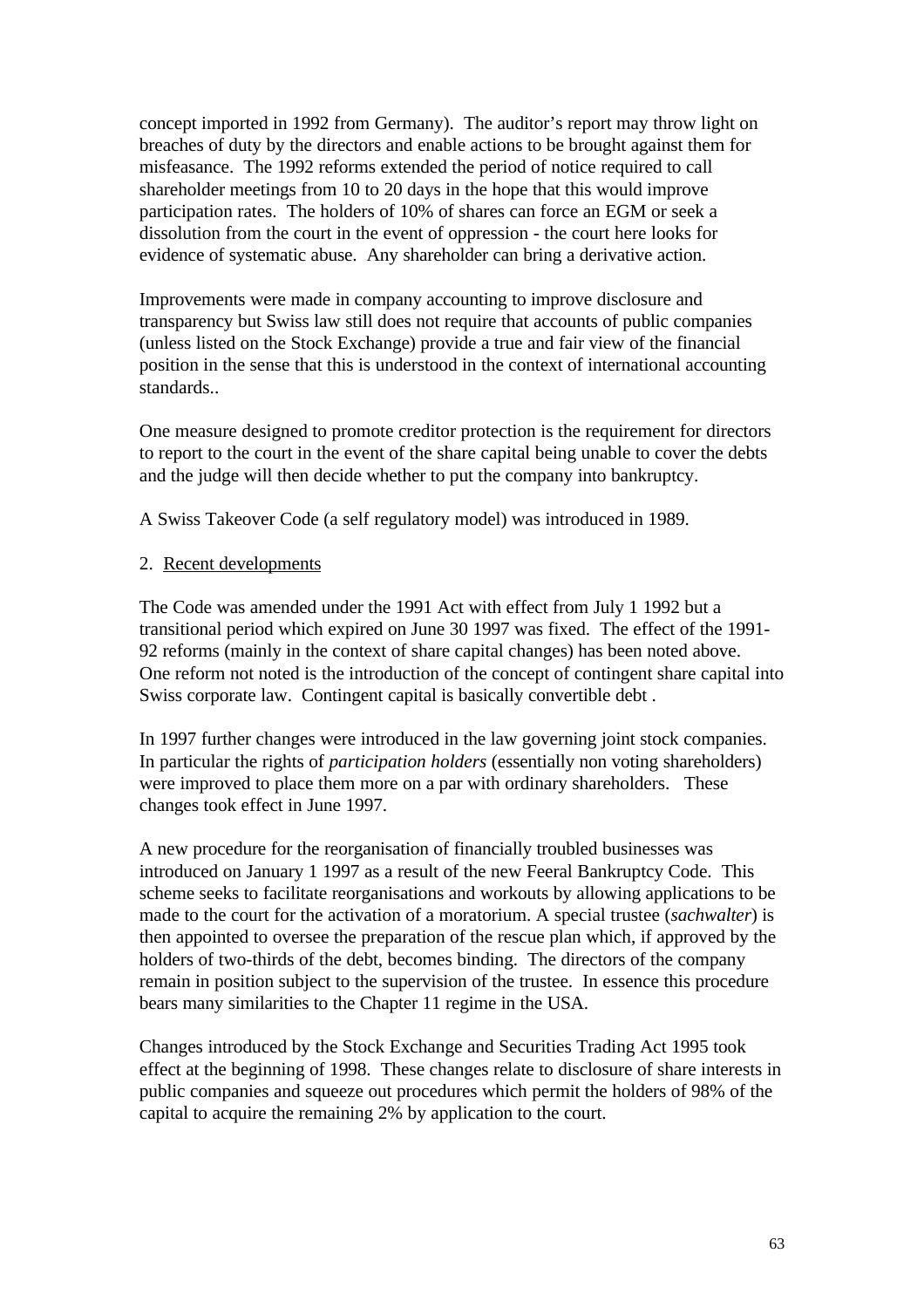concept imported in 1992 from Germany). The auditor's report may throw light on breaches of duty by the directors and enable actions to be brought against them for misfeasance. The 1992 reforms extended the period of notice required to call shareholder meetings from 10 to 20 days in the hope that this would improve participation rates. The holders of 10% of shares can force an EGM or seek a dissolution from the court in the event of oppression - the court here looks for evidence of systematic abuse. Any shareholder can bring a derivative action.

Improvements were made in company accounting to improve disclosure and transparency but Swiss law still does not require that accounts of public companies (unless listed on the Stock Exchange) provide a true and fair view of the financial position in the sense that this is understood in the context of international accounting standards..

One measure designed to promote creditor protection is the requirement for directors to report to the court in the event of the share capital being unable to cover the debts and the judge will then decide whether to put the company into bankruptcy.

A Swiss Takeover Code (a self regulatory model) was introduced in 1989.

2. Recent developments

The Code was amended under the 1991 Act with effect from July 1 1992 but a transitional period which expired on June 30 1997 was fixed. The effect of the 1991-92 reforms (mainly in the context of share capital changes) has been noted above. One reform not noted is the introduction of the concept of contingent share capital into Swiss corporate law. Contingent capital is basically convertible debt .

In 1997 further changes were introduced in the law governing joint stock companies. In particular the rights of *participation holders* (essentially non voting shareholders) were improved to place them more on a par with ordinary shareholders. These changes took effect in June 1997.

A new procedure for the reorganisation of financially troubled businesses was introduced on January 1 1997 as a result of the new Feeral Bankruptcy Code. This scheme seeks to facilitate reorganisations and workouts by allowing applications to be made to the court for the activation of a moratorium. A special trustee (*sachwalter*) is then appointed to oversee the preparation of the rescue plan which, if approved by the holders of two-thirds of the debt, becomes binding. The directors of the company remain in position subject to the supervision of the trustee. In essence this procedure bears many similarities to the Chapter 11 regime in the USA.

Changes introduced by the Stock Exchange and Securities Trading Act 1995 took effect at the beginning of 1998. These changes relate to disclosure of share interests in public companies and squeeze out procedures which permit the holders of 98% of the capital to acquire the remaining 2% by application to the court.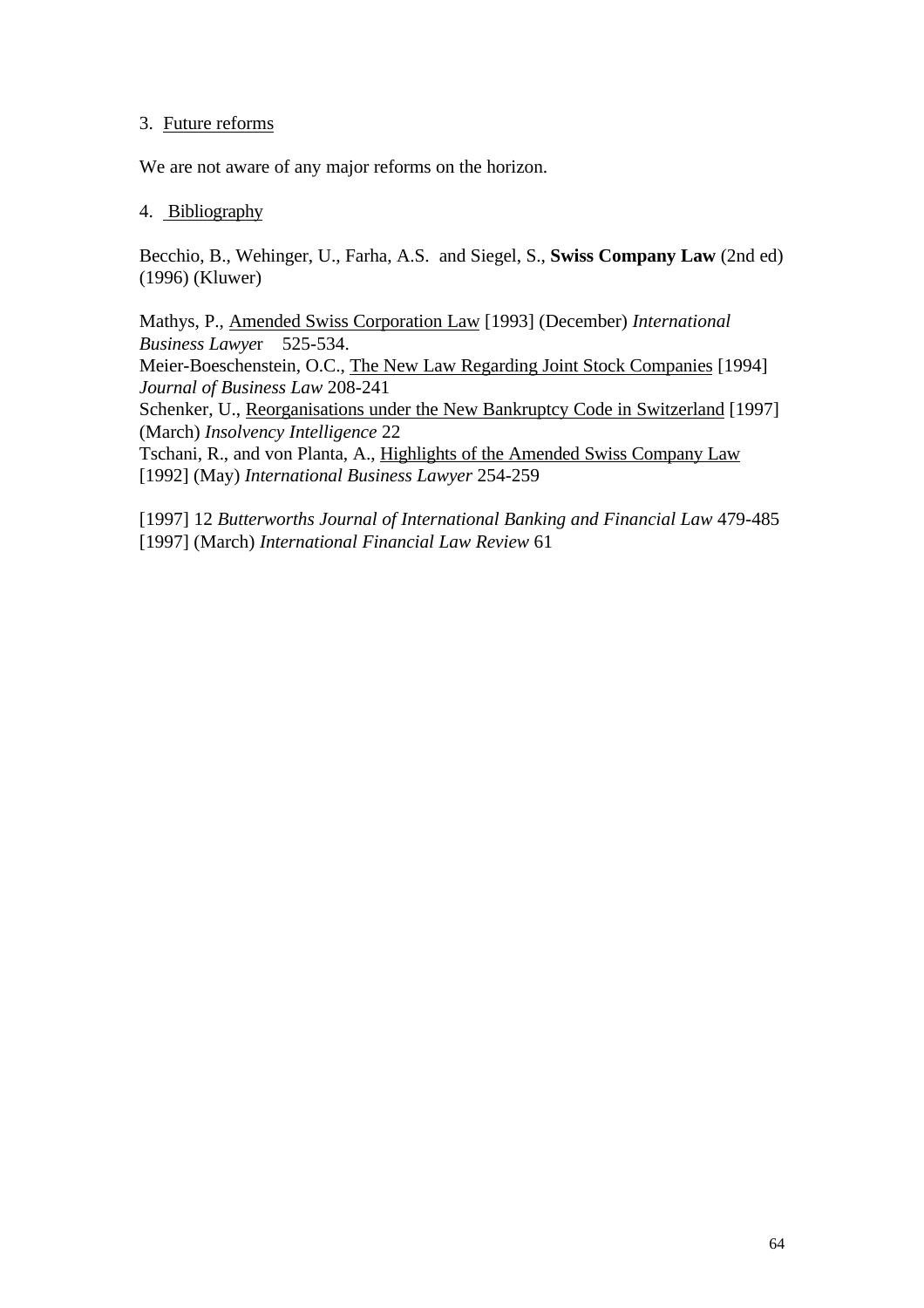3. Future reforms

We are not aware of any major reforms on the horizon.

4. Bibliography

Becchio, B., Wehinger, U., Farha, A.S. and Siegel, S., **Swiss Company Law** (2nd ed) (1996) (Kluwer)

Mathys, P., Amended Swiss Corporation Law [1993] (December) *International Business Lawyer* 525-534.
Meier-Boeschenstein, O.C., The New Law Regarding Joint Stock Companies [1994] *Journal of Business Law* 208-241
Schenker, U., Reorganisations under the New Bankruptcy Code in Switzerland [1997] (March) *Insolvency Intelligence* 22
Tschani, R., and von Planta, A., Highlights of the Amended Swiss Company Law [1992] (May) *International Business Lawyer* 254-259

[1997] 12 *Butterworths Journal of International Banking and Financial Law* 479-485
[1997] (March) *International Financial Law Review* 61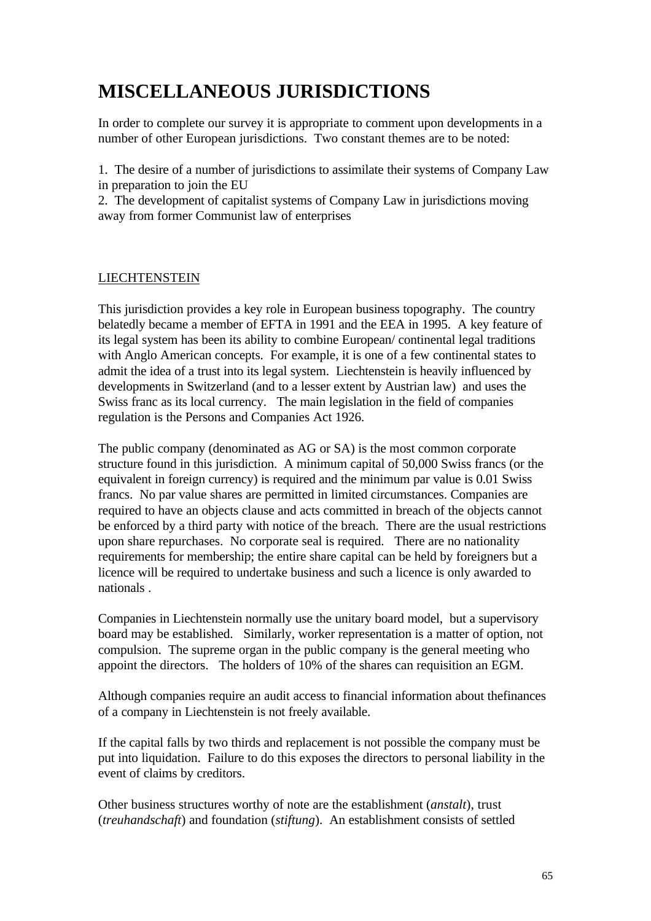# MISCELLANEOUS JURISDICTIONS

In order to complete our survey it is appropriate to comment upon developments in a number of other European jurisdictions. Two constant themes are to be noted:

1. The desire of a number of jurisdictions to assimilate their systems of Company Law in preparation to join the EU
2. The development of capitalist systems of Company Law in jurisdictions moving away from former Communist law of enterprises

## LIECHTENSTEIN

This jurisdiction provides a key role in European business topography. The country belatedly became a member of EFTA in 1991 and the EEA in 1995. A key feature of its legal system has been its ability to combine European/ continental legal traditions with Anglo American concepts. For example, it is one of a few continental states to admit the idea of a trust into its legal system. Liechtenstein is heavily influenced by developments in Switzerland (and to a lesser extent by Austrian law) and uses the Swiss franc as its local currency. The main legislation in the field of companies regulation is the Persons and Companies Act 1926.

The public company (denominated as AG or SA) is the most common corporate structure found in this jurisdiction. A minimum capital of 50,000 Swiss francs (or the equivalent in foreign currency) is required and the minimum par value is 0.01 Swiss francs. No par value shares are permitted in limited circumstances. Companies are required to have an objects clause and acts committed in breach of the objects cannot be enforced by a third party with notice of the breach. There are the usual restrictions upon share repurchases. No corporate seal is required. There are no nationality requirements for membership; the entire share capital can be held by foreigners but a licence will be required to undertake business and such a licence is only awarded to nationals .

Companies in Liechtenstein normally use the unitary board model, but a supervisory board may be established. Similarly, worker representation is a matter of option, not compulsion. The supreme organ in the public company is the general meeting who appoint the directors. The holders of 10% of the shares can requisition an EGM.

Although companies require an audit access to financial information about thefinances of a company in Liechtenstein is not freely available.

If the capital falls by two thirds and replacement is not possible the company must be put into liquidation. Failure to do this exposes the directors to personal liability in the event of claims by creditors.

Other business structures worthy of note are the establishment (*anstalt*), trust (*treuhandschaft*) and foundation (*stiftung*). An establishment consists of settled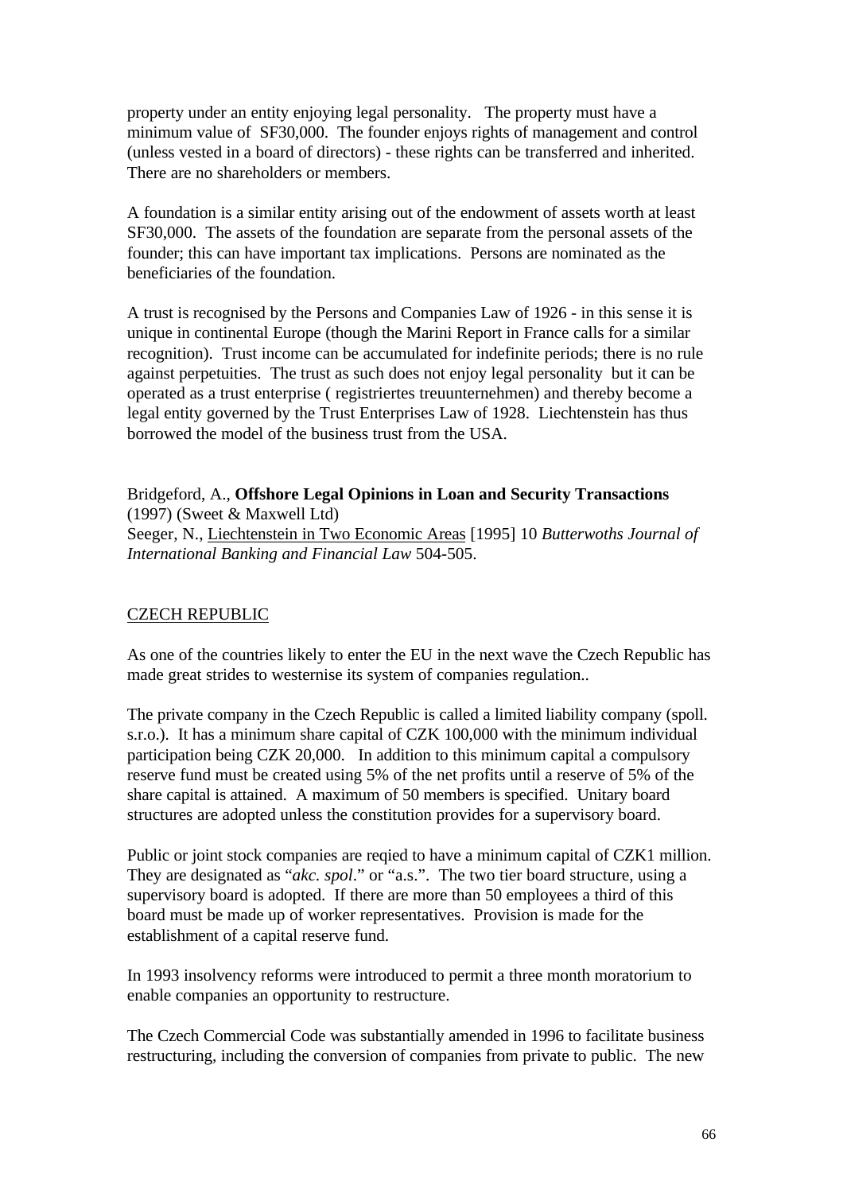property under an entity enjoying legal personality. The property must have a minimum value of SF30,000. The founder enjoys rights of management and control (unless vested in a board of directors) - these rights can be transferred and inherited. There are no shareholders or members.

A foundation is a similar entity arising out of the endowment of assets worth at least SF30,000. The assets of the foundation are separate from the personal assets of the founder; this can have important tax implications. Persons are nominated as the beneficiaries of the foundation.

A trust is recognised by the Persons and Companies Law of 1926 - in this sense it is unique in continental Europe (though the Marini Report in France calls for a similar recognition). Trust income can be accumulated for indefinite periods; there is no rule against perpetuities. The trust as such does not enjoy legal personality but it can be operated as a trust enterprise ( registriertes treuunternehmen) and thereby become a legal entity governed by the Trust Enterprises Law of 1928. Liechtenstein has thus borrowed the model of the business trust from the USA.

Bridgeford, A., **Offshore Legal Opinions in Loan and Security Transactions** (1997) (Sweet & Maxwell Ltd)
Seeger, N., Liechtenstein in Two Economic Areas [1995] 10 *Butterwoths Journal of International Banking and Financial Law* 504-505.

## CZECH REPUBLIC

As one of the countries likely to enter the EU in the next wave the Czech Republic has made great strides to westernise its system of companies regulation..

The private company in the Czech Republic is called a limited liability company (spoll. s.r.o.). It has a minimum share capital of CZK 100,000 with the minimum individual participation being CZK 20,000. In addition to this minimum capital a compulsory reserve fund must be created using 5% of the net profits until a reserve of 5% of the share capital is attained. A maximum of 50 members is specified. Unitary board structures are adopted unless the constitution provides for a supervisory board.

Public or joint stock companies are reqied to have a minimum capital of CZK1 million. They are designated as "*akc. spol*." or "a.s.". The two tier board structure, using a supervisory board is adopted. If there are more than 50 employees a third of this board must be made up of worker representatives. Provision is made for the establishment of a capital reserve fund.

In 1993 insolvency reforms were introduced to permit a three month moratorium to enable companies an opportunity to restructure.

The Czech Commercial Code was substantially amended in 1996 to facilitate business restructuring, including the conversion of companies from private to public. The new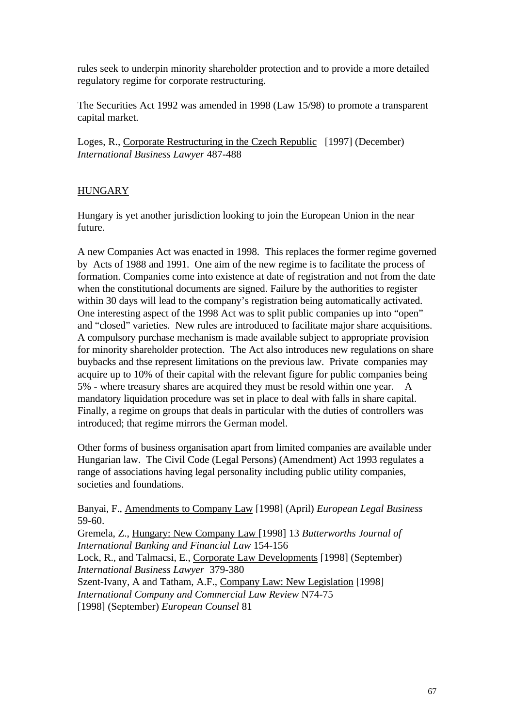rules seek to underpin minority shareholder protection and to provide a more detailed regulatory regime for corporate restructuring.

The Securities Act 1992 was amended in 1998 (Law 15/98) to promote a transparent capital market.

Loges, R., Corporate Restructuring in the Czech Republic [1997] (December) *International Business Lawyer* 487-488

## HUNGARY

Hungary is yet another jurisdiction looking to join the European Union in the near future.

A new Companies Act was enacted in 1998. This replaces the former regime governed by Acts of 1988 and 1991. One aim of the new regime is to facilitate the process of formation. Companies come into existence at date of registration and not from the date when the constitutional documents are signed. Failure by the authorities to register within 30 days will lead to the company's registration being automatically activated. One interesting aspect of the 1998 Act was to split public companies up into "open" and "closed" varieties. New rules are introduced to facilitate major share acquisitions. A compulsory purchase mechanism is made available subject to appropriate provision for minority shareholder protection. The Act also introduces new regulations on share buybacks and thse represent limitations on the previous law. Private companies may acquire up to 10% of their capital with the relevant figure for public companies being 5% - where treasury shares are acquired they must be resold within one year. A mandatory liquidation procedure was set in place to deal with falls in share capital. Finally, a regime on groups that deals in particular with the duties of controllers was introduced; that regime mirrors the German model.

Other forms of business organisation apart from limited companies are available under Hungarian law. The Civil Code (Legal Persons) (Amendment) Act 1993 regulates a range of associations having legal personality including public utility companies, societies and foundations.

Banyai, F., Amendments to Company Law [1998] (April) *European Legal Business* 59-60.
Gremela, Z., Hungary: New Company Law [1998] 13 *Butterworths Journal of International Banking and Financial Law* 154-156
Lock, R., and Talmacsi, E., Corporate Law Developments [1998] (September) *International Business Lawyer* 379-380
Szent-Ivany, A and Tatham, A.F., Company Law: New Legislation [1998] *International Company and Commercial Law Review* N74-75
[1998] (September) *European Counsel* 81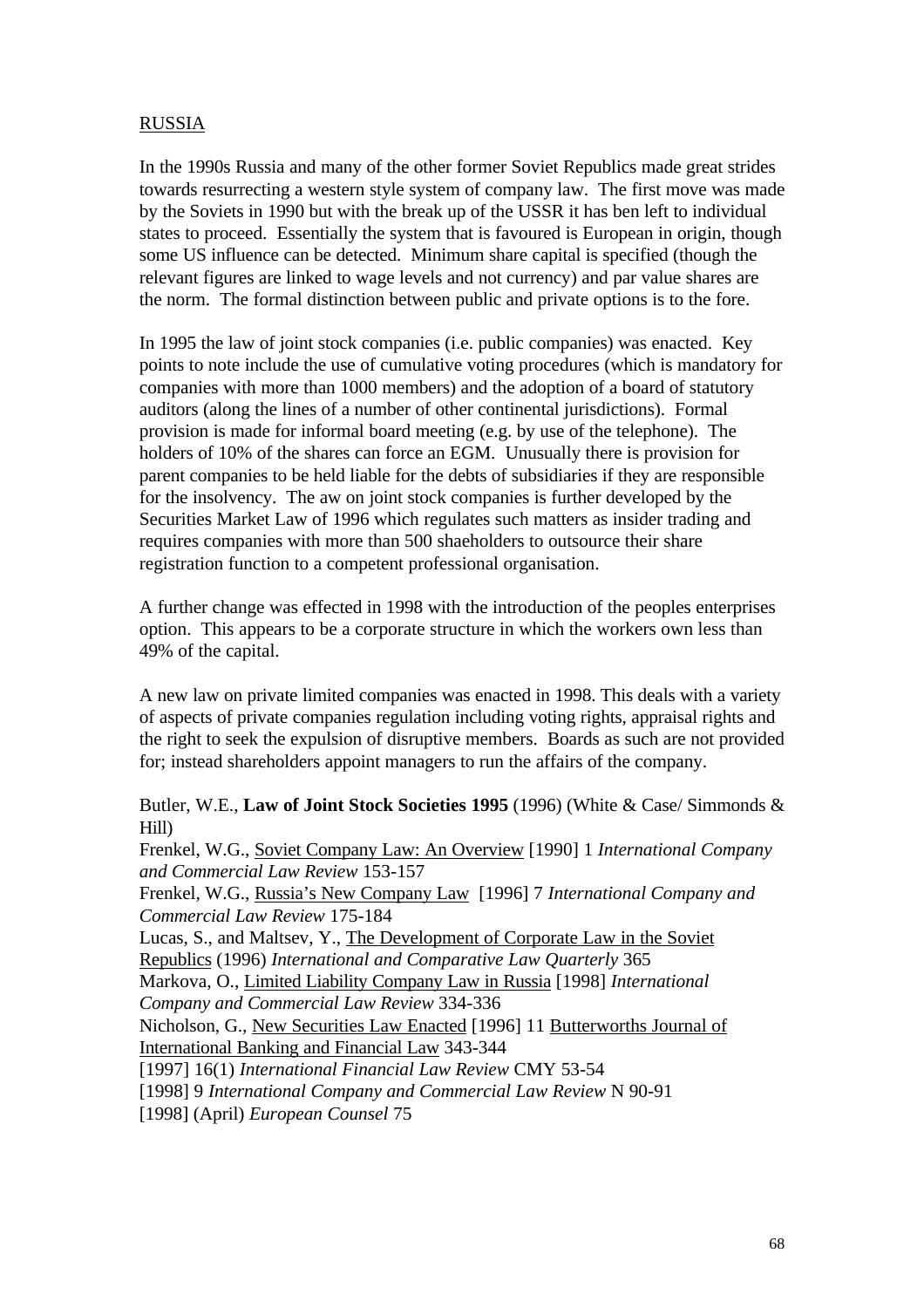RUSSIA

In the 1990s Russia and many of the other former Soviet Republics made great strides towards resurrecting a western style system of company law. The first move was made by the Soviets in 1990 but with the break up of the USSR it has ben left to individual states to proceed. Essentially the system that is favoured is European in origin, though some US influence can be detected. Minimum share capital is specified (though the relevant figures are linked to wage levels and not currency) and par value shares are the norm. The formal distinction between public and private options is to the fore.

In 1995 the law of joint stock companies (i.e. public companies) was enacted. Key points to note include the use of cumulative voting procedures (which is mandatory for companies with more than 1000 members) and the adoption of a board of statutory auditors (along the lines of a number of other continental jurisdictions). Formal provision is made for informal board meeting (e.g. by use of the telephone). The holders of 10% of the shares can force an EGM. Unusually there is provision for parent companies to be held liable for the debts of subsidiaries if they are responsible for the insolvency. The aw on joint stock companies is further developed by the Securities Market Law of 1996 which regulates such matters as insider trading and requires companies with more than 500 shaeholders to outsource their share registration function to a competent professional organisation.

A further change was effected in 1998 with the introduction of the peoples enterprises option. This appears to be a corporate structure in which the workers own less than 49% of the capital.

A new law on private limited companies was enacted in 1998. This deals with a variety of aspects of private companies regulation including voting rights, appraisal rights and the right to seek the expulsion of disruptive members. Boards as such are not provided for; instead shareholders appoint managers to run the affairs of the company.

Butler, W.E., **Law of Joint Stock Societies 1995** (1996) (White & Case/ Simmonds & Hill)
Frenkel, W.G., Soviet Company Law: An Overview [1990] 1 *International Company and Commercial Law Review* 153-157
Frenkel, W.G., Russia's New Company Law [1996] 7 *International Company and Commercial Law Review* 175-184
Lucas, S., and Maltsev, Y., The Development of Corporate Law in the Soviet Republics (1996) *International and Comparative Law Quarterly* 365
Markova, O., Limited Liability Company Law in Russia [1998] *International Company and Commercial Law Review* 334-336
Nicholson, G., New Securities Law Enacted [1996] 11 Butterworths Journal of International Banking and Financial Law 343-344
[1997] 16(1) *International Financial Law Review* CMY 53-54
[1998] 9 *International Company and Commercial Law Review* N 90-91
[1998] (April) *European Counsel* 75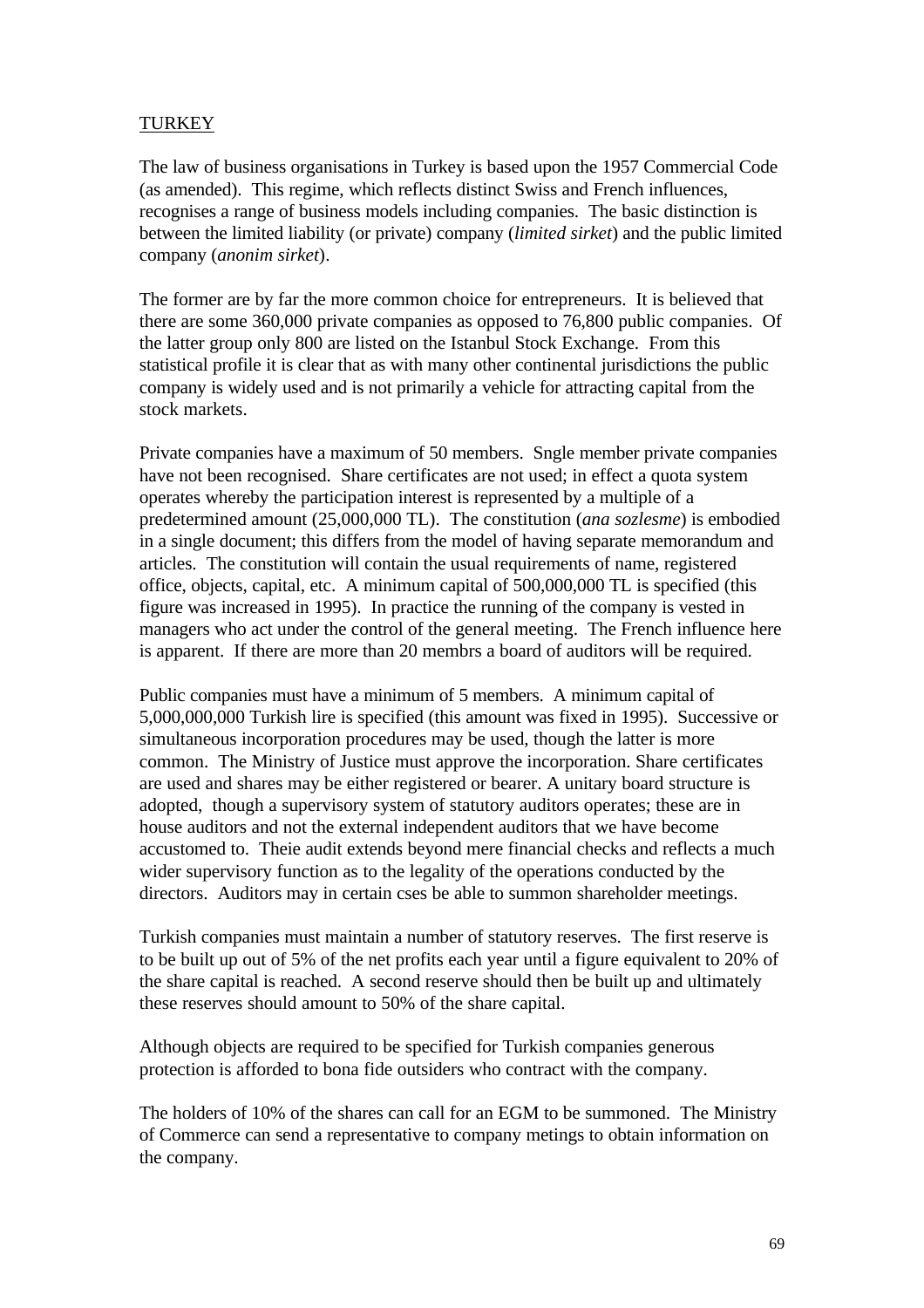TURKEY

The law of business organisations in Turkey is based upon the 1957 Commercial Code (as amended). This regime, which reflects distinct Swiss and French influences, recognises a range of business models including companies. The basic distinction is between the limited liability (or private) company (*limited sirket*) and the public limited company (*anonim sirket*).

The former are by far the more common choice for entrepreneurs. It is believed that there are some 360,000 private companies as opposed to 76,800 public companies. Of the latter group only 800 are listed on the Istanbul Stock Exchange. From this statistical profile it is clear that as with many other continental jurisdictions the public company is widely used and is not primarily a vehicle for attracting capital from the stock markets.

Private companies have a maximum of 50 members. Sngle member private companies have not been recognised. Share certificates are not used; in effect a quota system operates whereby the participation interest is represented by a multiple of a predetermined amount (25,000,000 TL). The constitution (*ana sozlesme*) is embodied in a single document; this differs from the model of having separate memorandum and articles. The constitution will contain the usual requirements of name, registered office, objects, capital, etc. A minimum capital of 500,000,000 TL is specified (this figure was increased in 1995). In practice the running of the company is vested in managers who act under the control of the general meeting. The French influence here is apparent. If there are more than 20 membrs a board of auditors will be required.

Public companies must have a minimum of 5 members. A minimum capital of 5,000,000,000 Turkish lire is specified (this amount was fixed in 1995). Successive or simultaneous incorporation procedures may be used, though the latter is more common. The Ministry of Justice must approve the incorporation. Share certificates are used and shares may be either registered or bearer. A unitary board structure is adopted, though a supervisory system of statutory auditors operates; these are in house auditors and not the external independent auditors that we have become accustomed to. Theie audit extends beyond mere financial checks and reflects a much wider supervisory function as to the legality of the operations conducted by the directors. Auditors may in certain cses be able to summon shareholder meetings.

Turkish companies must maintain a number of statutory reserves. The first reserve is to be built up out of 5% of the net profits each year until a figure equivalent to 20% of the share capital is reached. A second reserve should then be built up and ultimately these reserves should amount to 50% of the share capital.

Although objects are required to be specified for Turkish companies generous protection is afforded to bona fide outsiders who contract with the company.

The holders of 10% of the shares can call for an EGM to be summoned. The Ministry of Commerce can send a representative to company metings to obtain information on the company.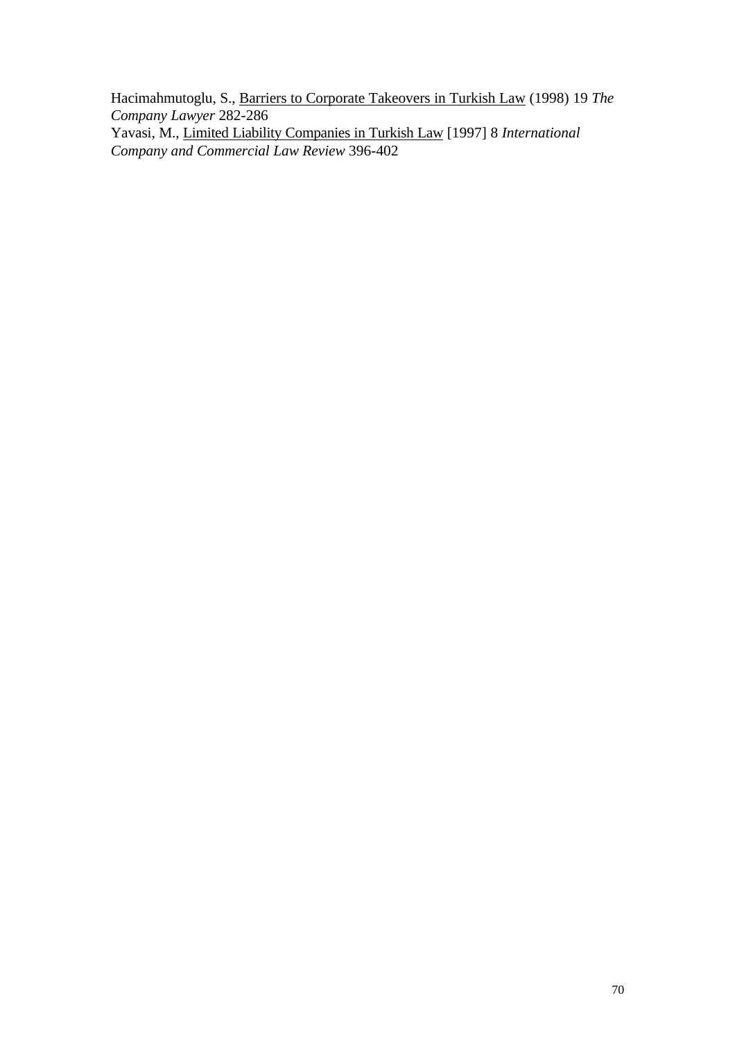Hacimahmutoglu, S., <u>Barriers to Corporate Takeovers in Turkish Law</u> (1998) 19 *The Company Lawyer* 282-286

Yavasi, M., <u>Limited Liability Companies in Turkish Law</u> [1997] 8 *International Company and Commercial Law Review* 396-402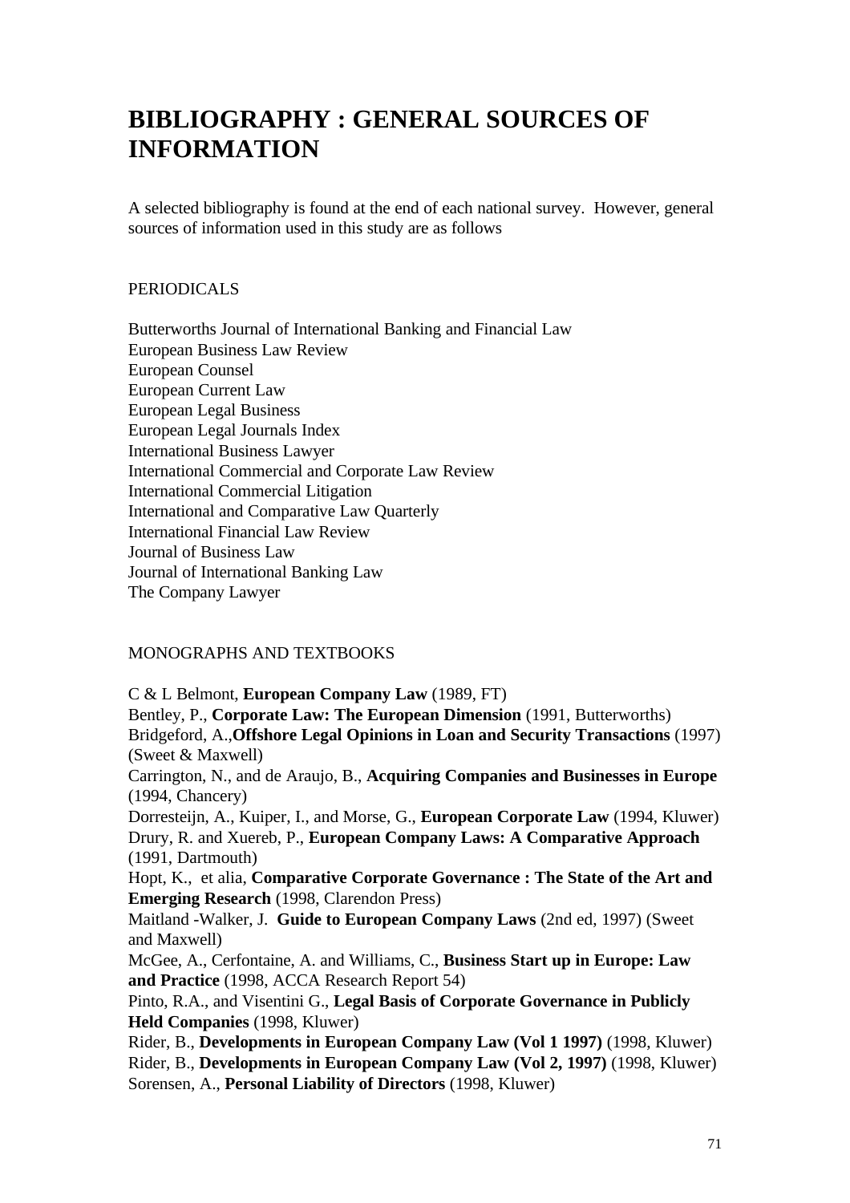# BIBLIOGRAPHY : GENERAL SOURCES OF INFORMATION

A selected bibliography is found at the end of each national survey. However, general sources of information used in this study are as follows

PERIODICALS

Butterworths Journal of International Banking and Financial Law
European Business Law Review
European Counsel
European Current Law
European Legal Business
European Legal Journals Index
International Business Lawyer
International Commercial and Corporate Law Review
International Commercial Litigation
International and Comparative Law Quarterly
International Financial Law Review
Journal of Business Law
Journal of International Banking Law
The Company Lawyer

MONOGRAPHS AND TEXTBOOKS

C & L Belmont, **European Company Law** (1989, FT)
Bentley, P., **Corporate Law: The European Dimension** (1991, Butterworths)
Bridgeford, A.,**Offshore Legal Opinions in Loan and Security Transactions** (1997) (Sweet & Maxwell)
Carrington, N., and de Araujo, B., **Acquiring Companies and Businesses in Europe** (1994, Chancery)
Dorresteijn, A., Kuiper, I., and Morse, G., **European Corporate Law** (1994, Kluwer)
Drury, R. and Xuereb, P., **European Company Laws: A Comparative Approach** (1991, Dartmouth)
Hopt, K., et alia, **Comparative Corporate Governance : The State of the Art and Emerging Research** (1998, Clarendon Press)
Maitland -Walker, J. **Guide to European Company Laws** (2nd ed, 1997) (Sweet and Maxwell)
McGee, A., Cerfontaine, A. and Williams, C., **Business Start up in Europe: Law and Practice** (1998, ACCA Research Report 54)
Pinto, R.A., and Visentini G., **Legal Basis of Corporate Governance in Publicly Held Companies** (1998, Kluwer)
Rider, B., **Developments in European Company Law (Vol 1 1997)** (1998, Kluwer)
Rider, B., **Developments in European Company Law (Vol 2, 1997)** (1998, Kluwer)
Sorensen, A., **Personal Liability of Directors** (1998, Kluwer)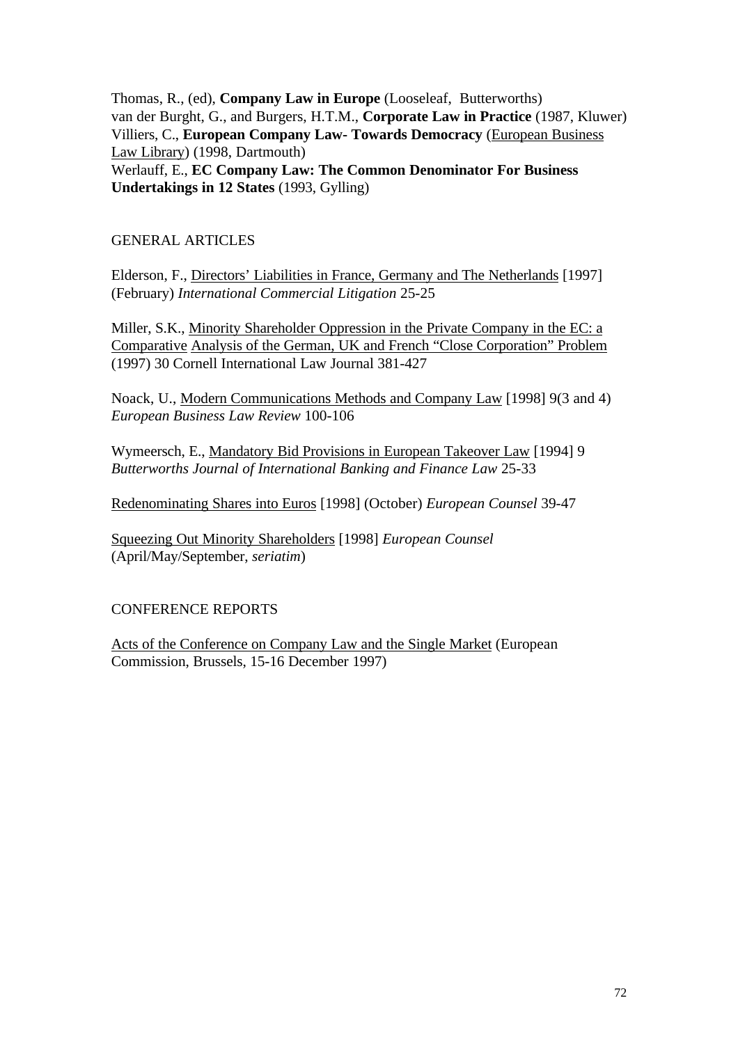Thomas, R., (ed), **Company Law in Europe** (Looseleaf, Butterworths)
van der Burght, G., and Burgers, H.T.M., **Corporate Law in Practice** (1987, Kluwer)
Villiers, C., **European Company Law- Towards Democracy** (European Business Law Library) (1998, Dartmouth)
Werlauff, E., **EC Company Law: The Common Denominator For Business Undertakings in 12 States** (1993, Gylling)

GENERAL ARTICLES

Elderson, F., Directors' Liabilities in France, Germany and The Netherlands [1997] (February) *International Commercial Litigation* 25-25

Miller, S.K., Minority Shareholder Oppression in the Private Company in the EC: a Comparative Analysis of the German, UK and French "Close Corporation" Problem (1997) 30 Cornell International Law Journal 381-427

Noack, U., Modern Communications Methods and Company Law [1998] 9(3 and 4) *European Business Law Review* 100-106

Wymeersch, E., Mandatory Bid Provisions in European Takeover Law [1994] 9 *Butterworths Journal of International Banking and Finance Law* 25-33

Redenominating Shares into Euros [1998] (October) *European Counsel* 39-47

Squeezing Out Minority Shareholders [1998] *European Counsel* (April/May/September, *seriatim*)

CONFERENCE REPORTS

Acts of the Conference on Company Law and the Single Market (European Commission, Brussels, 15-16 December 1997)